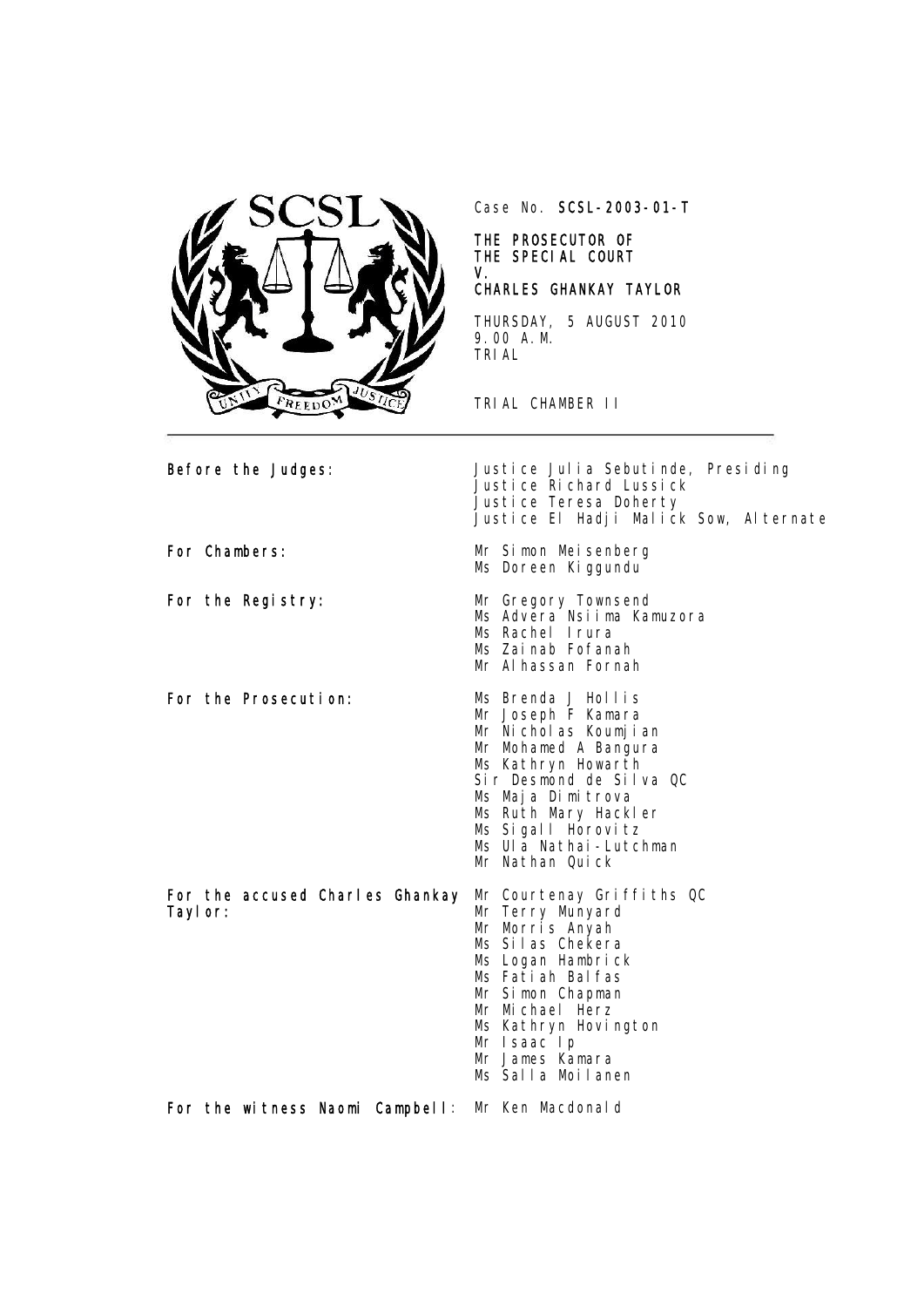Case No. **SCSL-2003-01-T**

**THE PROSECUTOR OF THE SPECIAL COURT**
**V.**
**CHARLES GHANKAY TAYLOR**

THURSDAY, 5 AUGUST 2010
9.00 A.M.
TRIAL

TRIAL CHAMBER II

**Before the Judges:** Justice Julia Sebutinde, Presiding
Justice Richard Lussick
Justice Teresa Doherty
Justice El Hadji Malick Sow, Alternate

**For Chambers:** Mr Simon Meisenberg
Ms Doreen Kiggundu

**For the Registry:** Mr Gregory Townsend
Ms Advera Nsiima Kamuzora
Ms Rachel Irura
Ms Zainab Fofanah
Mr Alhassan Fornah

**For the Prosecution:** Ms Brenda J Hollis
Mr Joseph F Kamara
Mr Nicholas Koumjian
Mr Mohamed A Bangura
Ms Kathryn Howarth
Sir Desmond de Silva QC
Ms Maja Dimitrova
Ms Ruth Mary Hackler
Ms Sigall Horovitz
Ms Ula Nathai-Lutchman
Mr Nathan Quick

**For the accused Charles Ghankay Taylor:** Mr Courtenay Griffiths QC
Mr Terry Munyard
Mr Morris Anyah
Ms Silas Chekera
Ms Logan Hambrick
Ms Fatiah Balfas
Mr Simon Chapman
Mr Michael Herz
Ms Kathryn Hovington
Mr Isaac Ip
Mr James Kamara
Ms Salla Moilanen

**For the witness Naomi Campbell:** Mr Ken Macdonald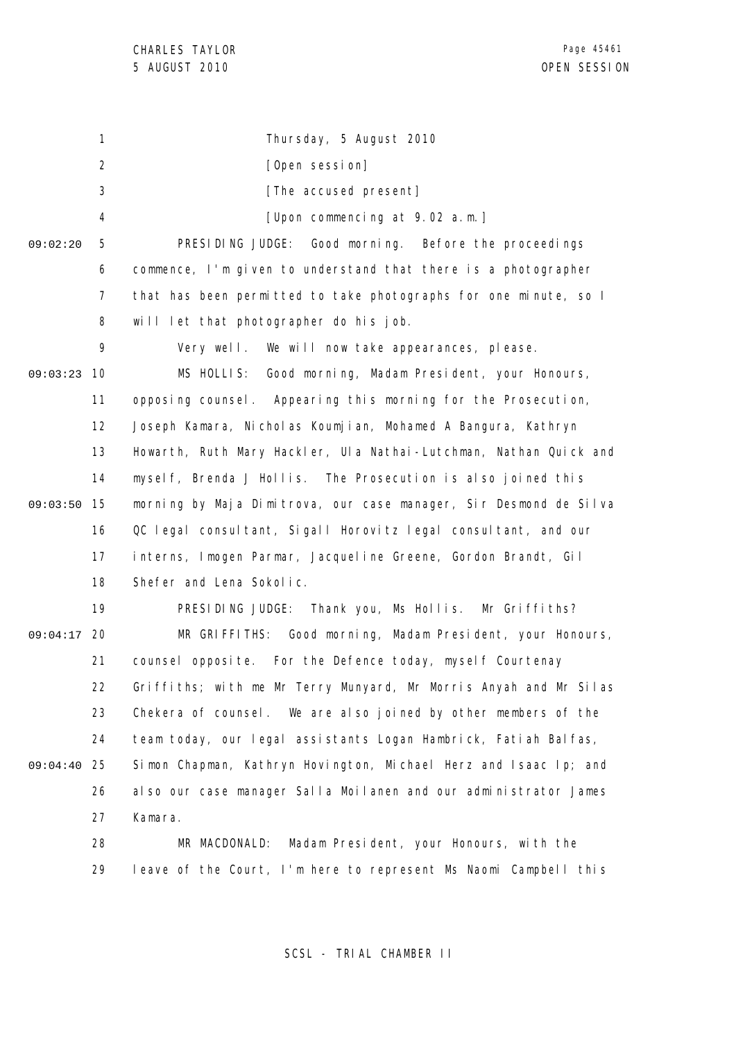Thursday, 5 August 2010

[Open session]

[The accused present]

[Upon commencing at 9.02 a.m.]

PRESIDING JUDGE: Good morning. Before the proceedings commence, I'm given to understand that there is a photographer that has been permitted to take photographs for one minute, so I will let that photographer do his job.

Very well. We will now take appearances, please.

MS HOLLIS: Good morning, Madam President, your Honours, opposing counsel. Appearing this morning for the Prosecution, Joseph Kamara, Nicholas Koumjian, Mohamed A Bangura, Kathryn Howarth, Ruth Mary Hackler, Ula Nathai-Lutchman, Nathan Quick and myself, Brenda J Hollis. The Prosecution is also joined this morning by Maja Dimitrova, our case manager, Sir Desmond de Silva QC legal consultant, Sigall Horovitz legal consultant, and our interns, Imogen Parmar, Jacqueline Greene, Gordon Brandt, Gil Shefer and Lena Sokolic.

PRESIDING JUDGE: Thank you, Ms Hollis. Mr Griffiths?

MR GRIFFITHS: Good morning, Madam President, your Honours, counsel opposite. For the Defence today, myself Courtenay Griffiths; with me Mr Terry Munyard, Mr Morris Anyah and Mr Silas Chekera of counsel. We are also joined by other members of the team today, our legal assistants Logan Hambrick, Fatiah Balfas, Simon Chapman, Kathryn Hovington, Michael Herz and Isaac Ip; and also our case manager Salla Moilanen and our administrator James Kamara.

MR MACDONALD: Madam President, your Honours, with the leave of the Court, I'm here to represent Ms Naomi Campbell this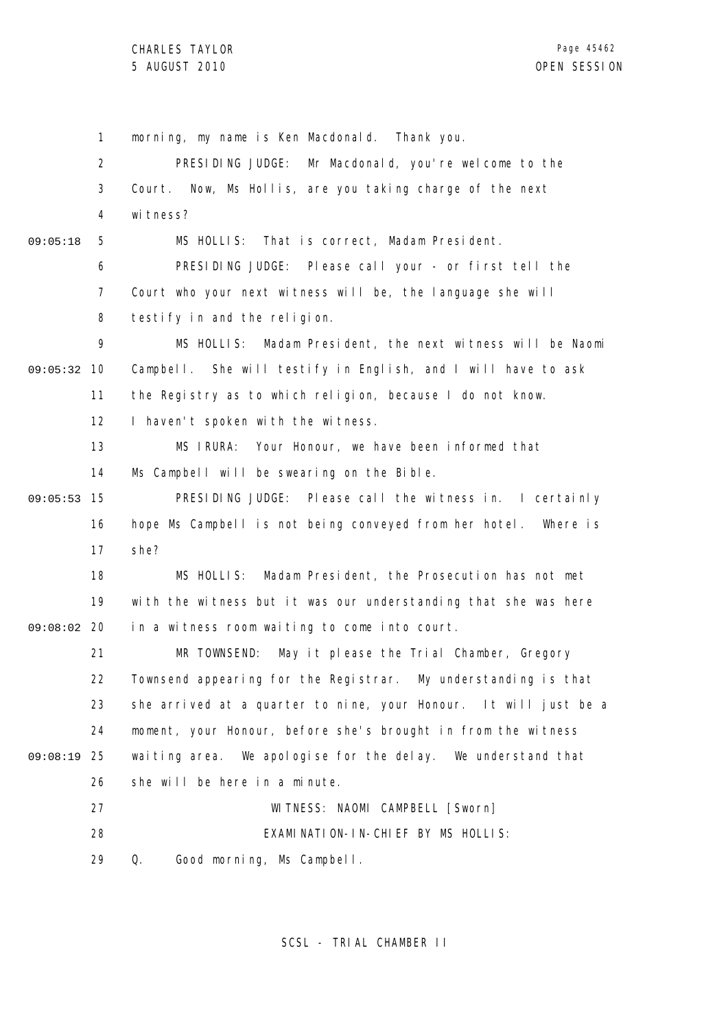morning, my name is Ken Macdonald. Thank you.

PRESIDING JUDGE: Mr Macdonald, you're welcome to the Court. Now, Ms Hollis, are you taking charge of the next witness?

MS HOLLIS: That is correct, Madam President.

PRESIDING JUDGE: Please call your - or first tell the Court who your next witness will be, the language she will testify in and the religion.

MS HOLLIS: Madam President, the next witness will be Naomi Campbell. She will testify in English, and I will have to ask the Registry as to which religion, because I do not know. I haven't spoken with the witness.

MS IRURA: Your Honour, we have been informed that Ms Campbell will be swearing on the Bible.

PRESIDING JUDGE: Please call the witness in. I certainly hope Ms Campbell is not being conveyed from her hotel. Where is she?

MS HOLLIS: Madam President, the Prosecution has not met with the witness but it was our understanding that she was here in a witness room waiting to come into court.

MR TOWNSEND: May it please the Trial Chamber, Gregory Townsend appearing for the Registrar. My understanding is that she arrived at a quarter to nine, your Honour. It will just be a moment, your Honour, before she's brought in from the witness waiting area. We apologise for the delay. We understand that she will be here in a minute.

WITNESS: NAOMI CAMPBELL [Sworn]

EXAMINATION-IN-CHIEF BY MS HOLLIS:

Q. Good morning, Ms Campbell.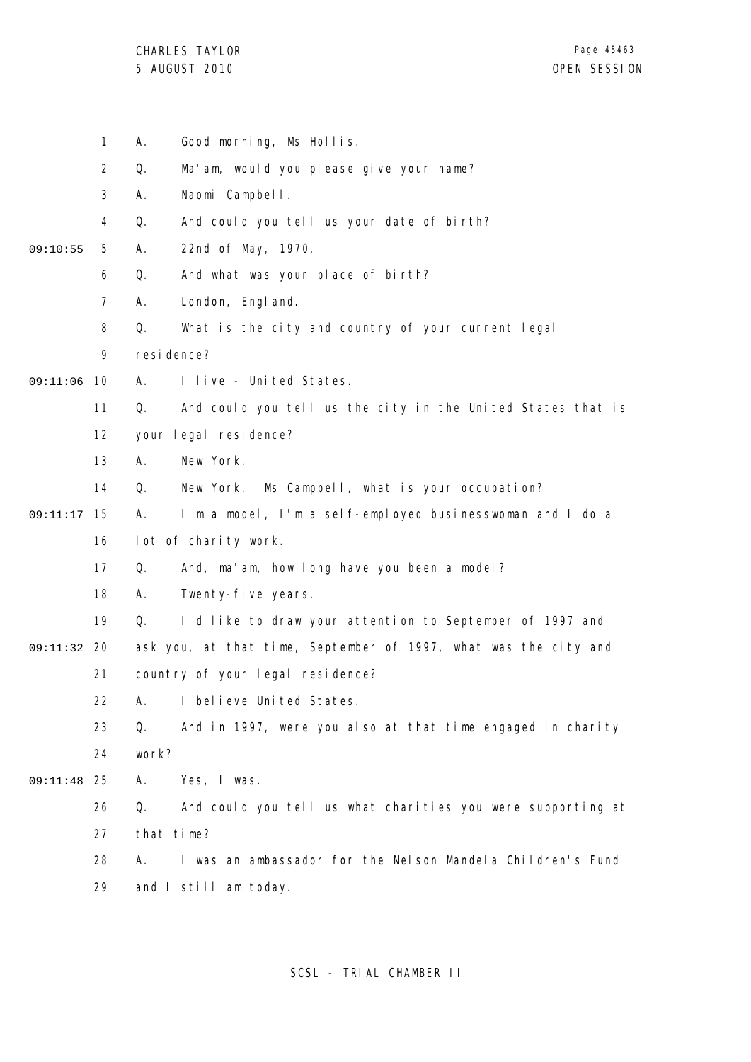1 A. Good morning, Ms Hollis.

2 Q. Ma'am, would you please give your name?

3 A. Naomi Campbell.

4 Q. And could you tell us your date of birth?

09:10:55 5 A. 22nd of May, 1970.

6 Q. And what was your place of birth?

7 A. London, England.

8 Q. What is the city and country of your current legal

9 residence?

09:11:06 10 A. I live - United States.

11 Q. And could you tell us the city in the United States that is

12 your legal residence?

13 A. New York.

14 Q. New York. Ms Campbell, what is your occupation?

09:11:17 15 A. I'm a model, I'm a self-employed businesswoman and I do a

16 lot of charity work.

17 Q. And, ma'am, how long have you been a model?

18 A. Twenty-five years.

19 Q. I'd like to draw your attention to September of 1997 and

09:11:32 20 ask you, at that time, September of 1997, what was the city and

21 country of your legal residence?

22 A. I believe United States.

23 Q. And in 1997, were you also at that time engaged in charity

24 work?

09:11:48 25 A. Yes, I was.

26 Q. And could you tell us what charities you were supporting at

27 that time?

28 A. I was an ambassador for the Nelson Mandela Children's Fund

29 and I still am today.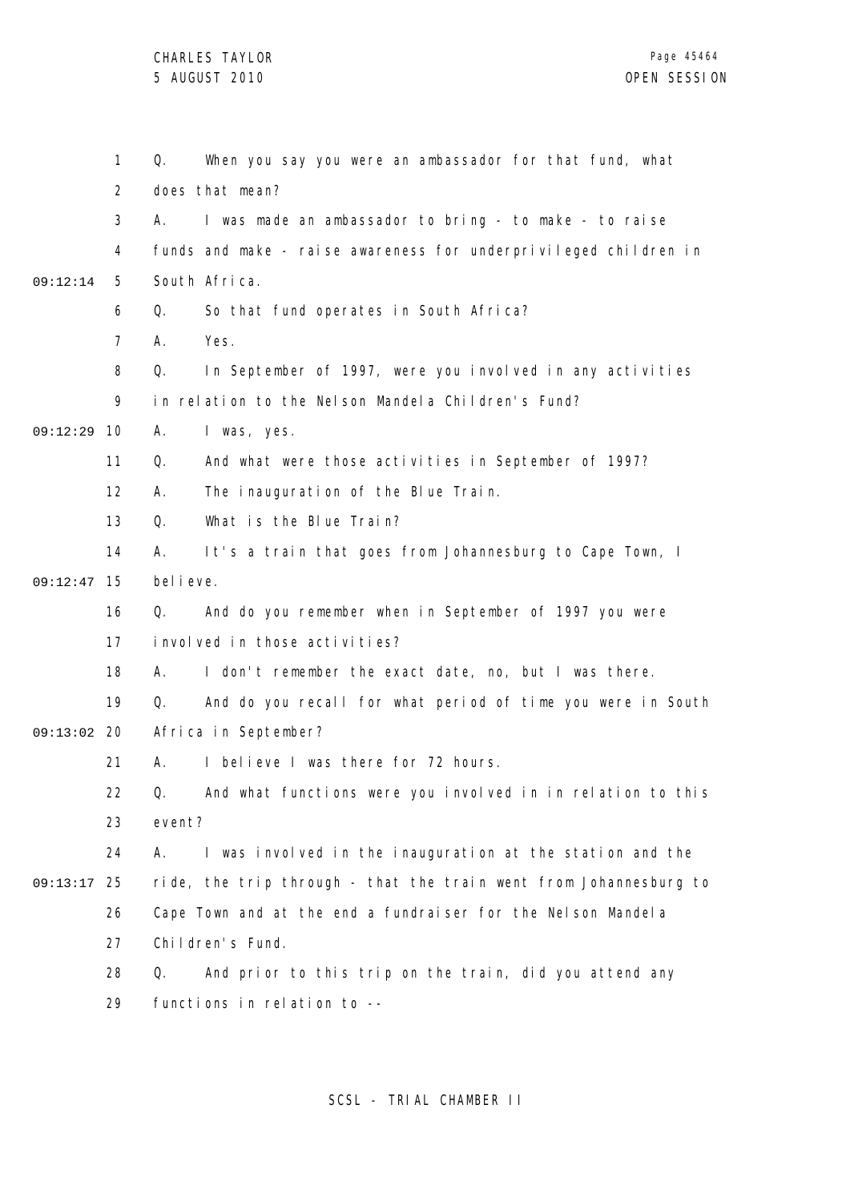Q. When you say you were an ambassador for that fund, what does that mean?

A. I was made an ambassador to bring - to make - to raise funds and make - raise awareness for underprivileged children in South Africa.

Q. So that fund operates in South Africa?

A. Yes.

Q. In September of 1997, were you involved in any activities in relation to the Nelson Mandela Children's Fund?

A. I was, yes.

Q. And what were those activities in September of 1997?

A. The inauguration of the Blue Train.

Q. What is the Blue Train?

A. It's a train that goes from Johannesburg to Cape Town, I believe.

Q. And do you remember when in September of 1997 you were involved in those activities?

A. I don't remember the exact date, no, but I was there.

Q. And do you recall for what period of time you were in South Africa in September?

A. I believe I was there for 72 hours.

Q. And what functions were you involved in in relation to this event?

A. I was involved in the inauguration at the station and the ride, the trip through - that the train went from Johannesburg to Cape Town and at the end a fundraiser for the Nelson Mandela Children's Fund.

Q. And prior to this trip on the train, did you attend any functions in relation to --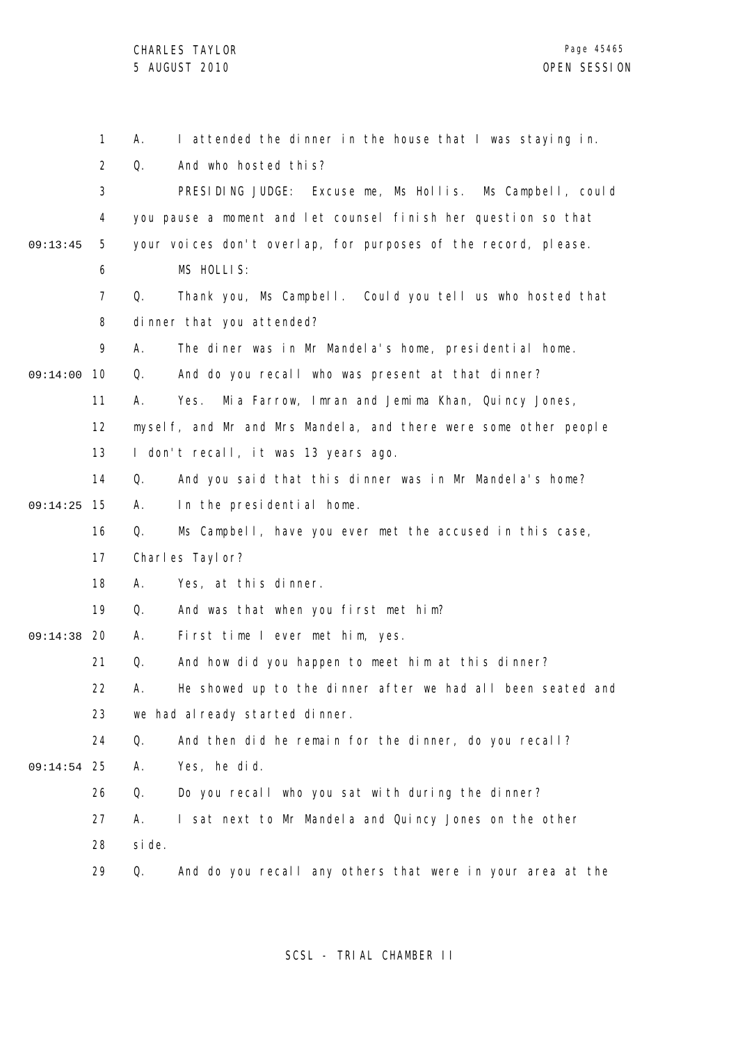A. I attended the dinner in the house that I was staying in.

Q. And who hosted this?

PRESIDING JUDGE: Excuse me, Ms Hollis. Ms Campbell, could you pause a moment and let counsel finish her question so that your voices don't overlap, for purposes of the record, please.

MS HOLLIS:

Q. Thank you, Ms Campbell. Could you tell us who hosted that dinner that you attended?

A. The diner was in Mr Mandela's home, presidential home.

Q. And do you recall who was present at that dinner?

A. Yes. Mia Farrow, Imran and Jemima Khan, Quincy Jones, myself, and Mr and Mrs Mandela, and there were some other people I don't recall, it was 13 years ago.

Q. And you said that this dinner was in Mr Mandela's home?

A. In the presidential home.

Q. Ms Campbell, have you ever met the accused in this case, Charles Taylor?

A. Yes, at this dinner.

Q. And was that when you first met him?

A. First time I ever met him, yes.

Q. And how did you happen to meet him at this dinner?

A. He showed up to the dinner after we had all been seated and we had already started dinner.

Q. And then did he remain for the dinner, do you recall?

A. Yes, he did.

Q. Do you recall who you sat with during the dinner?

A. I sat next to Mr Mandela and Quincy Jones on the other side.

Q. And do you recall any others that were in your area at the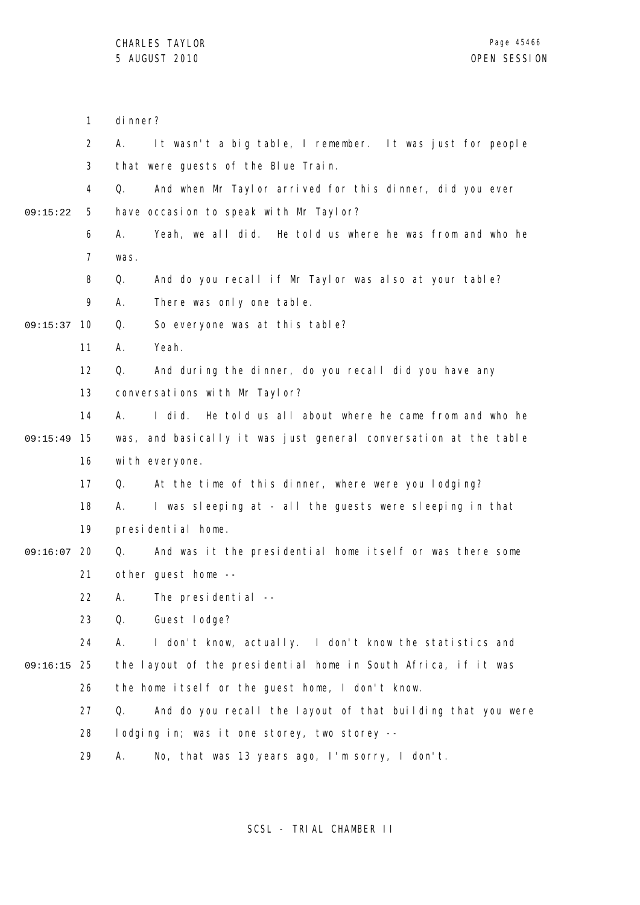1 dinner?

2 A. It wasn't a big table, I remember. It was just for people

3 that were guests of the Blue Train.

4 Q. And when Mr Taylor arrived for this dinner, did you ever

09:15:22 5 have occasion to speak with Mr Taylor?

6 A. Yeah, we all did. He told us where he was from and who he

7 was.

8 Q. And do you recall if Mr Taylor was also at your table?

9 A. There was only one table.

09:15:37 10 Q. So everyone was at this table?

11 A. Yeah.

12 Q. And during the dinner, do you recall did you have any

13 conversations with Mr Taylor?

14 A. I did. He told us all about where he came from and who he

09:15:49 15 was, and basically it was just general conversation at the table

16 with everyone.

17 Q. At the time of this dinner, where were you lodging?

18 A. I was sleeping at - all the guests were sleeping in that

19 presidential home.

09:16:07 20 Q. And was it the presidential home itself or was there some

21 other guest home --

22 A. The presidential --

23 Q. Guest lodge?

24 A. I don't know, actually. I don't know the statistics and

09:16:15 25 the layout of the presidential home in South Africa, if it was

26 the home itself or the guest home, I don't know.

27 Q. And do you recall the layout of that building that you were

28 lodging in; was it one storey, two storey --

29 A. No, that was 13 years ago, I'm sorry, I don't.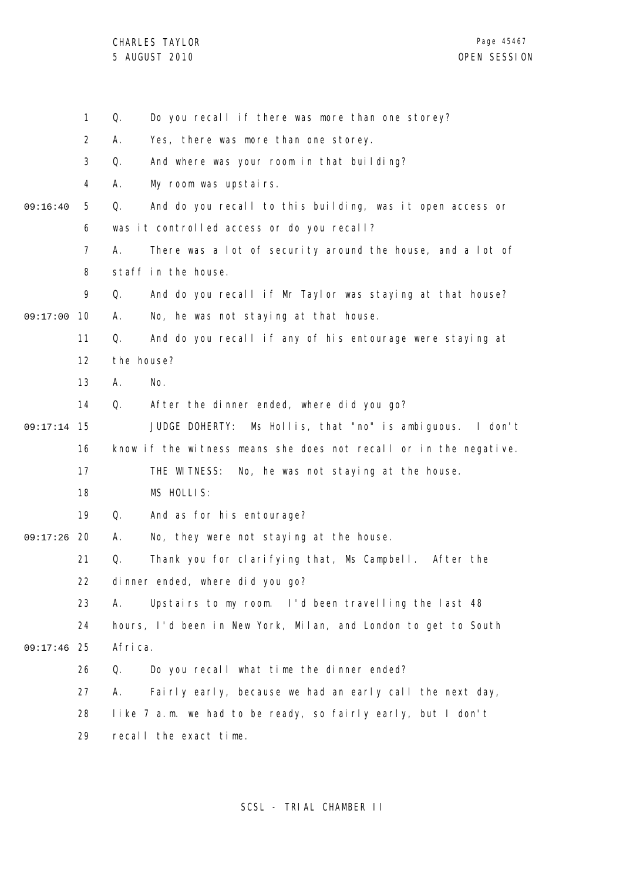Q. Do you recall if there was more than one storey?

A. Yes, there was more than one storey.

Q. And where was your room in that building?

A. My room was upstairs.

Q. And do you recall to this building, was it open access or was it controlled access or do you recall?

A. There was a lot of security around the house, and a lot of staff in the house.

Q. And do you recall if Mr Taylor was staying at that house?

A. No, he was not staying at that house.

Q. And do you recall if any of his entourage were staying at the house?

A. No.

Q. After the dinner ended, where did you go?

JUDGE DOHERTY: Ms Hollis, that "no" is ambiguous. I don't know if the witness means she does not recall or in the negative.

THE WITNESS: No, he was not staying at the house.

MS HOLLIS:

Q. And as for his entourage?

A. No, they were not staying at the house.

Q. Thank you for clarifying that, Ms Campbell. After the dinner ended, where did you go?

A. Upstairs to my room. I'd been travelling the last 48 hours, I'd been in New York, Milan, and London to get to South Africa.

Q. Do you recall what time the dinner ended?

A. Fairly early, because we had an early call the next day, like 7 a.m. we had to be ready, so fairly early, but I don't recall the exact time.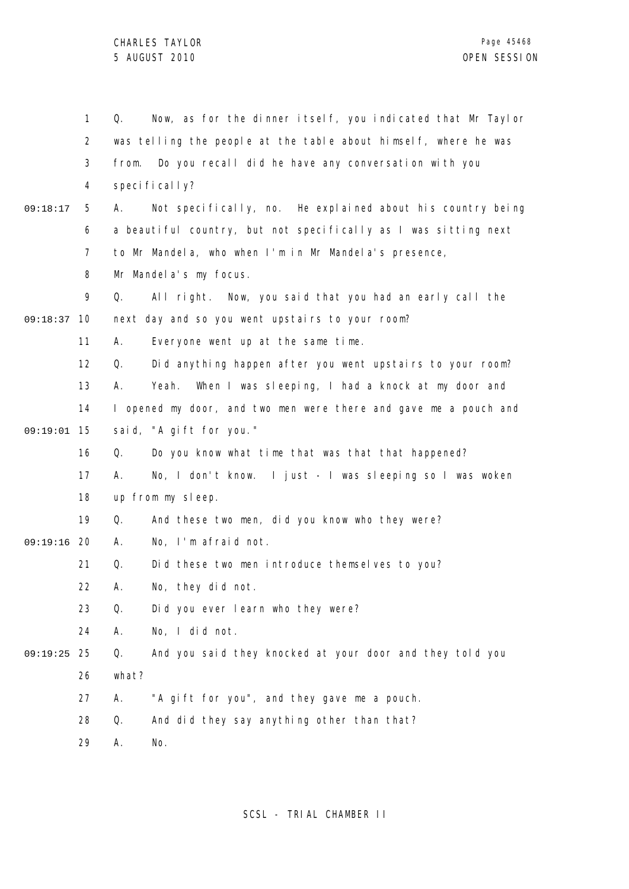Q. Now, as for the dinner itself, you indicated that Mr Taylor was telling the people at the table about himself, where he was from. Do you recall did he have any conversation with you specifically?

A. Not specifically, no. He explained about his country being a beautiful country, but not specifically as I was sitting next to Mr Mandela, who when I'm in Mr Mandela's presence, Mr Mandela's my focus.

Q. All right. Now, you said that you had an early call the next day and so you went upstairs to your room?

A. Everyone went up at the same time.

Q. Did anything happen after you went upstairs to your room?

A. Yeah. When I was sleeping, I had a knock at my door and I opened my door, and two men were there and gave me a pouch and said, "A gift for you."

Q. Do you know what time that was that that happened?

A. No, I don't know. I just - I was sleeping so I was woken up from my sleep.

Q. And these two men, did you know who they were?

A. No, I'm afraid not.

Q. Did these two men introduce themselves to you?

A. No, they did not.

Q. Did you ever learn who they were?

A. No, I did not.

Q. And you said they knocked at your door and they told you what?

A. "A gift for you", and they gave me a pouch.

Q. And did they say anything other than that?

A. No.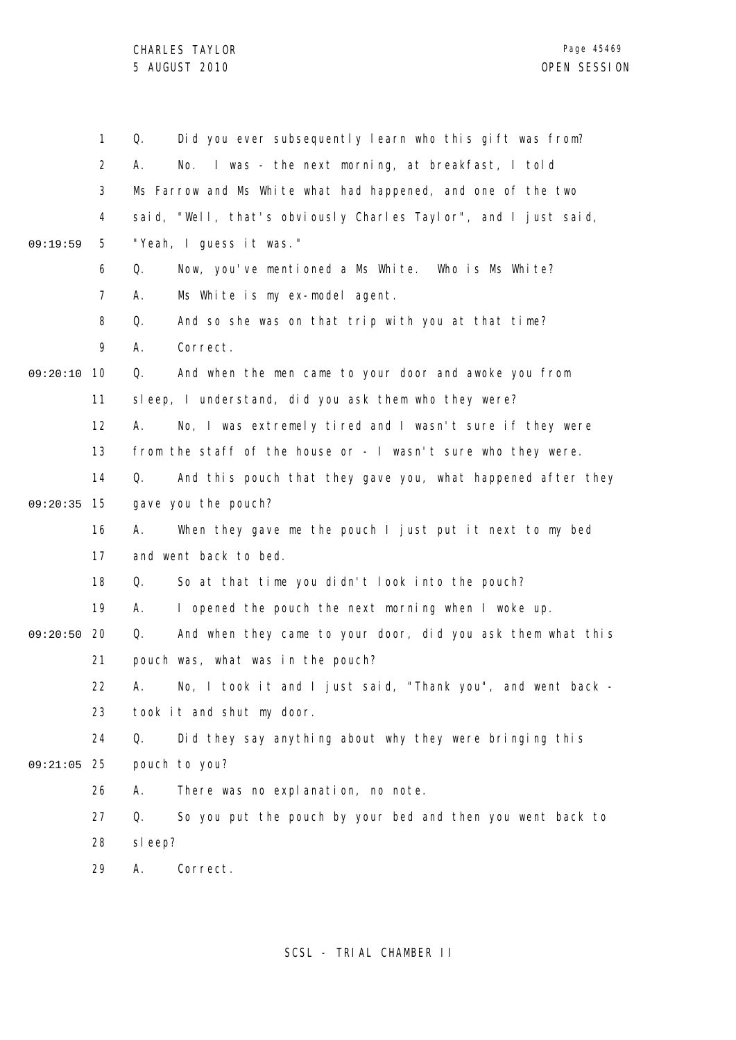Q. Did you ever subsequently learn who this gift was from?

A. No. I was - the next morning, at breakfast, I told Ms Farrow and Ms White what had happened, and one of the two said, "Well, that's obviously Charles Taylor", and I just said, "Yeah, I guess it was."

Q. Now, you've mentioned a Ms White. Who is Ms White?

A. Ms White is my ex-model agent.

Q. And so she was on that trip with you at that time?

A. Correct.

Q. And when the men came to your door and awoke you from sleep, I understand, did you ask them who they were?

A. No, I was extremely tired and I wasn't sure if they were from the staff of the house or - I wasn't sure who they were.

Q. And this pouch that they gave you, what happened after they gave you the pouch?

A. When they gave me the pouch I just put it next to my bed and went back to bed.

Q. So at that time you didn't look into the pouch?

A. I opened the pouch the next morning when I woke up.

Q. And when they came to your door, did you ask them what this pouch was, what was in the pouch?

A. No, I took it and I just said, "Thank you", and went back - took it and shut my door.

Q. Did they say anything about why they were bringing this pouch to you?

A. There was no explanation, no note.

Q. So you put the pouch by your bed and then you went back to sleep?

A. Correct.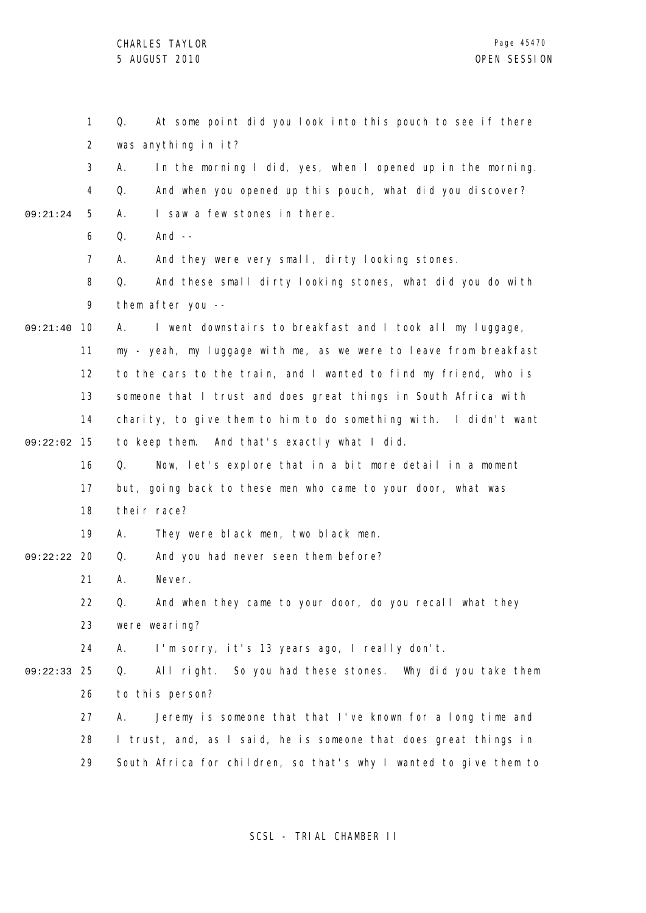Q. At some point did you look into this pouch to see if there was anything in it?

A. In the morning I did, yes, when I opened up in the morning.

Q. And when you opened up this pouch, what did you discover?

A. I saw a few stones in there.

Q. And --

A. And they were very small, dirty looking stones.

Q. And these small dirty looking stones, what did you do with them after you --

A. I went downstairs to breakfast and I took all my luggage, my - yeah, my luggage with me, as we were to leave from breakfast to the cars to the train, and I wanted to find my friend, who is someone that I trust and does great things in South Africa with charity, to give them to him to do something with. I didn't want to keep them. And that's exactly what I did.

Q. Now, let's explore that in a bit more detail in a moment but, going back to these men who came to your door, what was their race?

A. They were black men, two black men.

Q. And you had never seen them before?

A. Never.

Q. And when they came to your door, do you recall what they were wearing?

A. I'm sorry, it's 13 years ago, I really don't.

Q. All right. So you had these stones. Why did you take them to this person?

A. Jeremy is someone that that I've known for a long time and I trust, and, as I said, he is someone that does great things in South Africa for children, so that's why I wanted to give them to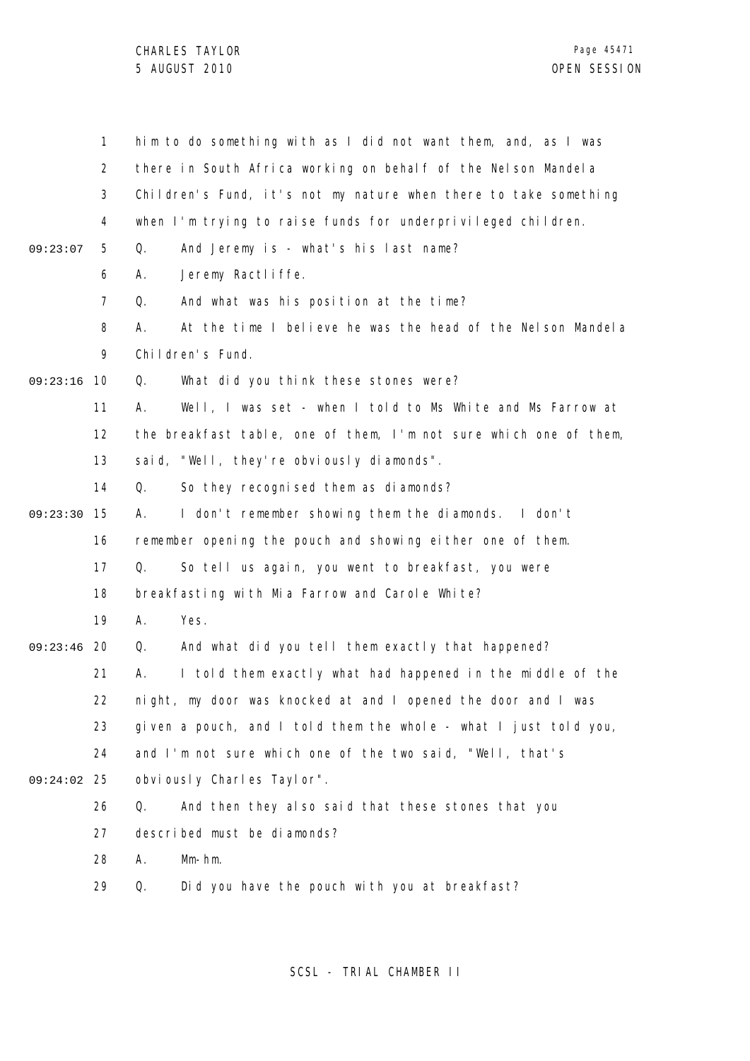him to do something with as I did not want them, and, as I was there in South Africa working on behalf of the Nelson Mandela Children's Fund, it's not my nature when there to take something when I'm trying to raise funds for underprivileged children.

Q. And Jeremy is - what's his last name?

A. Jeremy Ractliffe.

Q. And what was his position at the time?

A. At the time I believe he was the head of the Nelson Mandela Children's Fund.

Q. What did you think these stones were?

A. Well, I was set - when I told to Ms White and Ms Farrow at the breakfast table, one of them, I'm not sure which one of them, said, "Well, they're obviously diamonds".

Q. So they recognised them as diamonds?

A. I don't remember showing them the diamonds. I don't remember opening the pouch and showing either one of them.

Q. So tell us again, you went to breakfast, you were breakfasting with Mia Farrow and Carole White?

A. Yes.

Q. And what did you tell them exactly that happened?

A. I told them exactly what had happened in the middle of the night, my door was knocked at and I opened the door and I was given a pouch, and I told them the whole - what I just told you, and I'm not sure which one of the two said, "Well, that's obviously Charles Taylor".

Q. And then they also said that these stones that you described must be diamonds?

A. Mm-hm.

Q. Did you have the pouch with you at breakfast?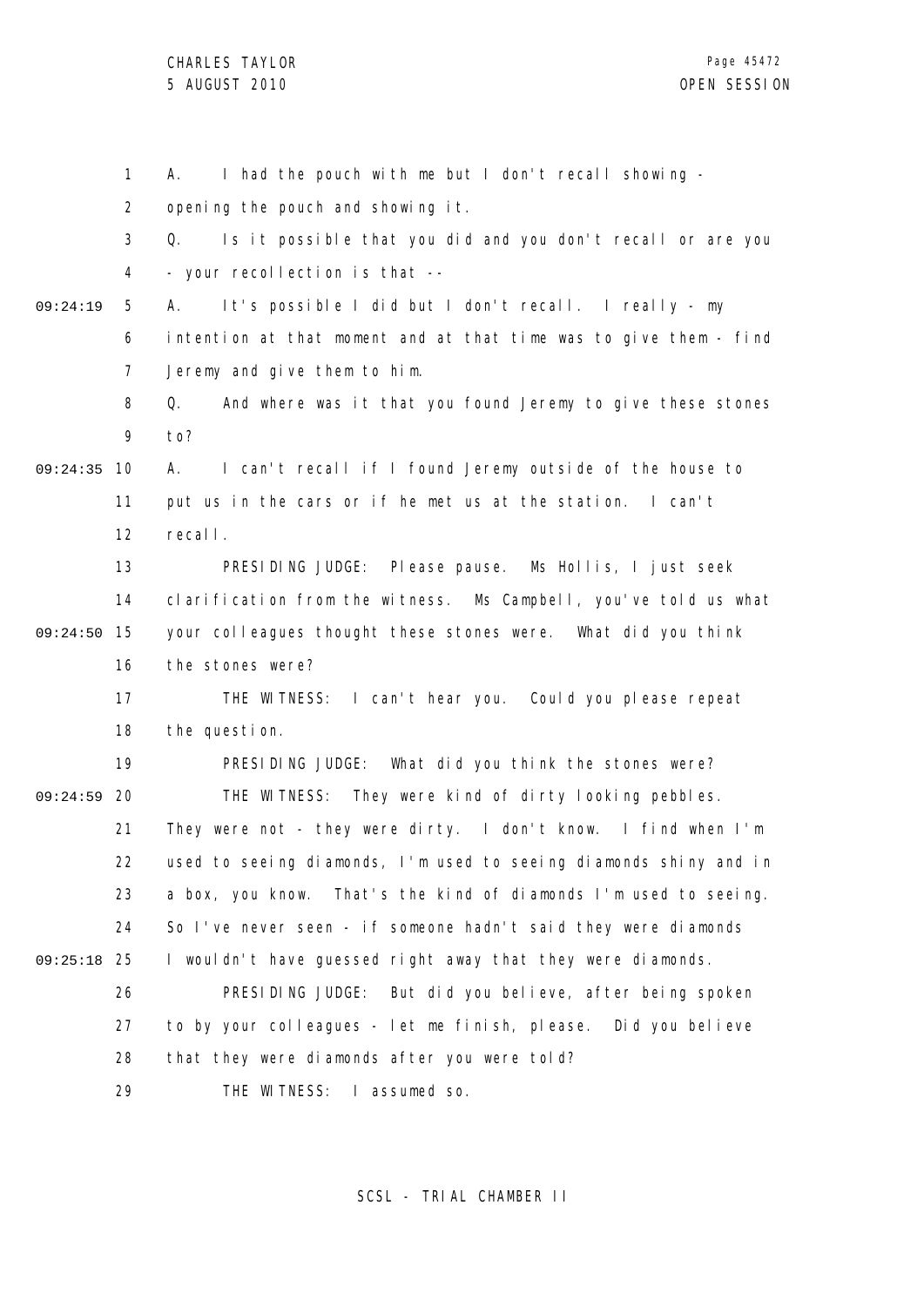1 A. I had the pouch with me but I don't recall showing -
2 opening the pouch and showing it.
3 Q. Is it possible that you did and you don't recall or are you
4 - your recollection is that --
09:24:19 5 A. It's possible I did but I don't recall. I really - my
6 intention at that moment and at that time was to give them - find
7 Jeremy and give them to him.
8 Q. And where was it that you found Jeremy to give these stones
9 to?
09:24:35 10 A. I can't recall if I found Jeremy outside of the house to
11 put us in the cars or if he met us at the station. I can't
12 recall.
13 PRESIDING JUDGE: Please pause. Ms Hollis, I just seek
14 clarification from the witness. Ms Campbell, you've told us what
09:24:50 15 your colleagues thought these stones were. What did you think
16 the stones were?
17 THE WITNESS: I can't hear you. Could you please repeat
18 the question.
19 PRESIDING JUDGE: What did you think the stones were?
09:24:59 20 THE WITNESS: They were kind of dirty looking pebbles.
21 They were not - they were dirty. I don't know. I find when I'm
22 used to seeing diamonds, I'm used to seeing diamonds shiny and in
23 a box, you know. That's the kind of diamonds I'm used to seeing.
24 So I've never seen - if someone hadn't said they were diamonds
09:25:18 25 I wouldn't have guessed right away that they were diamonds.
26 PRESIDING JUDGE: But did you believe, after being spoken
27 to by your colleagues - let me finish, please. Did you believe
28 that they were diamonds after you were told?
29 THE WITNESS: I assumed so.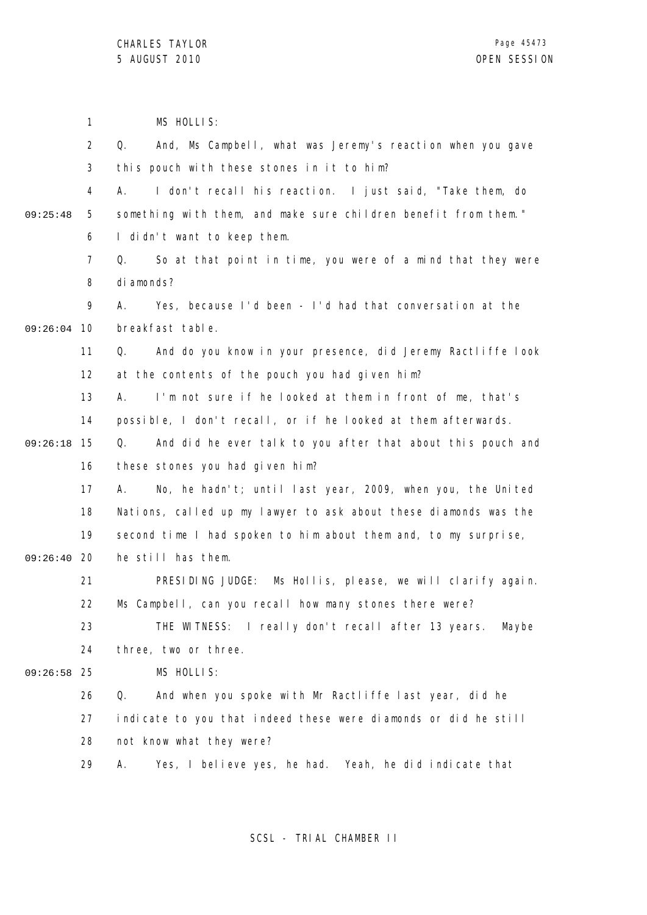MS HOLLIS:

Q. And, Ms Campbell, what was Jeremy's reaction when you gave this pouch with these stones in it to him?

A. I don't recall his reaction. I just said, "Take them, do something with them, and make sure children benefit from them." I didn't want to keep them.

Q. So at that point in time, you were of a mind that they were diamonds?

A. Yes, because I'd been - I'd had that conversation at the breakfast table.

Q. And do you know in your presence, did Jeremy Ractliffe look at the contents of the pouch you had given him?

A. I'm not sure if he looked at them in front of me, that's possible, I don't recall, or if he looked at them afterwards.

Q. And did he ever talk to you after that about this pouch and these stones you had given him?

A. No, he hadn't; until last year, 2009, when you, the United Nations, called up my lawyer to ask about these diamonds was the second time I had spoken to him about them and, to my surprise, he still has them.

PRESIDING JUDGE: Ms Hollis, please, we will clarify again. Ms Campbell, can you recall how many stones there were?

THE WITNESS: I really don't recall after 13 years. Maybe three, two or three.

MS HOLLIS:

Q. And when you spoke with Mr Ractliffe last year, did he indicate to you that indeed these were diamonds or did he still not know what they were?

A. Yes, I believe yes, he had. Yeah, he did indicate that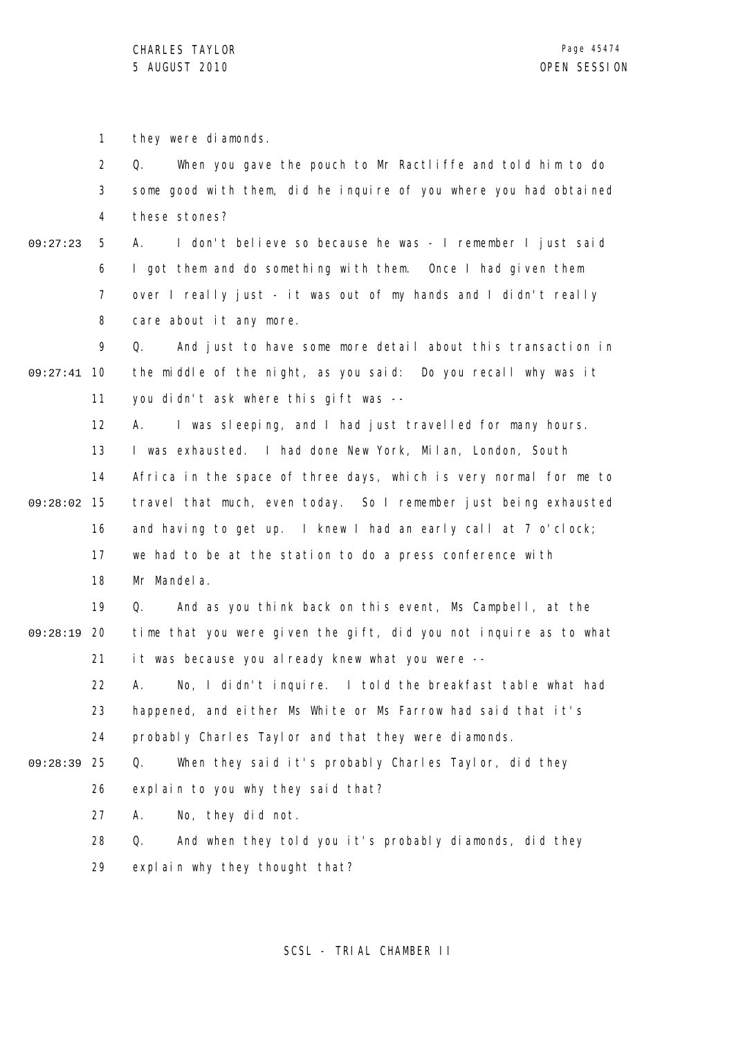1 they were diamonds.

2 Q. When you gave the pouch to Mr Ractliffe and told him to do

3 some good with them, did he inquire of you where you had obtained

4 these stones?

09:27:23 5 A. I don't believe so because he was - I remember I just said

6 I got them and do something with them. Once I had given them

7 over I really just - it was out of my hands and I didn't really

8 care about it any more.

9 Q. And just to have some more detail about this transaction in

09:27:41 10 the middle of the night, as you said: Do you recall why was it

11 you didn't ask where this gift was --

12 A. I was sleeping, and I had just travelled for many hours.

13 I was exhausted. I had done New York, Milan, London, South

14 Africa in the space of three days, which is very normal for me to

09:28:02 15 travel that much, even today. So I remember just being exhausted

16 and having to get up. I knew I had an early call at 7 o'clock;

17 we had to be at the station to do a press conference with

18 Mr Mandela.

19 Q. And as you think back on this event, Ms Campbell, at the

09:28:19 20 time that you were given the gift, did you not inquire as to what

21 it was because you already knew what you were --

22 A. No, I didn't inquire. I told the breakfast table what had

23 happened, and either Ms White or Ms Farrow had said that it's

24 probably Charles Taylor and that they were diamonds.

09:28:39 25 Q. When they said it's probably Charles Taylor, did they

26 explain to you why they said that?

27 A. No, they did not.

28 Q. And when they told you it's probably diamonds, did they

29 explain why they thought that?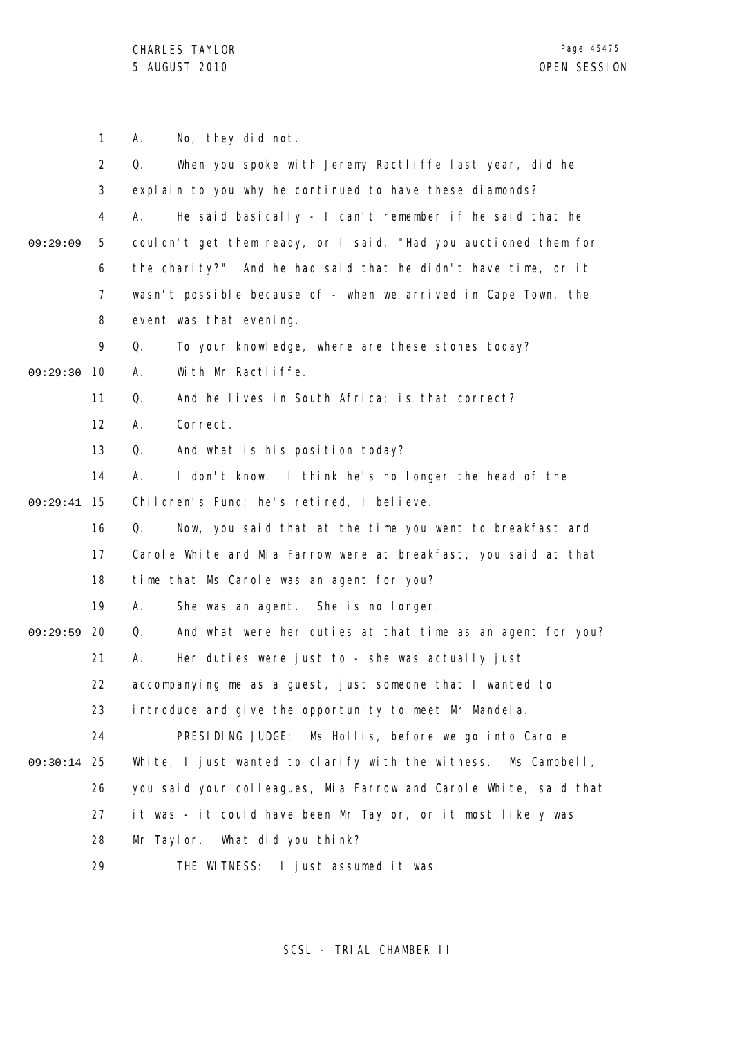A. No, they did not.

Q. When you spoke with Jeremy Ractliffe last year, did he explain to you why he continued to have these diamonds?

A. He said basically - I can't remember if he said that he couldn't get them ready, or I said, "Had you auctioned them for the charity?" And he had said that he didn't have time, or it wasn't possible because of - when we arrived in Cape Town, the event was that evening.

Q. To your knowledge, where are these stones today?

A. With Mr Ractliffe.

Q. And he lives in South Africa; is that correct?

A. Correct.

Q. And what is his position today?

A. I don't know. I think he's no longer the head of the Children's Fund; he's retired, I believe.

Q. Now, you said that at the time you went to breakfast and Carole White and Mia Farrow were at breakfast, you said at that time that Ms Carole was an agent for you?

A. She was an agent. She is no longer.

Q. And what were her duties at that time as an agent for you?

A. Her duties were just to - she was actually just accompanying me as a guest, just someone that I wanted to introduce and give the opportunity to meet Mr Mandela.

PRESIDING JUDGE: Ms Hollis, before we go into Carole White, I just wanted to clarify with the witness. Ms Campbell, you said your colleagues, Mia Farrow and Carole White, said that it was - it could have been Mr Taylor, or it most likely was Mr Taylor. What did you think?

THE WITNESS: I just assumed it was.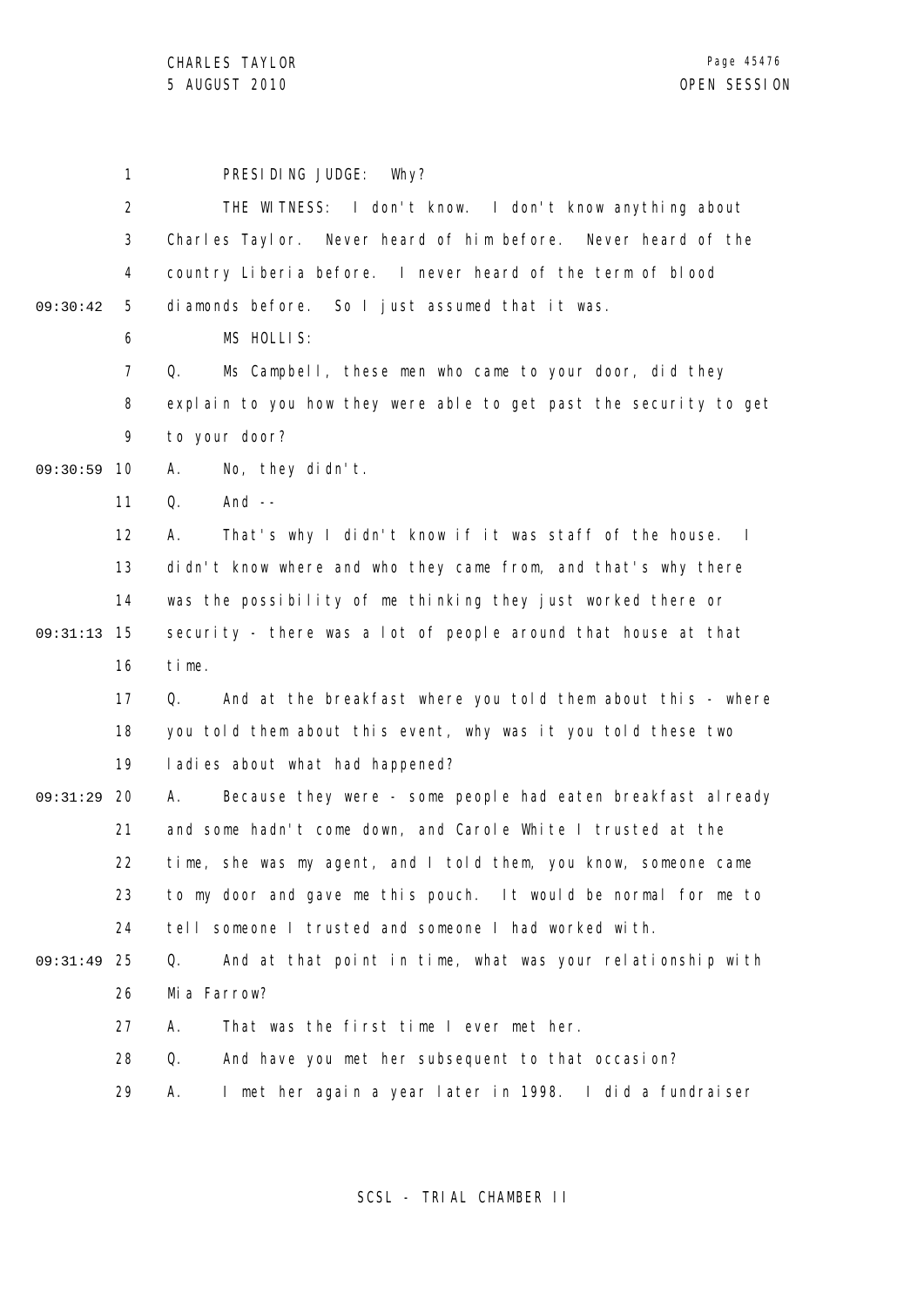PRESIDING JUDGE: Why?

THE WITNESS: I don't know. I don't know anything about Charles Taylor. Never heard of him before. Never heard of the country Liberia before. I never heard of the term of blood diamonds before. So I just assumed that it was.

MS HOLLIS:

Q. Ms Campbell, these men who came to your door, did they explain to you how they were able to get past the security to get to your door?

A. No, they didn't.

Q. And --

A. That's why I didn't know if it was staff of the house. I didn't know where and who they came from, and that's why there was the possibility of me thinking they just worked there or security - there was a lot of people around that house at that time.

Q. And at the breakfast where you told them about this - where you told them about this event, why was it you told these two ladies about what had happened?

A. Because they were - some people had eaten breakfast already and some hadn't come down, and Carole White I trusted at the time, she was my agent, and I told them, you know, someone came to my door and gave me this pouch. It would be normal for me to tell someone I trusted and someone I had worked with.

Q. And at that point in time, what was your relationship with Mia Farrow?

A. That was the first time I ever met her.

Q. And have you met her subsequent to that occasion?

A. I met her again a year later in 1998. I did a fundraiser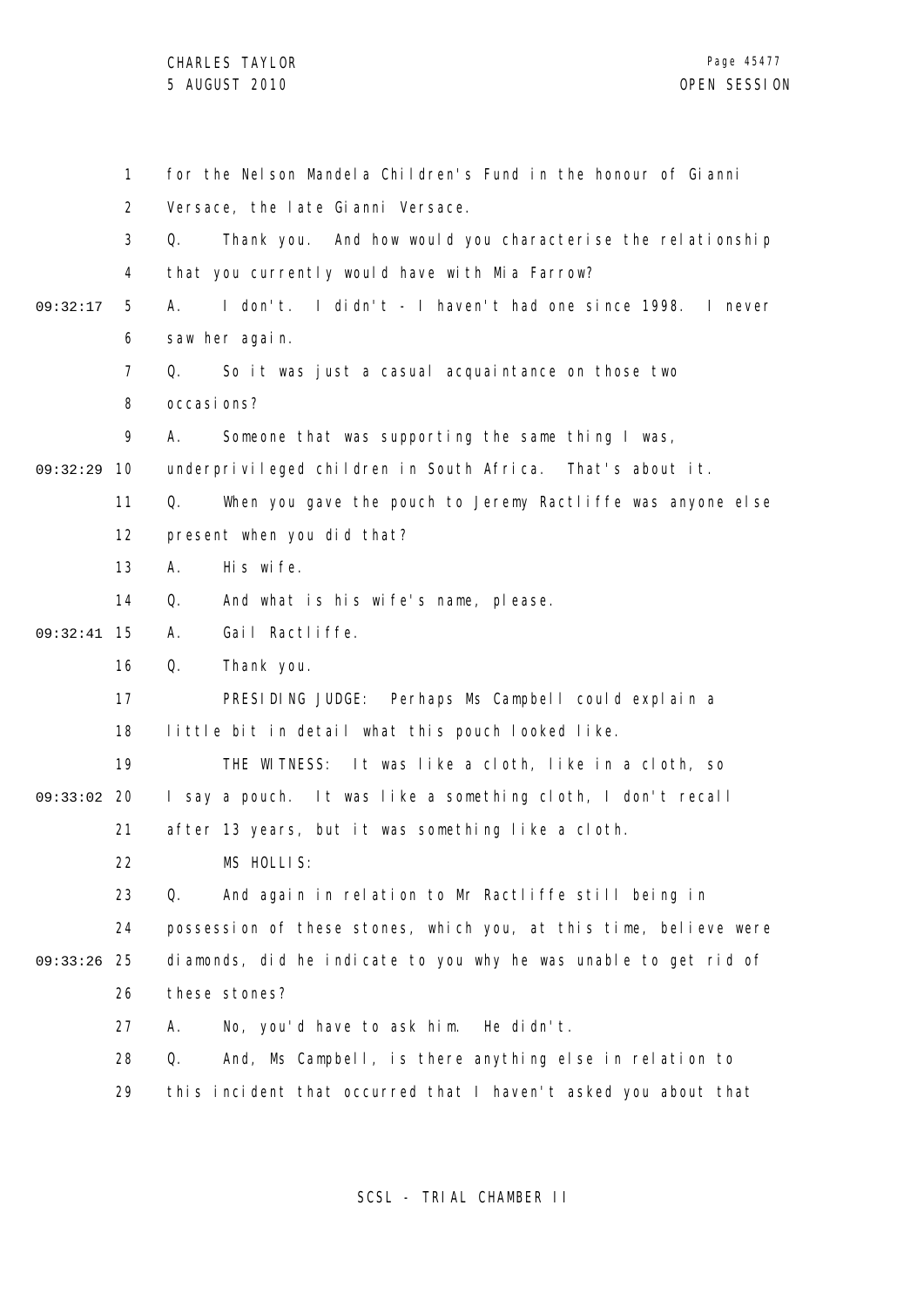for the Nelson Mandela Children's Fund in the honour of Gianni Versace, the late Gianni Versace.

Q. Thank you. And how would you characterise the relationship that you currently would have with Mia Farrow?

A. I don't. I didn't - I haven't had one since 1998. I never saw her again.

Q. So it was just a casual acquaintance on those two occasions?

A. Someone that was supporting the same thing I was, underprivileged children in South Africa. That's about it.

Q. When you gave the pouch to Jeremy Ractliffe was anyone else present when you did that?

A. His wife.

Q. And what is his wife's name, please.

A. Gail Ractliffe.

Q. Thank you.

PRESIDING JUDGE: Perhaps Ms Campbell could explain a little bit in detail what this pouch looked like.

THE WITNESS: It was like a cloth, like in a cloth, so I say a pouch. It was like a something cloth, I don't recall after 13 years, but it was something like a cloth.

MS HOLLIS:

Q. And again in relation to Mr Ractliffe still being in possession of these stones, which you, at this time, believe were diamonds, did he indicate to you why he was unable to get rid of these stones?

A. No, you'd have to ask him. He didn't.

Q. And, Ms Campbell, is there anything else in relation to this incident that occurred that I haven't asked you about that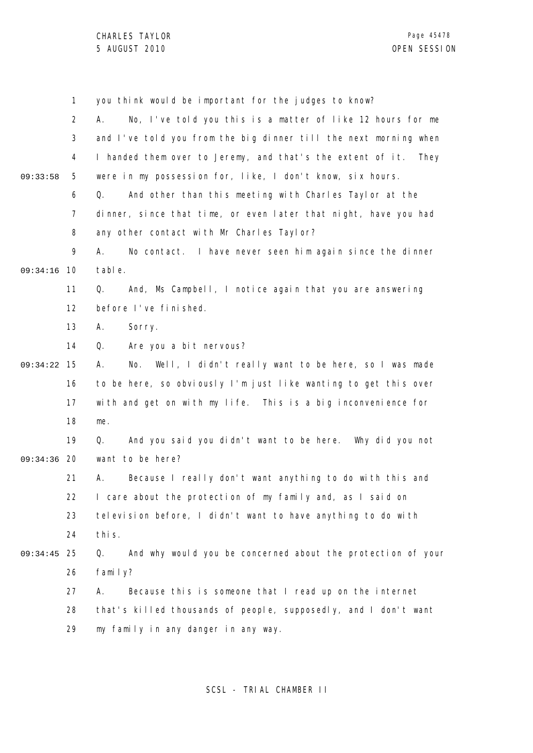you think would be important for the judges to know?

A. No, I've told you this is a matter of like 12 hours for me and I've told you from the big dinner till the next morning when I handed them over to Jeremy, and that's the extent of it. They were in my possession for, like, I don't know, six hours.

Q. And other than this meeting with Charles Taylor at the dinner, since that time, or even later that night, have you had any other contact with Mr Charles Taylor?

A. No contact. I have never seen him again since the dinner table.

Q. And, Ms Campbell, I notice again that you are answering before I've finished.

A. Sorry.

Q. Are you a bit nervous?

A. No. Well, I didn't really want to be here, so I was made to be here, so obviously I'm just like wanting to get this over with and get on with my life. This is a big inconvenience for me.

Q. And you said you didn't want to be here. Why did you not want to be here?

A. Because I really don't want anything to do with this and I care about the protection of my family and, as I said on television before, I didn't want to have anything to do with this.

Q. And why would you be concerned about the protection of your family?

A. Because this is someone that I read up on the internet that's killed thousands of people, supposedly, and I don't want my family in any danger in any way.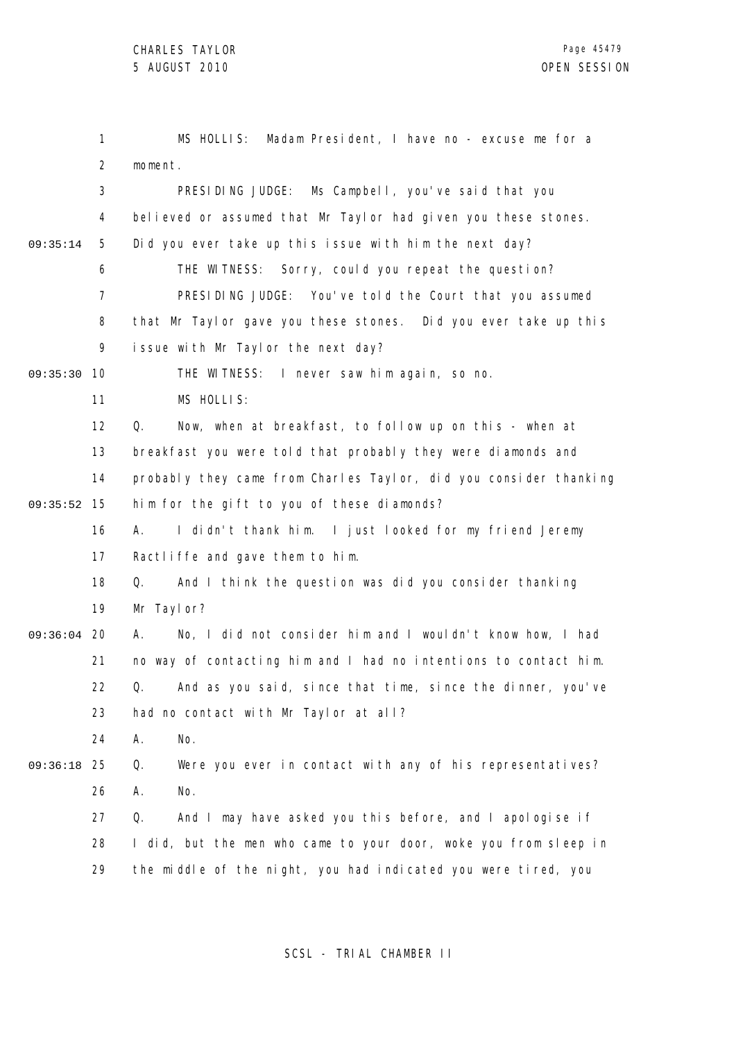MS HOLLIS: Madam President, I have no - excuse me for a moment.

PRESIDING JUDGE: Ms Campbell, you've said that you believed or assumed that Mr Taylor had given you these stones. Did you ever take up this issue with him the next day?

THE WITNESS: Sorry, could you repeat the question?

PRESIDING JUDGE: You've told the Court that you assumed that Mr Taylor gave you these stones. Did you ever take up this issue with Mr Taylor the next day?

THE WITNESS: I never saw him again, so no.

MS HOLLIS:

Q. Now, when at breakfast, to follow up on this - when at breakfast you were told that probably they were diamonds and probably they came from Charles Taylor, did you consider thanking him for the gift to you of these diamonds?

A. I didn't thank him. I just looked for my friend Jeremy Ractliffe and gave them to him.

Q. And I think the question was did you consider thanking Mr Taylor?

A. No, I did not consider him and I wouldn't know how, I had no way of contacting him and I had no intentions to contact him.

Q. And as you said, since that time, since the dinner, you've had no contact with Mr Taylor at all?

A. No.

Q. Were you ever in contact with any of his representatives?

A. No.

Q. And I may have asked you this before, and I apologise if I did, but the men who came to your door, woke you from sleep in the middle of the night, you had indicated you were tired, you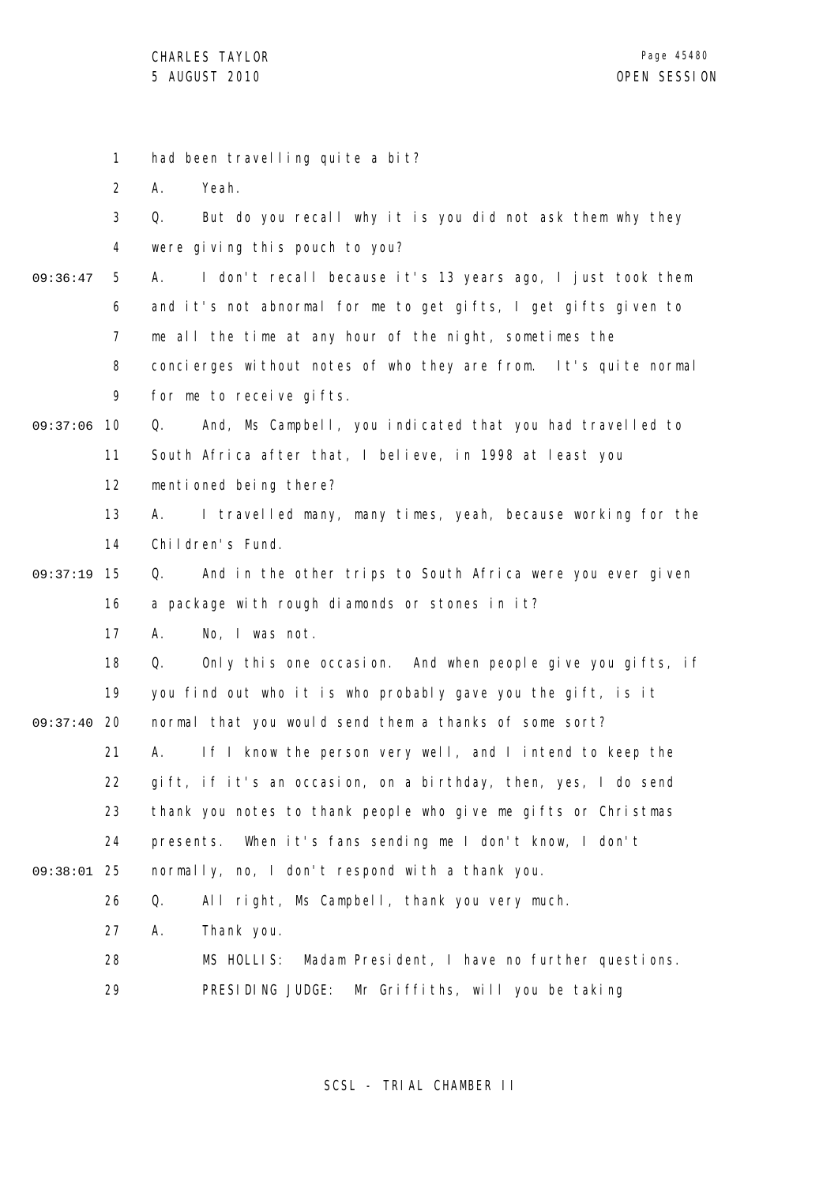had been travelling quite a bit?

A. Yeah.

Q. But do you recall why it is you did not ask them why they were giving this pouch to you?

A. I don't recall because it's 13 years ago, I just took them and it's not abnormal for me to get gifts, I get gifts given to me all the time at any hour of the night, sometimes the concierges without notes of who they are from. It's quite normal for me to receive gifts.

Q. And, Ms Campbell, you indicated that you had travelled to South Africa after that, I believe, in 1998 at least you mentioned being there?

A. I travelled many, many times, yeah, because working for the Children's Fund.

Q. And in the other trips to South Africa were you ever given a package with rough diamonds or stones in it?

A. No, I was not.

Q. Only this one occasion. And when people give you gifts, if you find out who it is who probably gave you the gift, is it normal that you would send them a thanks of some sort?

A. If I know the person very well, and I intend to keep the gift, if it's an occasion, on a birthday, then, yes, I do send thank you notes to thank people who give me gifts or Christmas presents. When it's fans sending me I don't know, I don't normally, no, I don't respond with a thank you.

Q. All right, Ms Campbell, thank you very much.

A. Thank you.

MS HOLLIS: Madam President, I have no further questions.

PRESIDING JUDGE: Mr Griffiths, will you be taking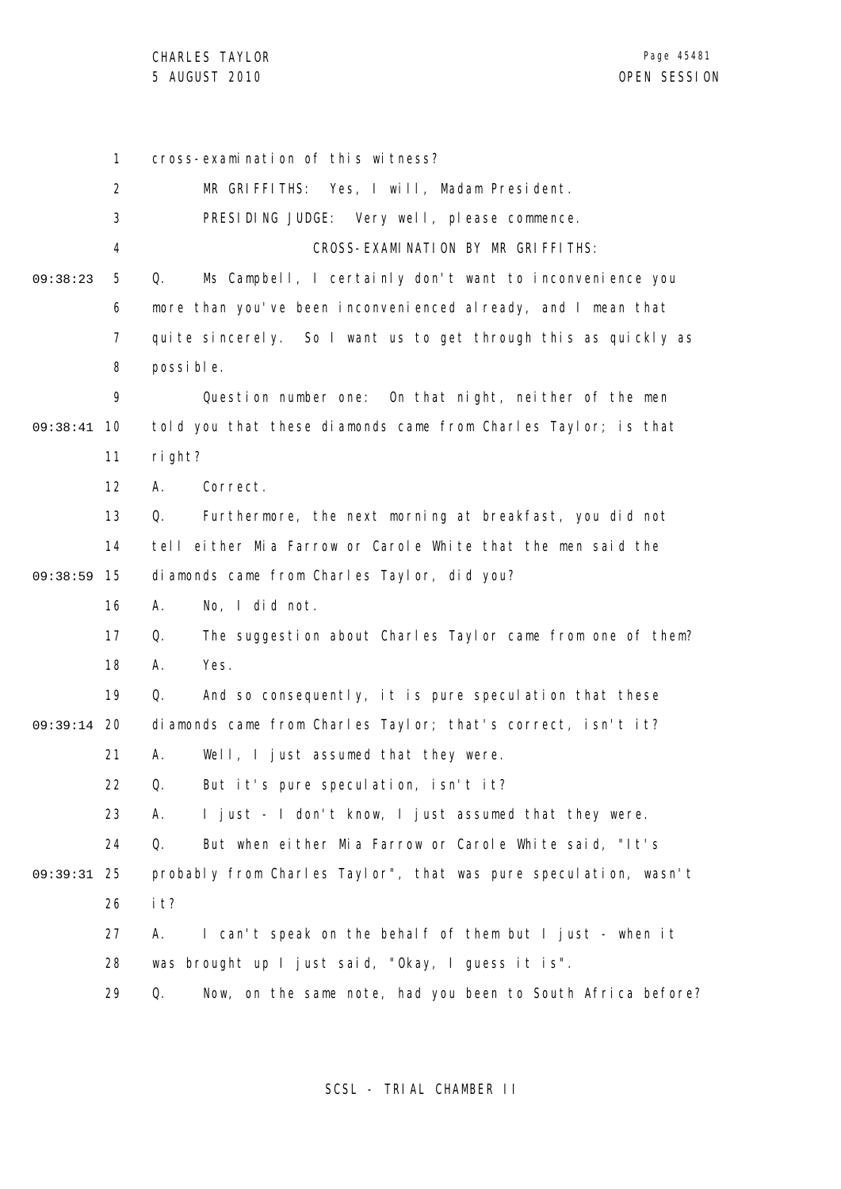cross-examination of this witness?

MR GRIFFITHS: Yes, I will, Madam President.

PRESIDING JUDGE: Very well, please commence.

CROSS-EXAMINATION BY MR GRIFFITHS:

Q. Ms Campbell, I certainly don't want to inconvenience you more than you've been inconvenienced already, and I mean that quite sincerely. So I want us to get through this as quickly as possible.

Question number one: On that night, neither of the men told you that these diamonds came from Charles Taylor; is that right?

A. Correct.

Q. Furthermore, the next morning at breakfast, you did not tell either Mia Farrow or Carole White that the men said the diamonds came from Charles Taylor, did you?

A. No, I did not.

Q. The suggestion about Charles Taylor came from one of them?

A. Yes.

Q. And so consequently, it is pure speculation that these diamonds came from Charles Taylor; that's correct, isn't it?

A. Well, I just assumed that they were.

Q. But it's pure speculation, isn't it?

A. I just - I don't know, I just assumed that they were.

Q. But when either Mia Farrow or Carole White said, "It's probably from Charles Taylor", that was pure speculation, wasn't it?

A. I can't speak on the behalf of them but I just - when it was brought up I just said, "Okay, I guess it is".

Q. Now, on the same note, had you been to South Africa before?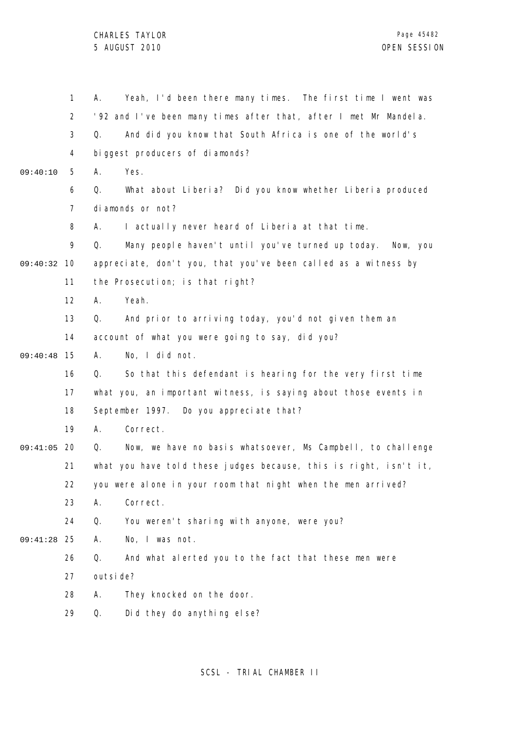A. Yeah, I'd been there many times. The first time I went was '92 and I've been many times after that, after I met Mr Mandela.

Q. And did you know that South Africa is one of the world's biggest producers of diamonds?

A. Yes.

Q. What about Liberia? Did you know whether Liberia produced diamonds or not?

A. I actually never heard of Liberia at that time.

Q. Many people haven't until you've turned up today. Now, you appreciate, don't you, that you've been called as a witness by the Prosecution; is that right?

A. Yeah.

Q. And prior to arriving today, you'd not given them an account of what you were going to say, did you?

A. No, I did not.

Q. So that this defendant is hearing for the very first time what you, an important witness, is saying about those events in September 1997. Do you appreciate that?

A. Correct.

Q. Now, we have no basis whatsoever, Ms Campbell, to challenge what you have told these judges because, this is right, isn't it, you were alone in your room that night when the men arrived?

A. Correct.

Q. You weren't sharing with anyone, were you?

A. No, I was not.

Q. And what alerted you to the fact that these men were outside?

A. They knocked on the door.

Q. Did they do anything else?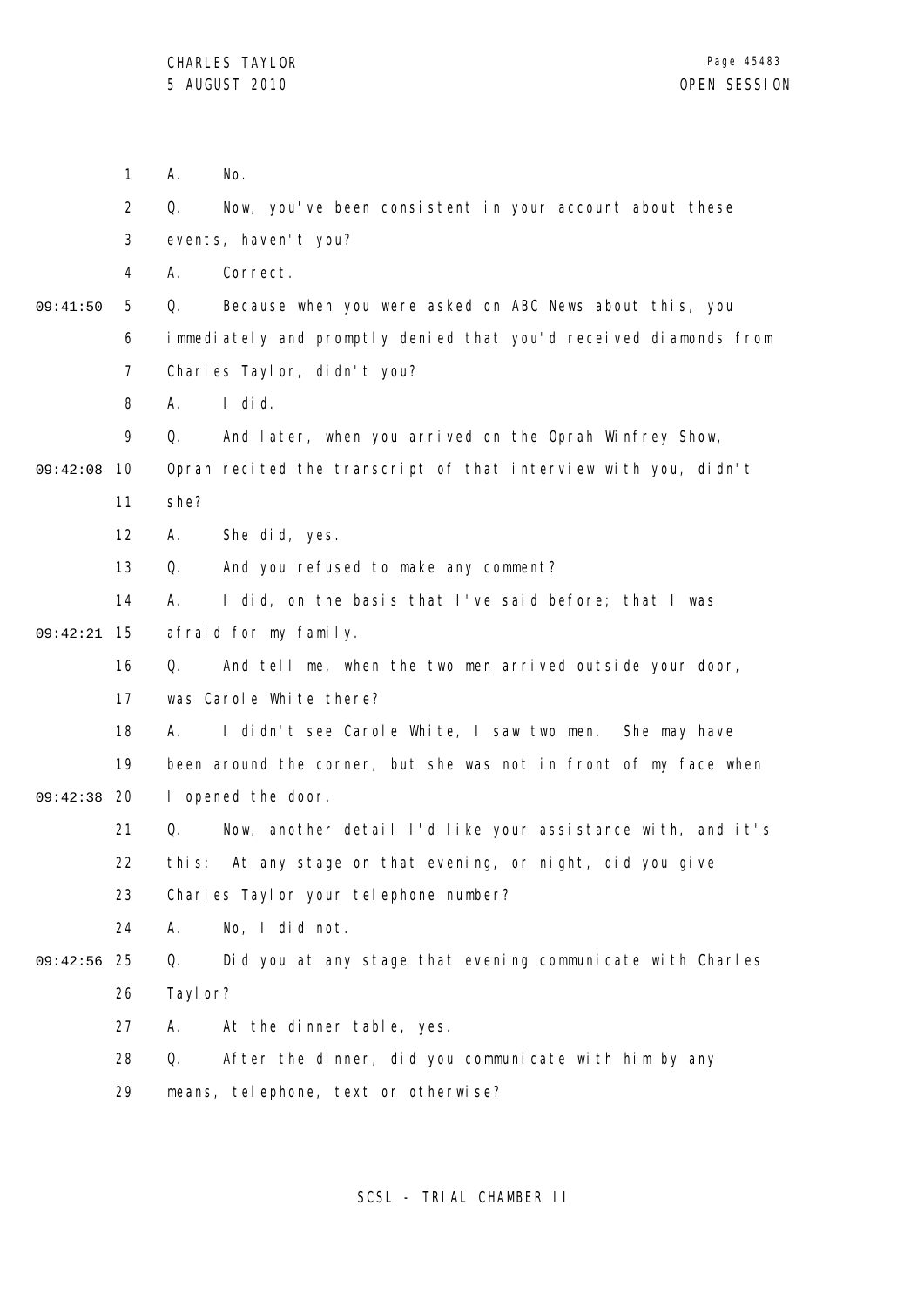A. No.

Q. Now, you've been consistent in your account about these events, haven't you?

A. Correct.

Q. Because when you were asked on ABC News about this, you immediately and promptly denied that you'd received diamonds from Charles Taylor, didn't you?

A. I did.

Q. And later, when you arrived on the Oprah Winfrey Show, Oprah recited the transcript of that interview with you, didn't she?

A. She did, yes.

Q. And you refused to make any comment?

A. I did, on the basis that I've said before; that I was afraid for my family.

Q. And tell me, when the two men arrived outside your door, was Carole White there?

A. I didn't see Carole White, I saw two men. She may have been around the corner, but she was not in front of my face when I opened the door.

Q. Now, another detail I'd like your assistance with, and it's this: At any stage on that evening, or night, did you give Charles Taylor your telephone number?

A. No, I did not.

Q. Did you at any stage that evening communicate with Charles Taylor?

A. At the dinner table, yes.

Q. After the dinner, did you communicate with him by any means, telephone, text or otherwise?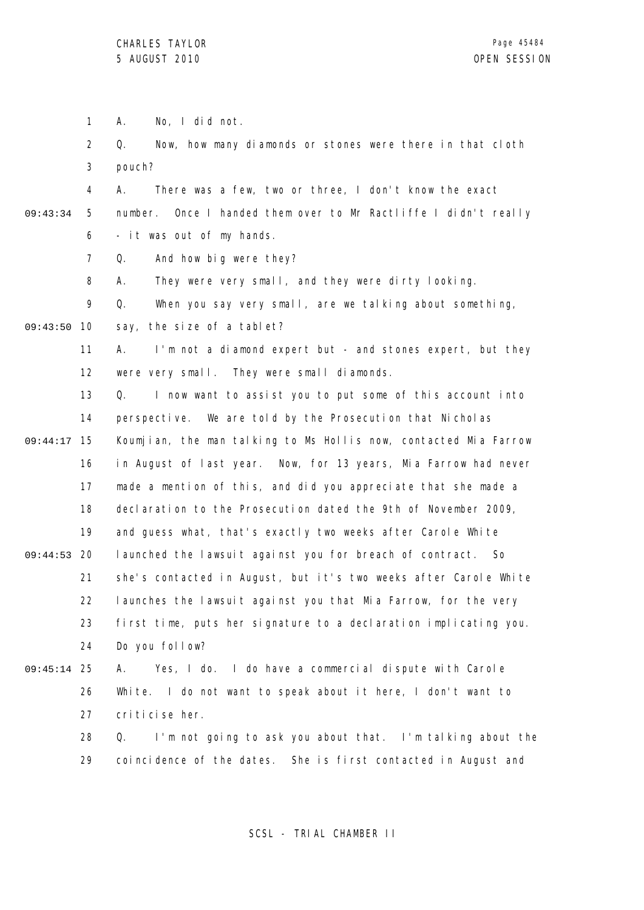1 A. No, I did not.

2 Q. Now, how many diamonds or stones were there in that cloth

3 pouch?

4 A. There was a few, two or three, I don't know the exact

09:43:34 5 number. Once I handed them over to Mr Ractliffe I didn't really

6 - it was out of my hands.

7 Q. And how big were they?

8 A. They were very small, and they were dirty looking.

9 Q. When you say very small, are we talking about something,

09:43:50 10 say, the size of a tablet?

11 A. I'm not a diamond expert but - and stones expert, but they

12 were very small. They were small diamonds.

13 Q. I now want to assist you to put some of this account into

14 perspective. We are told by the Prosecution that Nicholas

09:44:17 15 Koumjian, the man talking to Ms Hollis now, contacted Mia Farrow

16 in August of last year. Now, for 13 years, Mia Farrow had never

17 made a mention of this, and did you appreciate that she made a

18 declaration to the Prosecution dated the 9th of November 2009,

19 and guess what, that's exactly two weeks after Carole White

09:44:53 20 launched the lawsuit against you for breach of contract. So

21 she's contacted in August, but it's two weeks after Carole White

22 launches the lawsuit against you that Mia Farrow, for the very

23 first time, puts her signature to a declaration implicating you.

24 Do you follow?

09:45:14 25 A. Yes, I do. I do have a commercial dispute with Carole

26 White. I do not want to speak about it here, I don't want to

27 criticise her.

28 Q. I'm not going to ask you about that. I'm talking about the

29 coincidence of the dates. She is first contacted in August and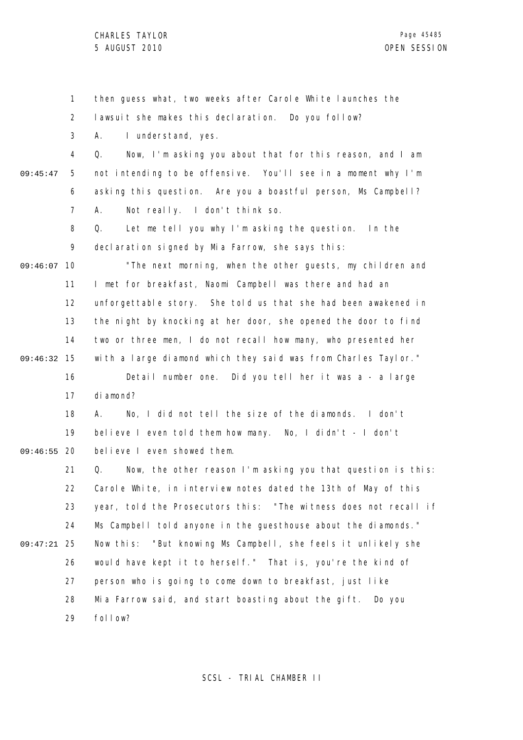then guess what, two weeks after Carole White launches the lawsuit she makes this declaration. Do you follow?

A. I understand, yes.

Q. Now, I'm asking you about that for this reason, and I am not intending to be offensive. You'll see in a moment why I'm asking this question. Are you a boastful person, Ms Campbell?

A. Not really. I don't think so.

Q. Let me tell you why I'm asking the question. In the declaration signed by Mia Farrow, she says this:

"The next morning, when the other guests, my children and I met for breakfast, Naomi Campbell was there and had an unforgettable story. She told us that she had been awakened in the night by knocking at her door, she opened the door to find two or three men, I do not recall how many, who presented her with a large diamond which they said was from Charles Taylor."

Detail number one. Did you tell her it was a - a large diamond?

A. No, I did not tell the size of the diamonds. I don't believe I even told them how many. No, I didn't - I don't believe I even showed them.

Q. Now, the other reason I'm asking you that question is this: Carole White, in interview notes dated the 13th of May of this year, told the Prosecutors this: "The witness does not recall if Ms Campbell told anyone in the guesthouse about the diamonds." Now this: "But knowing Ms Campbell, she feels it unlikely she would have kept it to herself." That is, you're the kind of person who is going to come down to breakfast, just like Mia Farrow said, and start boasting about the gift. Do you follow?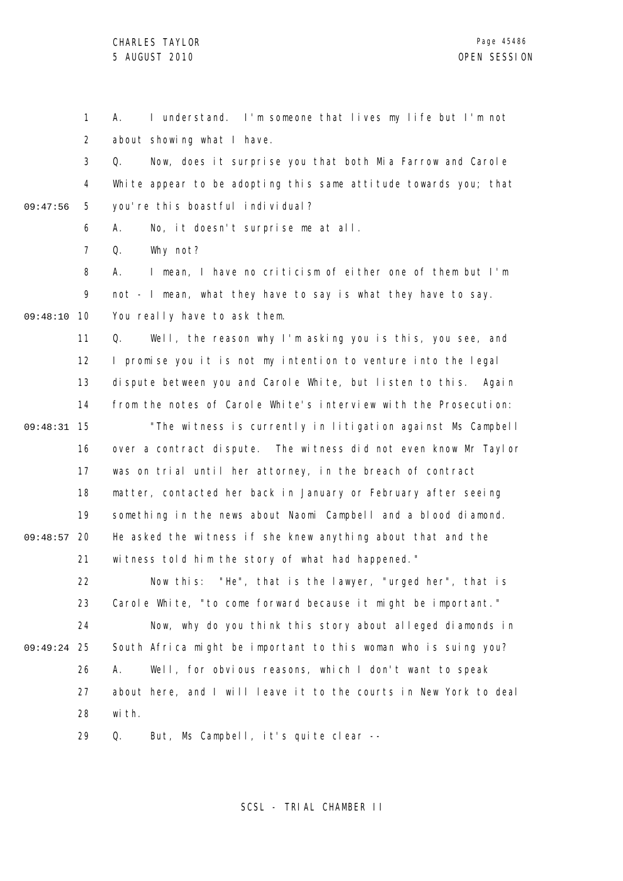A. I understand. I'm someone that lives my life but I'm not about showing what I have.

Q. Now, does it surprise you that both Mia Farrow and Carole White appear to be adopting this same attitude towards you; that you're this boastful individual?

A. No, it doesn't surprise me at all.

Q. Why not?

A. I mean, I have no criticism of either one of them but I'm not - I mean, what they have to say is what they have to say. You really have to ask them.

Q. Well, the reason why I'm asking you is this, you see, and I promise you it is not my intention to venture into the legal dispute between you and Carole White, but listen to this. Again from the notes of Carole White's interview with the Prosecution:

"The witness is currently in litigation against Ms Campbell over a contract dispute. The witness did not even know Mr Taylor was on trial until her attorney, in the breach of contract matter, contacted her back in January or February after seeing something in the news about Naomi Campbell and a blood diamond. He asked the witness if she knew anything about that and the witness told him the story of what had happened."

Now this: "He", that is the lawyer, "urged her", that is Carole White, "to come forward because it might be important."

Now, why do you think this story about alleged diamonds in South Africa might be important to this woman who is suing you?

A. Well, for obvious reasons, which I don't want to speak about here, and I will leave it to the courts in New York to deal with.

Q. But, Ms Campbell, it's quite clear --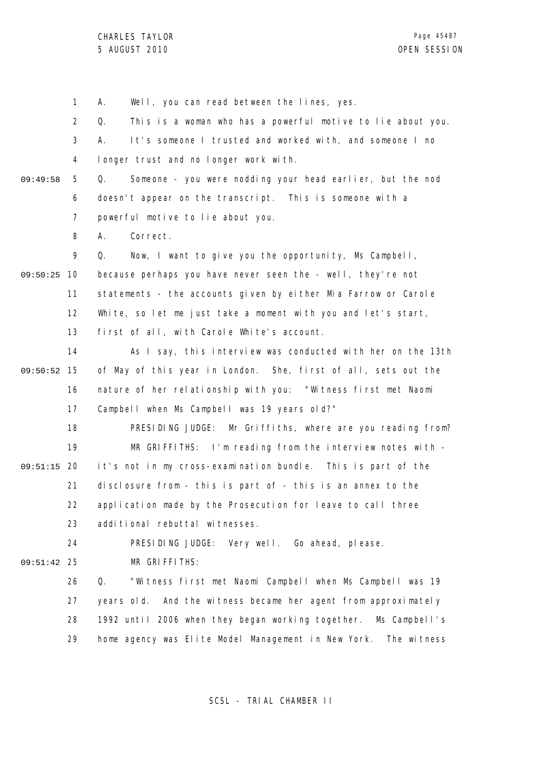A. Well, you can read between the lines, yes.

Q. This is a woman who has a powerful motive to lie about you.

A. It's someone I trusted and worked with, and someone I no longer trust and no longer work with.

Q. Someone - you were nodding your head earlier, but the nod doesn't appear on the transcript. This is someone with a powerful motive to lie about you.

A. Correct.

Q. Now, I want to give you the opportunity, Ms Campbell, because perhaps you have never seen the - well, they're not statements - the accounts given by either Mia Farrow or Carole White, so let me just take a moment with you and let's start, first of all, with Carole White's account.

As I say, this interview was conducted with her on the 13th of May of this year in London. She, first of all, sets out the nature of her relationship with you: "Witness first met Naomi Campbell when Ms Campbell was 19 years old?"

PRESIDING JUDGE: Mr Griffiths, where are you reading from?

MR GRIFFITHS: I'm reading from the interview notes with - it's not in my cross-examination bundle. This is part of the disclosure from - this is part of - this is an annex to the application made by the Prosecution for leave to call three additional rebuttal witnesses.

PRESIDING JUDGE: Very well. Go ahead, please.

MR GRIFFITHS:

Q. "Witness first met Naomi Campbell when Ms Campbell was 19 years old. And the witness became her agent from approximately 1992 until 2006 when they began working together. Ms Campbell's home agency was Elite Model Management in New York. The witness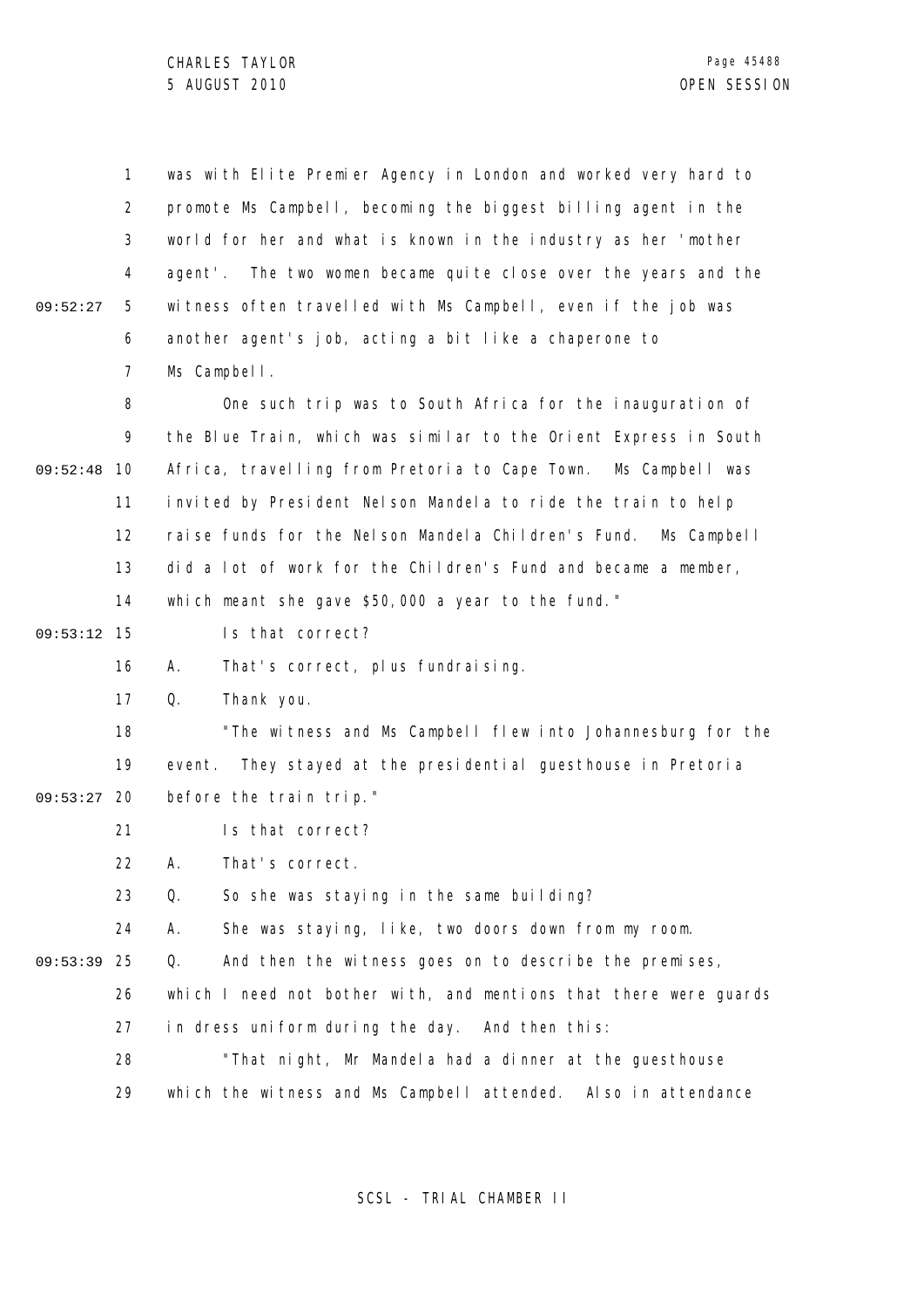was with Elite Premier Agency in London and worked very hard to promote Ms Campbell, becoming the biggest billing agent in the world for her and what is known in the industry as her 'mother agent'. The two women became quite close over the years and the witness often travelled with Ms Campbell, even if the job was another agent's job, acting a bit like a chaperone to Ms Campbell.

One such trip was to South Africa for the inauguration of the Blue Train, which was similar to the Orient Express in South Africa, travelling from Pretoria to Cape Town. Ms Campbell was invited by President Nelson Mandela to ride the train to help raise funds for the Nelson Mandela Children's Fund. Ms Campbell did a lot of work for the Children's Fund and became a member, which meant she gave $50,000 a year to the fund."

Is that correct?

A. That's correct, plus fundraising.

Q. Thank you.

"The witness and Ms Campbell flew into Johannesburg for the event. They stayed at the presidential guesthouse in Pretoria before the train trip."

Is that correct?

A. That's correct.

Q. So she was staying in the same building?

A. She was staying, like, two doors down from my room.

Q. And then the witness goes on to describe the premises, which I need not bother with, and mentions that there were guards in dress uniform during the day. And then this:

"That night, Mr Mandela had a dinner at the guesthouse which the witness and Ms Campbell attended. Also in attendance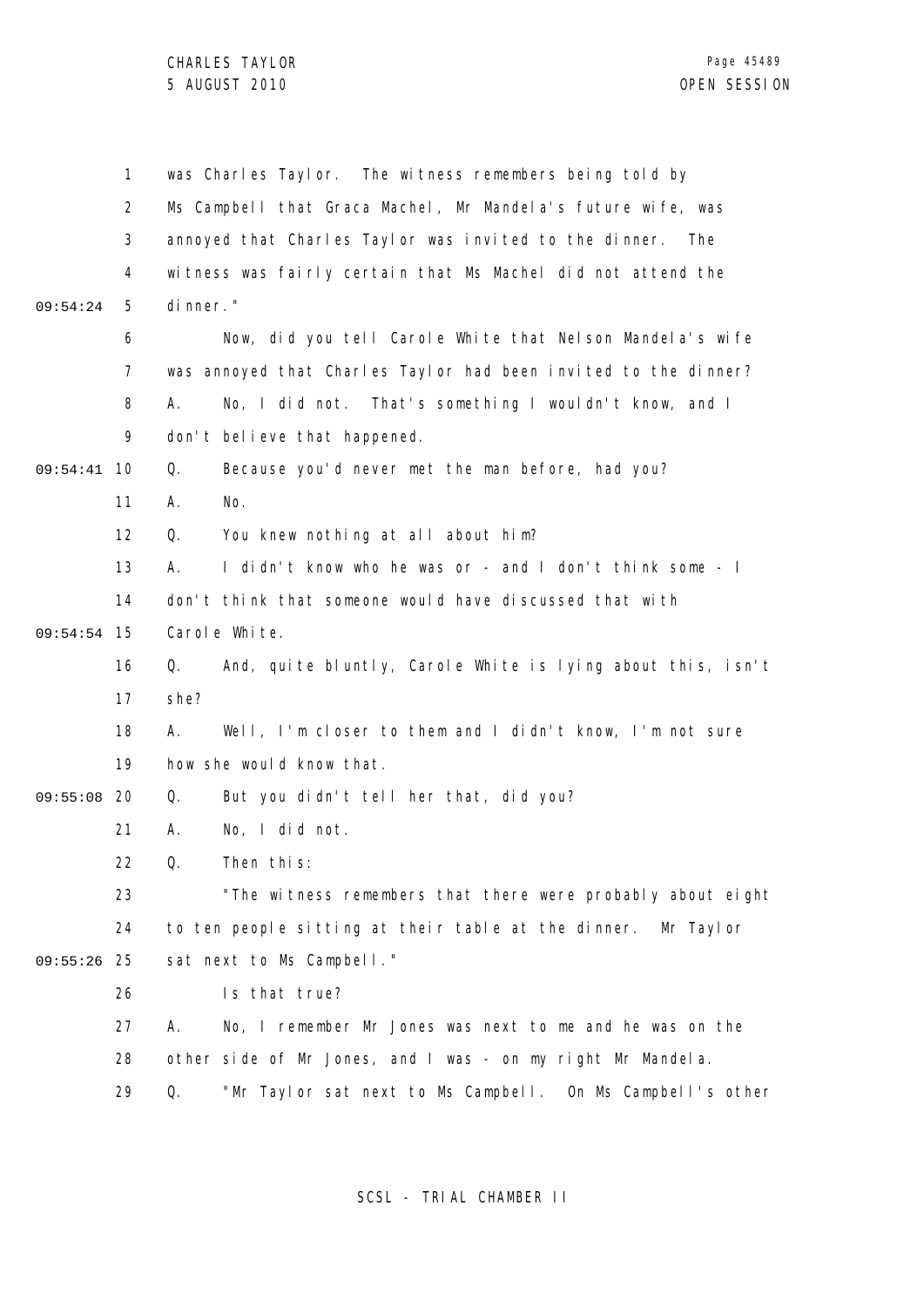was Charles Taylor. The witness remembers being told by Ms Campbell that Graca Machel, Mr Mandela's future wife, was annoyed that Charles Taylor was invited to the dinner. The witness was fairly certain that Ms Machel did not attend the dinner."

Now, did you tell Carole White that Nelson Mandela's wife was annoyed that Charles Taylor had been invited to the dinner?

A. No, I did not. That's something I wouldn't know, and I don't believe that happened.

Q. Because you'd never met the man before, had you?

A. No.

Q. You knew nothing at all about him?

A. I didn't know who he was or - and I don't think some - I don't think that someone would have discussed that with Carole White.

Q. And, quite bluntly, Carole White is lying about this, isn't she?

A. Well, I'm closer to them and I didn't know, I'm not sure how she would know that.

Q. But you didn't tell her that, did you?

A. No, I did not.

Q. Then this:

"The witness remembers that there were probably about eight to ten people sitting at their table at the dinner. Mr Taylor sat next to Ms Campbell."

Is that true?

A. No, I remember Mr Jones was next to me and he was on the other side of Mr Jones, and I was - on my right Mr Mandela.

Q. "Mr Taylor sat next to Ms Campbell. On Ms Campbell's other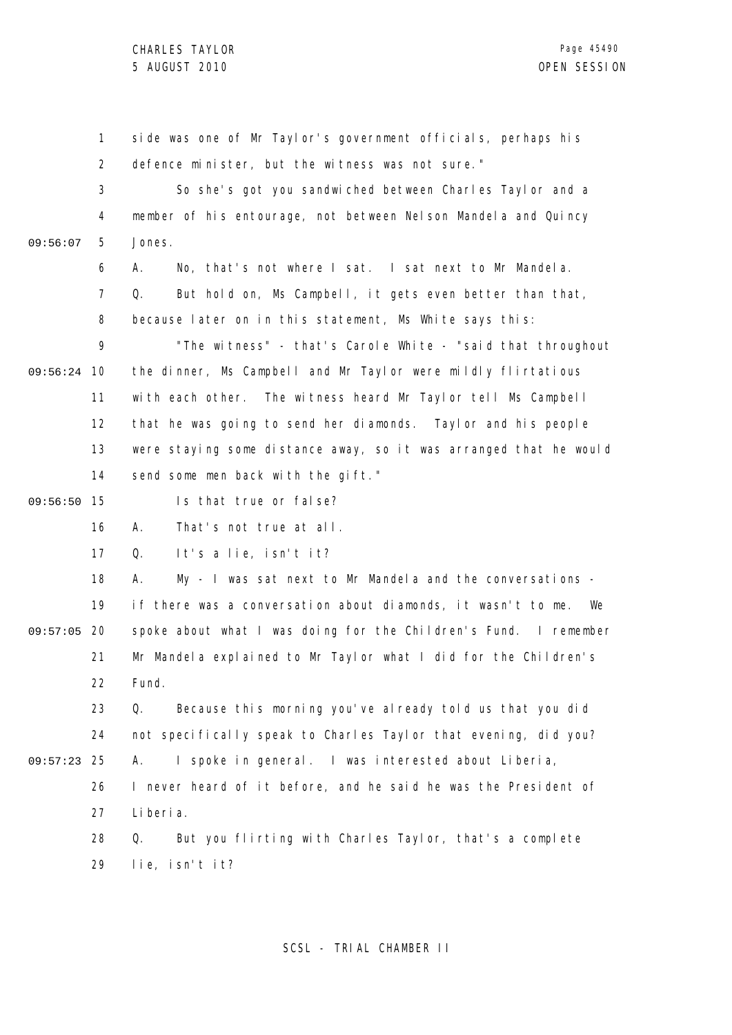side was one of Mr Taylor's government officials, perhaps his defence minister, but the witness was not sure."

So she's got you sandwiched between Charles Taylor and a member of his entourage, not between Nelson Mandela and Quincy Jones.

A. No, that's not where I sat. I sat next to Mr Mandela.

Q. But hold on, Ms Campbell, it gets even better than that, because later on in this statement, Ms White says this:

"The witness" - that's Carole White - "said that throughout the dinner, Ms Campbell and Mr Taylor were mildly flirtatious with each other. The witness heard Mr Taylor tell Ms Campbell that he was going to send her diamonds. Taylor and his people were staying some distance away, so it was arranged that he would send some men back with the gift."

Is that true or false?

A. That's not true at all.

Q. It's a lie, isn't it?

A. My - I was sat next to Mr Mandela and the conversations - if there was a conversation about diamonds, it wasn't to me. We spoke about what I was doing for the Children's Fund. I remember Mr Mandela explained to Mr Taylor what I did for the Children's Fund.

Q. Because this morning you've already told us that you did not specifically speak to Charles Taylor that evening, did you?

A. I spoke in general. I was interested about Liberia, I never heard of it before, and he said he was the President of Liberia.

Q. But you flirting with Charles Taylor, that's a complete lie, isn't it?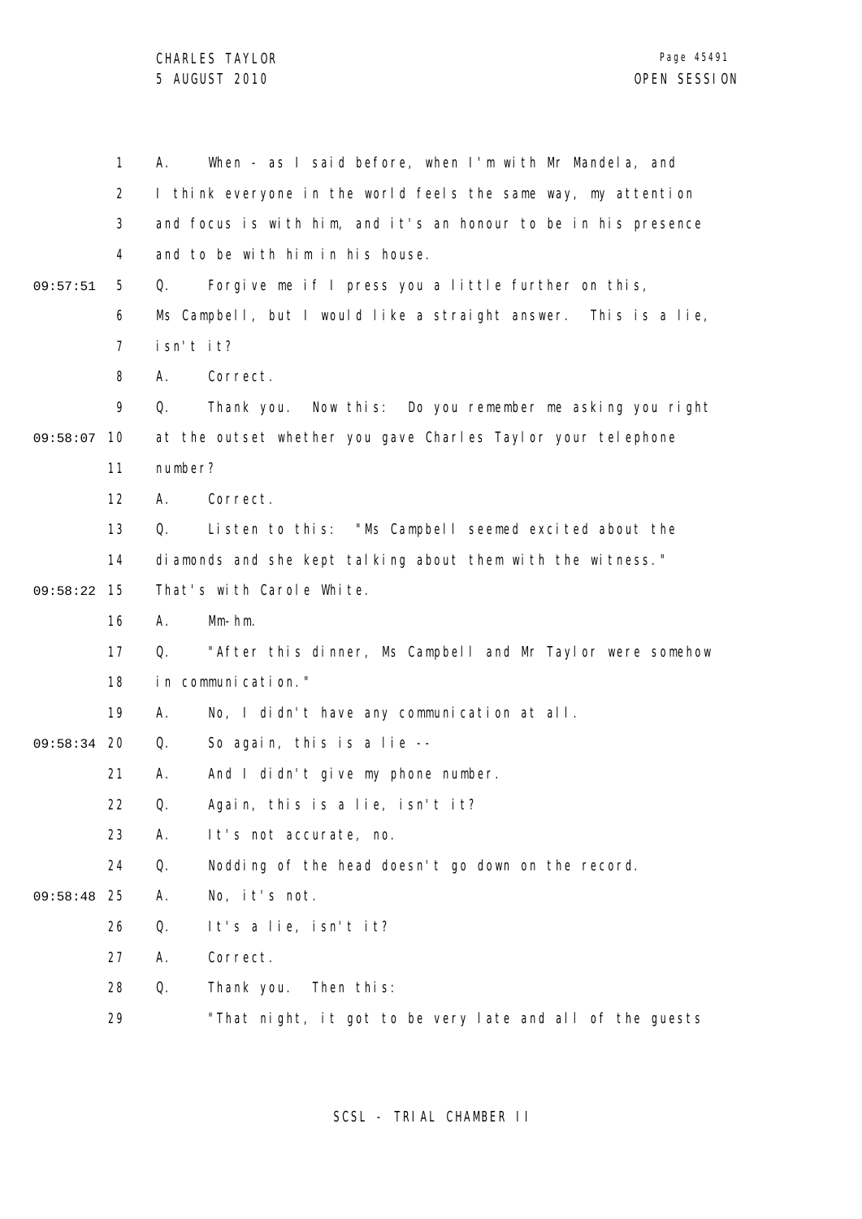A. When - as I said before, when I'm with Mr Mandela, and I think everyone in the world feels the same way, my attention and focus is with him, and it's an honour to be in his presence and to be with him in his house.

Q. Forgive me if I press you a little further on this, Ms Campbell, but I would like a straight answer. This is a lie, isn't it?

A. Correct.

Q. Thank you. Now this: Do you remember me asking you right at the outset whether you gave Charles Taylor your telephone number?

A. Correct.

Q. Listen to this: "Ms Campbell seemed excited about the diamonds and she kept talking about them with the witness." That's with Carole White.

A. Mm-hm.

Q. "After this dinner, Ms Campbell and Mr Taylor were somehow in communication."

A. No, I didn't have any communication at all.

Q. So again, this is a lie --

A. And I didn't give my phone number.

Q. Again, this is a lie, isn't it?

A. It's not accurate, no.

Q. Nodding of the head doesn't go down on the record.

A. No, it's not.

Q. It's a lie, isn't it?

A. Correct.

Q. Thank you. Then this:

"That night, it got to be very late and all of the guests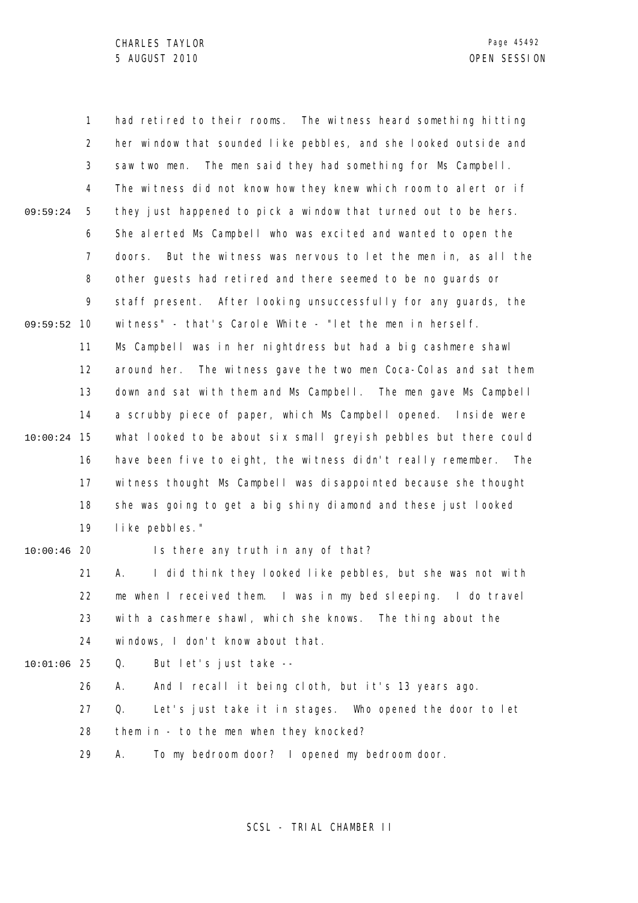had retired to their rooms. The witness heard something hitting her window that sounded like pebbles, and she looked outside and saw two men. The men said they had something for Ms Campbell. The witness did not know how they knew which room to alert or if they just happened to pick a window that turned out to be hers. She alerted Ms Campbell who was excited and wanted to open the doors. But the witness was nervous to let the men in, as all the other guests had retired and there seemed to be no guards or staff present. After looking unsuccessfully for any guards, the witness" - that's Carole White - "let the men in herself. Ms Campbell was in her nightdress but had a big cashmere shawl around her. The witness gave the two men Coca-Colas and sat them down and sat with them and Ms Campbell. The men gave Ms Campbell a scrubby piece of paper, which Ms Campbell opened. Inside were what looked to be about six small greyish pebbles but there could have been five to eight, the witness didn't really remember. The witness thought Ms Campbell was disappointed because she thought she was going to get a big shiny diamond and these just looked like pebbles."

Is there any truth in any of that?

A. I did think they looked like pebbles, but she was not with me when I received them. I was in my bed sleeping. I do travel with a cashmere shawl, which she knows. The thing about the windows, I don't know about that.

Q. But let's just take --

A. And I recall it being cloth, but it's 13 years ago.

Q. Let's just take it in stages. Who opened the door to let them in - to the men when they knocked?

A. To my bedroom door? I opened my bedroom door.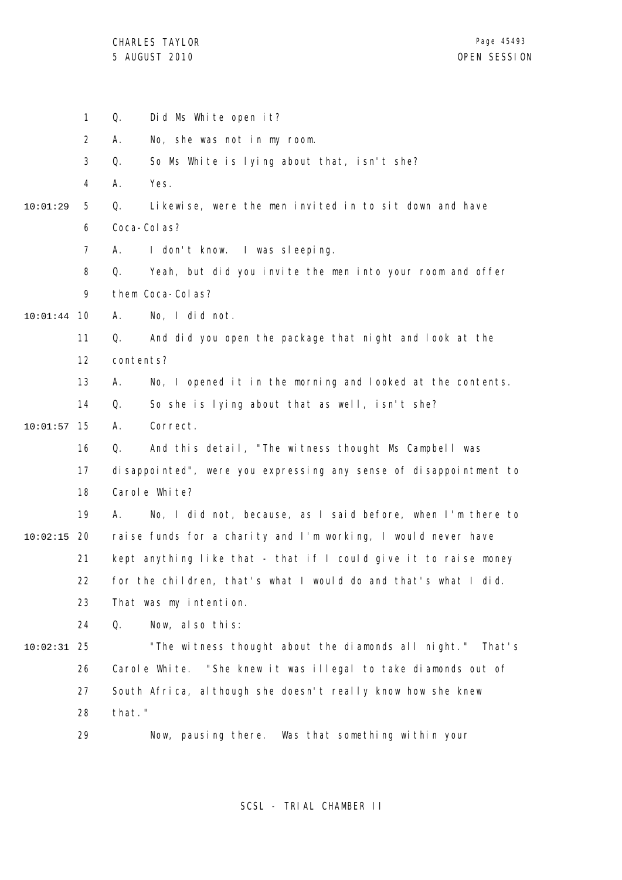Q. Did Ms White open it?

A. No, she was not in my room.

Q. So Ms White is lying about that, isn't she?

A. Yes.

Q. Likewise, were the men invited in to sit down and have Coca-Colas?

A. I don't know. I was sleeping.

Q. Yeah, but did you invite the men into your room and offer them Coca-Colas?

A. No, I did not.

Q. And did you open the package that night and look at the contents?

A. No, I opened it in the morning and looked at the contents.

Q. So she is lying about that as well, isn't she?

A. Correct.

Q. And this detail, "The witness thought Ms Campbell was disappointed", were you expressing any sense of disappointment to Carole White?

A. No, I did not, because, as I said before, when I'm there to raise funds for a charity and I'm working, I would never have kept anything like that - that if I could give it to raise money for the children, that's what I would do and that's what I did. That was my intention.

Q. Now, also this:

"The witness thought about the diamonds all night." That's Carole White. "She knew it was illegal to take diamonds out of South Africa, although she doesn't really know how she knew that."

Now, pausing there. Was that something within your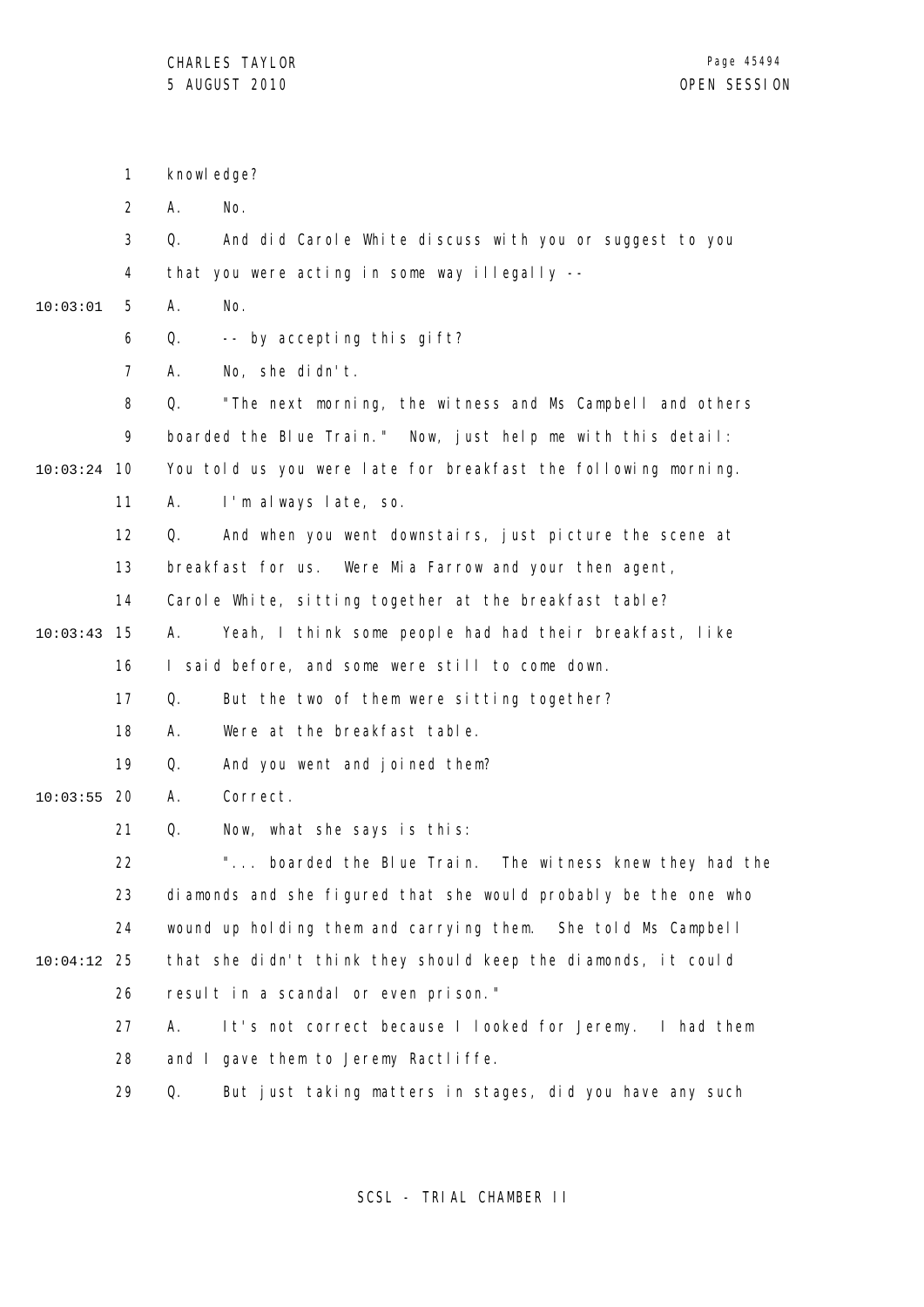1 knowledge?

2 A. No.

3 Q. And did Carole White discuss with you or suggest to you

4 that you were acting in some way illegally --

10:03:01 5 A. No.

6 Q. -- by accepting this gift?

7 A. No, she didn't.

8 Q. "The next morning, the witness and Ms Campbell and others

9 boarded the Blue Train." Now, just help me with this detail:

10:03:24 10 You told us you were late for breakfast the following morning.

11 A. I'm always late, so.

12 Q. And when you went downstairs, just picture the scene at

13 breakfast for us. Were Mia Farrow and your then agent,

14 Carole White, sitting together at the breakfast table?

10:03:43 15 A. Yeah, I think some people had had their breakfast, like

16 I said before, and some were still to come down.

17 Q. But the two of them were sitting together?

18 A. Were at the breakfast table.

19 Q. And you went and joined them?

10:03:55 20 A. Correct.

21 Q. Now, what she says is this:

22 "... boarded the Blue Train. The witness knew they had the

23 diamonds and she figured that she would probably be the one who

24 wound up holding them and carrying them. She told Ms Campbell

10:04:12 25 that she didn't think they should keep the diamonds, it could

26 result in a scandal or even prison."

27 A. It's not correct because I looked for Jeremy. I had them

28 and I gave them to Jeremy Ractliffe.

29 Q. But just taking matters in stages, did you have any such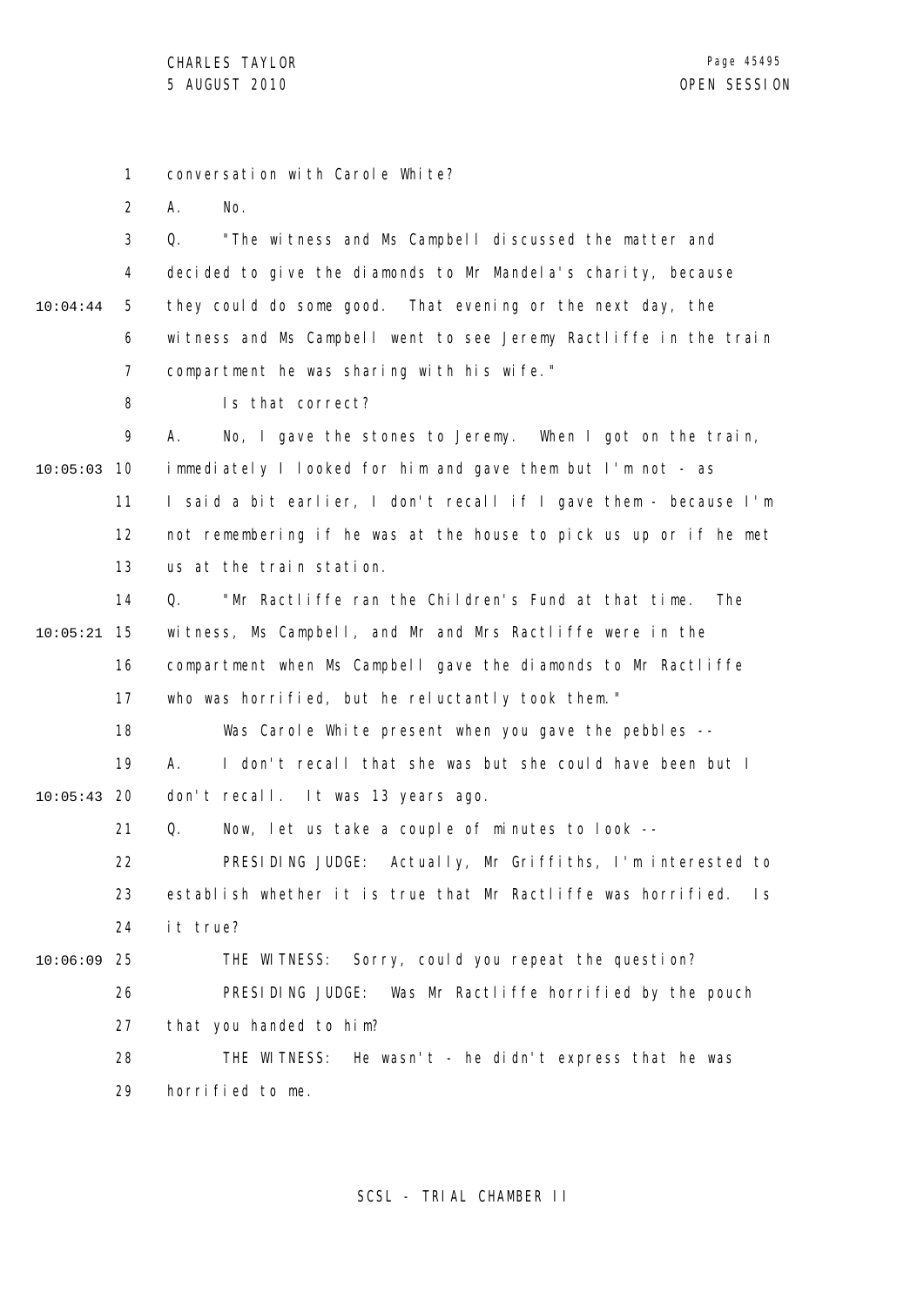conversation with Carole White?

A. No.

Q. "The witness and Ms Campbell discussed the matter and decided to give the diamonds to Mr Mandela's charity, because they could do some good. That evening or the next day, the witness and Ms Campbell went to see Jeremy Ractliffe in the train compartment he was sharing with his wife."

Is that correct?

A. No, I gave the stones to Jeremy. When I got on the train, immediately I looked for him and gave them but I'm not - as I said a bit earlier, I don't recall if I gave them - because I'm not remembering if he was at the house to pick us up or if he met us at the train station.

Q. "Mr Ractliffe ran the Children's Fund at that time. The witness, Ms Campbell, and Mr and Mrs Ractliffe were in the compartment when Ms Campbell gave the diamonds to Mr Ractliffe who was horrified, but he reluctantly took them."

Was Carole White present when you gave the pebbles --

A. I don't recall that she was but she could have been but I don't recall. It was 13 years ago.

Q. Now, let us take a couple of minutes to look --

PRESIDING JUDGE: Actually, Mr Griffiths, I'm interested to establish whether it is true that Mr Ractliffe was horrified. Is it true?

THE WITNESS: Sorry, could you repeat the question?

PRESIDING JUDGE: Was Mr Ractliffe horrified by the pouch that you handed to him?

THE WITNESS: He wasn't - he didn't express that he was horrified to me.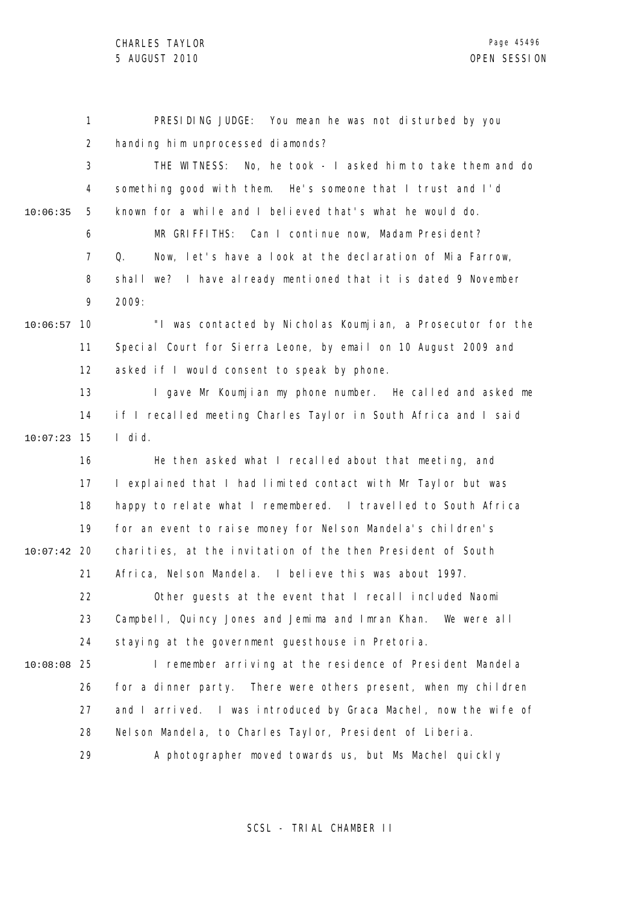PRESIDING JUDGE: You mean he was not disturbed by you handing him unprocessed diamonds?

THE WITNESS: No, he took - I asked him to take them and do something good with them. He's someone that I trust and I'd known for a while and I believed that's what he would do.

MR GRIFFITHS: Can I continue now, Madam President?

Q. Now, let's have a look at the declaration of Mia Farrow, shall we? I have already mentioned that it is dated 9 November 2009:

"I was contacted by Nicholas Koumjian, a Prosecutor for the Special Court for Sierra Leone, by email on 10 August 2009 and asked if I would consent to speak by phone.

I gave Mr Koumjian my phone number. He called and asked me if I recalled meeting Charles Taylor in South Africa and I said I did.

He then asked what I recalled about that meeting, and I explained that I had limited contact with Mr Taylor but was happy to relate what I remembered. I travelled to South Africa for an event to raise money for Nelson Mandela's children's charities, at the invitation of the then President of South Africa, Nelson Mandela. I believe this was about 1997.

Other guests at the event that I recall included Naomi Campbell, Quincy Jones and Jemima and Imran Khan. We were all staying at the government guesthouse in Pretoria.

I remember arriving at the residence of President Mandela for a dinner party. There were others present, when my children and I arrived. I was introduced by Graca Machel, now the wife of Nelson Mandela, to Charles Taylor, President of Liberia.

A photographer moved towards us, but Ms Machel quickly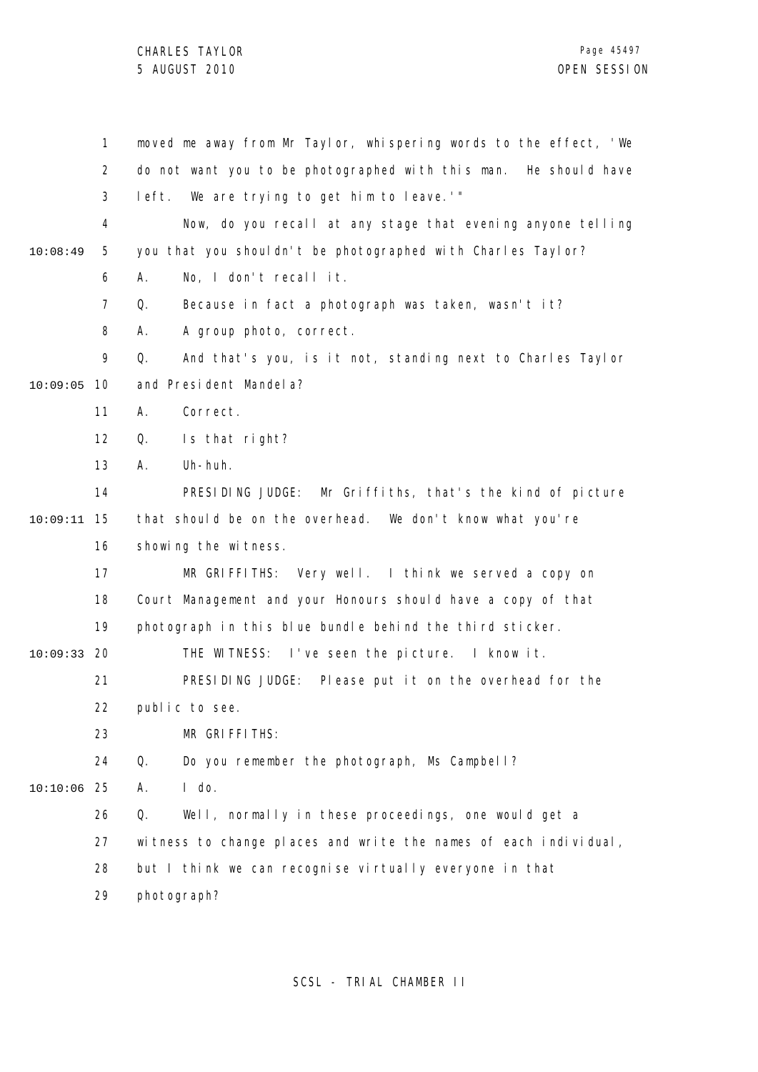moved me away from Mr Taylor, whispering words to the effect, 'We do not want you to be photographed with this man. He should have left. We are trying to get him to leave.'"

Now, do you recall at any stage that evening anyone telling you that you shouldn't be photographed with Charles Taylor?

A. No, I don't recall it.

Q. Because in fact a photograph was taken, wasn't it?

A. A group photo, correct.

Q. And that's you, is it not, standing next to Charles Taylor and President Mandela?

A. Correct.

Q. Is that right?

A. Uh-huh.

PRESIDING JUDGE: Mr Griffiths, that's the kind of picture that should be on the overhead. We don't know what you're showing the witness.

MR GRIFFITHS: Very well. I think we served a copy on Court Management and your Honours should have a copy of that photograph in this blue bundle behind the third sticker.

THE WITNESS: I've seen the picture. I know it.

PRESIDING JUDGE: Please put it on the overhead for the public to see.

MR GRIFFITHS:

Q. Do you remember the photograph, Ms Campbell?

A. I do.

Q. Well, normally in these proceedings, one would get a witness to change places and write the names of each individual, but I think we can recognise virtually everyone in that photograph?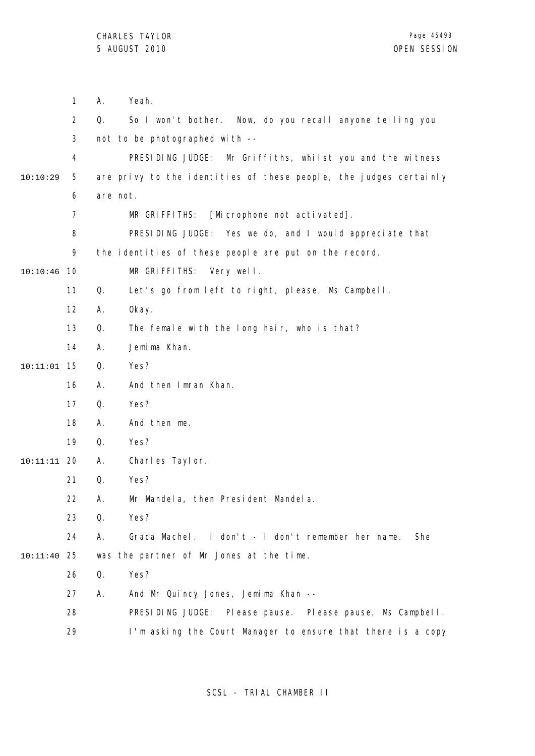1 A. Yeah.

2 Q. So I won't bother. Now, do you recall anyone telling you

3 not to be photographed with --

4 PRESIDING JUDGE: Mr Griffiths, whilst you and the witness

10:10:29 5 are privy to the identities of these people, the judges certainly

6 are not.

7 MR GRIFFITHS: [Microphone not activated].

8 PRESIDING JUDGE: Yes we do, and I would appreciate that

9 the identities of these people are put on the record.

10:10:46 10 MR GRIFFITHS: Very well.

11 Q. Let's go from left to right, please, Ms Campbell.

12 A. Okay.

13 Q. The female with the long hair, who is that?

14 A. Jemima Khan.

10:11:01 15 Q. Yes?

16 A. And then Imran Khan.

17 Q. Yes?

18 A. And then me.

19 Q. Yes?

10:11:11 20 A. Charles Taylor.

21 Q. Yes?

22 A. Mr Mandela, then President Mandela.

23 Q. Yes?

24 A. Graca Machel. I don't - I don't remember her name. She

10:11:40 25 was the partner of Mr Jones at the time.

26 Q. Yes?

27 A. And Mr Quincy Jones, Jemima Khan --

28 PRESIDING JUDGE: Please pause. Please pause, Ms Campbell.

29 I'm asking the Court Manager to ensure that there is a copy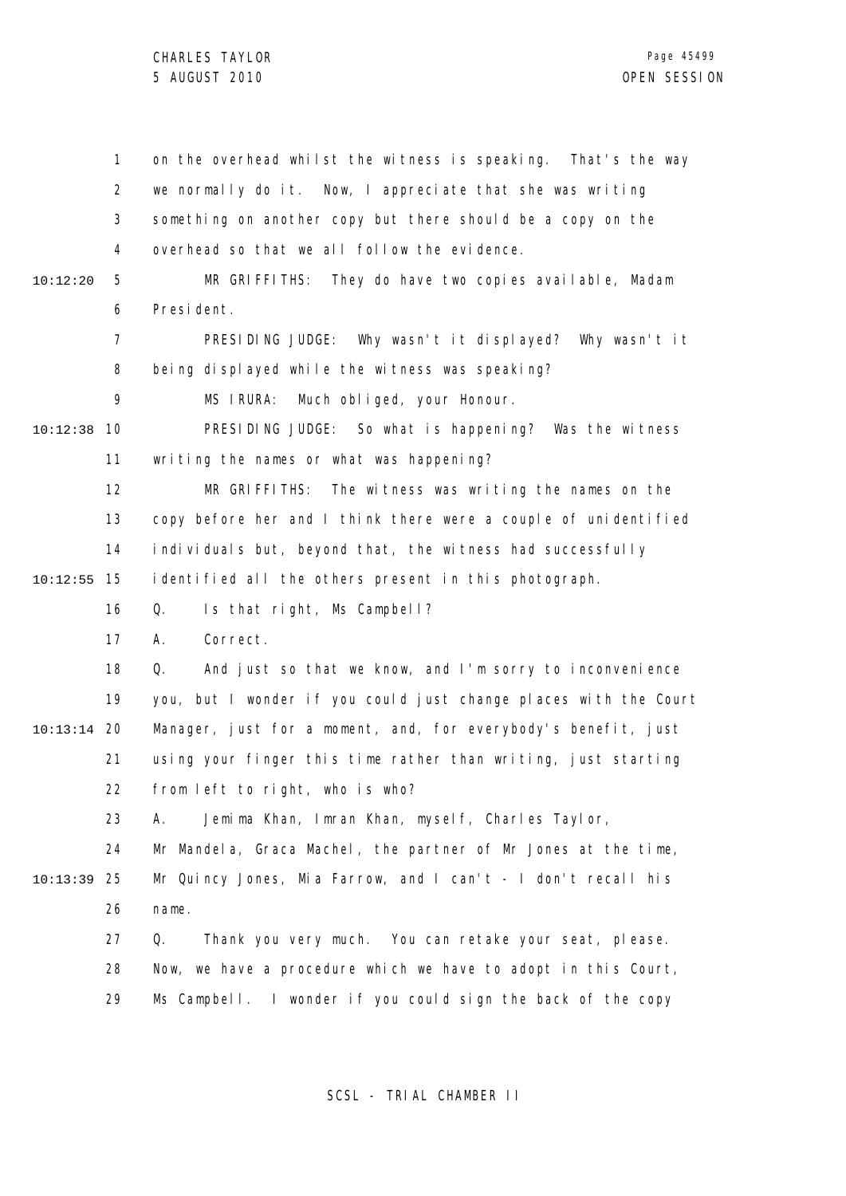on the overhead whilst the witness is speaking. That's the way we normally do it. Now, I appreciate that she was writing something on another copy but there should be a copy on the overhead so that we all follow the evidence.

MR GRIFFITHS: They do have two copies available, Madam President.

PRESIDING JUDGE: Why wasn't it displayed? Why wasn't it being displayed while the witness was speaking?

MS IRURA: Much obliged, your Honour.

PRESIDING JUDGE: So what is happening? Was the witness writing the names or what was happening?

MR GRIFFITHS: The witness was writing the names on the copy before her and I think there were a couple of unidentified individuals but, beyond that, the witness had successfully identified all the others present in this photograph.

Q. Is that right, Ms Campbell?

A. Correct.

Q. And just so that we know, and I'm sorry to inconvenience you, but I wonder if you could just change places with the Court Manager, just for a moment, and, for everybody's benefit, just using your finger this time rather than writing, just starting from left to right, who is who?

A. Jemima Khan, Imran Khan, myself, Charles Taylor, Mr Mandela, Graca Machel, the partner of Mr Jones at the time, Mr Quincy Jones, Mia Farrow, and I can't - I don't recall his name.

Q. Thank you very much. You can retake your seat, please. Now, we have a procedure which we have to adopt in this Court, Ms Campbell. I wonder if you could sign the back of the copy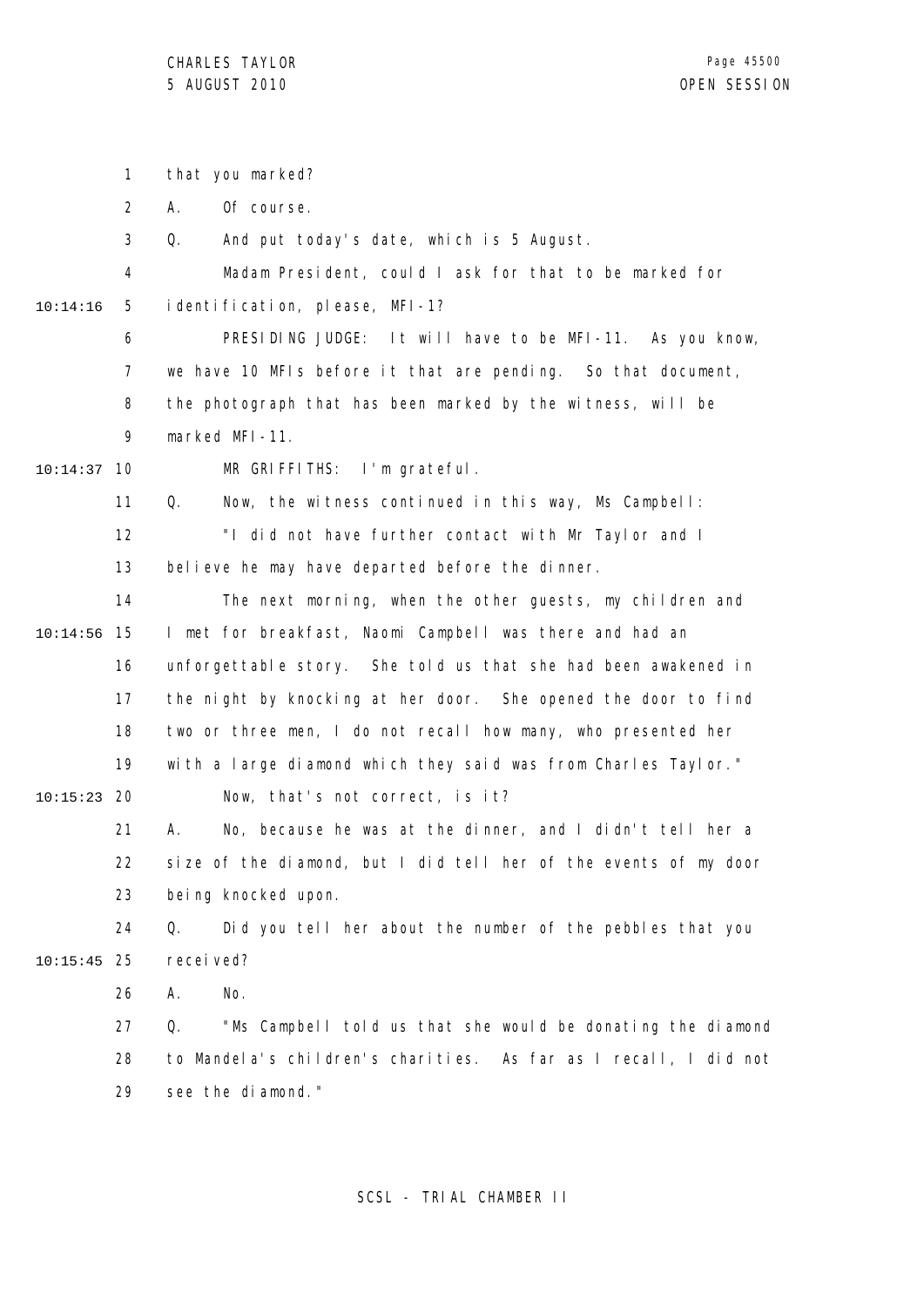that you marked?

A. Of course.

Q. And put today's date, which is 5 August.

Madam President, could I ask for that to be marked for identification, please, MFI-1?

PRESIDING JUDGE: It will have to be MFI-11. As you know, we have 10 MFIs before it that are pending. So that document, the photograph that has been marked by the witness, will be marked MFI-11.

MR GRIFFITHS: I'm grateful.

Q. Now, the witness continued in this way, Ms Campbell:

"I did not have further contact with Mr Taylor and I believe he may have departed before the dinner.

The next morning, when the other guests, my children and I met for breakfast, Naomi Campbell was there and had an unforgettable story. She told us that she had been awakened in the night by knocking at her door. She opened the door to find two or three men, I do not recall how many, who presented her with a large diamond which they said was from Charles Taylor."

Now, that's not correct, is it?

A. No, because he was at the dinner, and I didn't tell her a size of the diamond, but I did tell her of the events of my door being knocked upon.

Q. Did you tell her about the number of the pebbles that you received?

A. No.

Q. "Ms Campbell told us that she would be donating the diamond to Mandela's children's charities. As far as I recall, I did not see the diamond."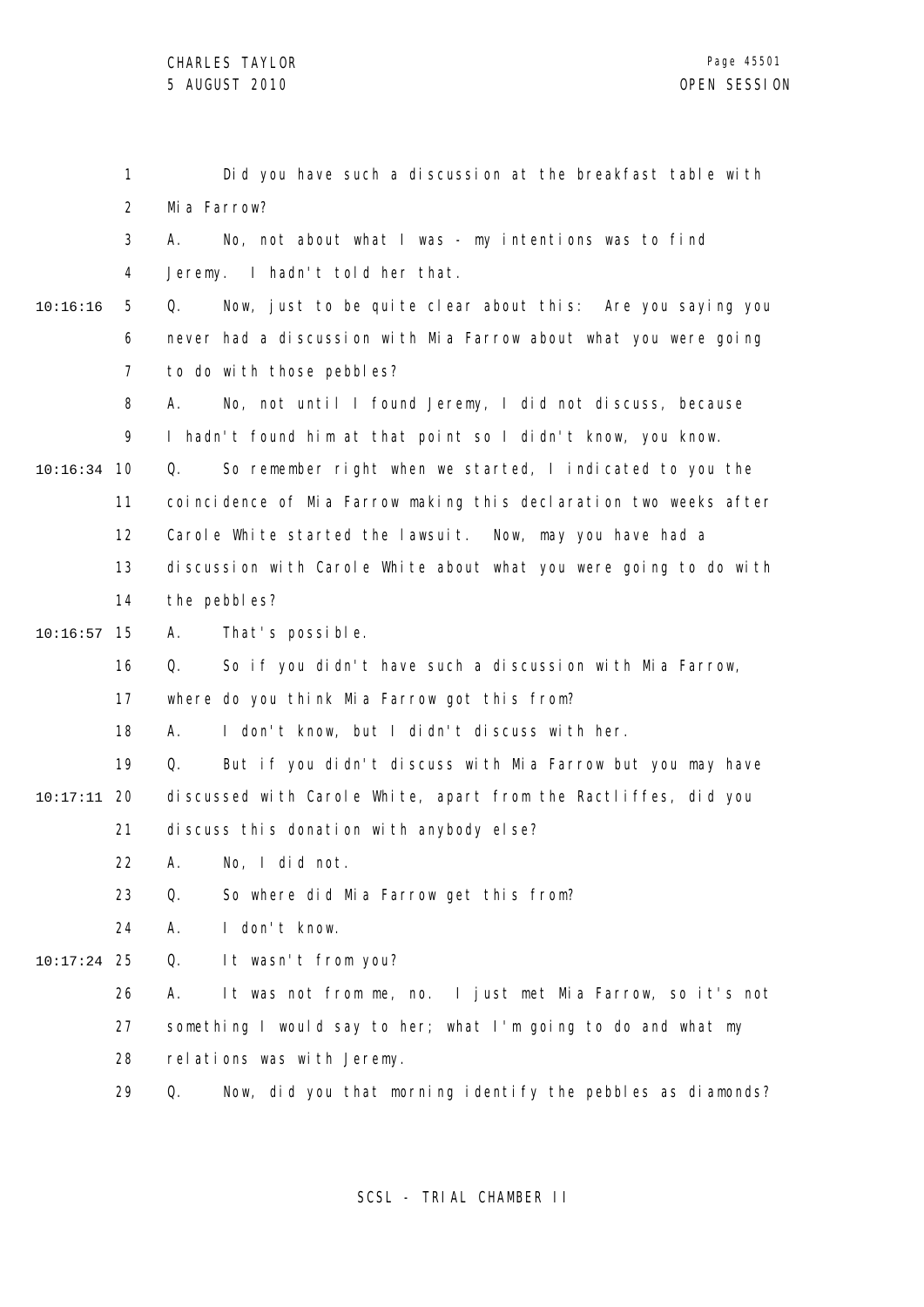Did you have such a discussion at the breakfast table with Mia Farrow?

A. No, not about what I was - my intentions was to find Jeremy. I hadn't told her that.

Q. Now, just to be quite clear about this: Are you saying you never had a discussion with Mia Farrow about what you were going to do with those pebbles?

A. No, not until I found Jeremy, I did not discuss, because I hadn't found him at that point so I didn't know, you know.

Q. So remember right when we started, I indicated to you the coincidence of Mia Farrow making this declaration two weeks after Carole White started the lawsuit. Now, may you have had a discussion with Carole White about what you were going to do with the pebbles?

A. That's possible.

Q. So if you didn't have such a discussion with Mia Farrow, where do you think Mia Farrow got this from?

A. I don't know, but I didn't discuss with her.

Q. But if you didn't discuss with Mia Farrow but you may have discussed with Carole White, apart from the Ractliffes, did you discuss this donation with anybody else?

A. No, I did not.

Q. So where did Mia Farrow get this from?

A. I don't know.

Q. It wasn't from you?

A. It was not from me, no. I just met Mia Farrow, so it's not something I would say to her; what I'm going to do and what my relations was with Jeremy.

Q. Now, did you that morning identify the pebbles as diamonds?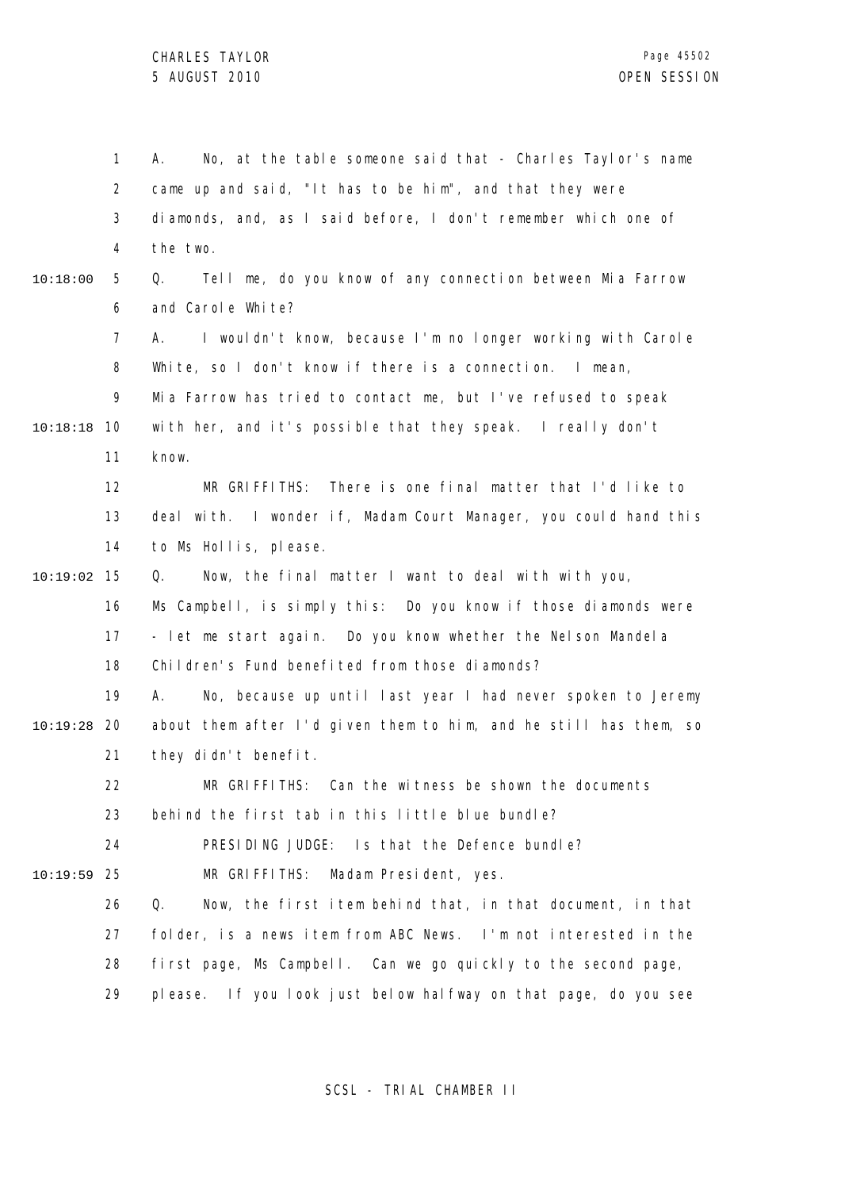A. No, at the table someone said that - Charles Taylor's name came up and said, "It has to be him", and that they were diamonds, and, as I said before, I don't remember which one of the two.

Q. Tell me, do you know of any connection between Mia Farrow and Carole White?

A. I wouldn't know, because I'm no longer working with Carole White, so I don't know if there is a connection. I mean, Mia Farrow has tried to contact me, but I've refused to speak with her, and it's possible that they speak. I really don't know.

MR GRIFFITHS: There is one final matter that I'd like to deal with. I wonder if, Madam Court Manager, you could hand this to Ms Hollis, please.

Q. Now, the final matter I want to deal with with you, Ms Campbell, is simply this: Do you know if those diamonds were - let me start again. Do you know whether the Nelson Mandela Children's Fund benefited from those diamonds?

A. No, because up until last year I had never spoken to Jeremy about them after I'd given them to him, and he still has them, so they didn't benefit.

MR GRIFFITHS: Can the witness be shown the documents behind the first tab in this little blue bundle?

PRESIDING JUDGE: Is that the Defence bundle?

MR GRIFFITHS: Madam President, yes.

Q. Now, the first item behind that, in that document, in that folder, is a news item from ABC News. I'm not interested in the first page, Ms Campbell. Can we go quickly to the second page, please. If you look just below halfway on that page, do you see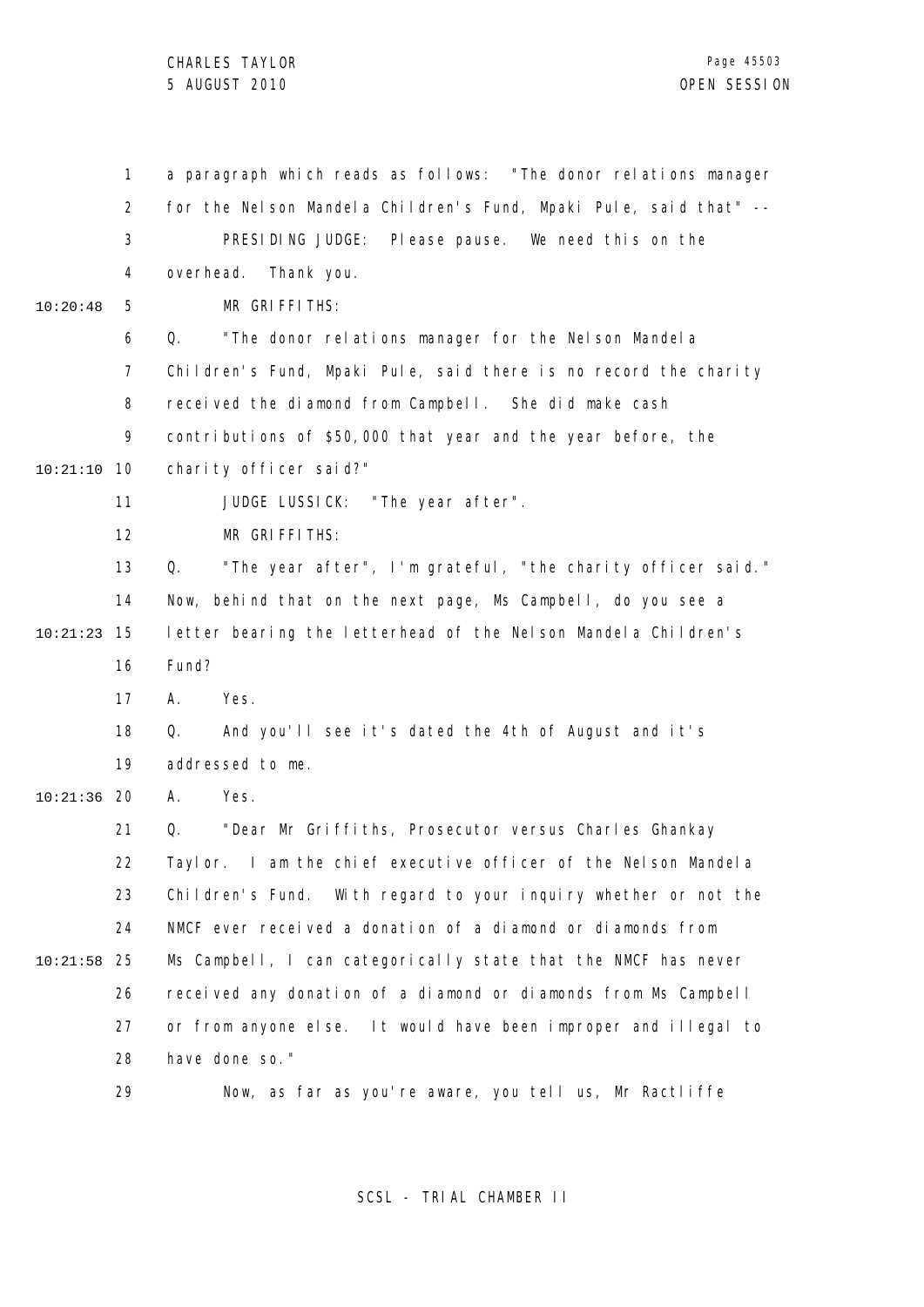a paragraph which reads as follows: "The donor relations manager for the Nelson Mandela Children's Fund, Mpaki Pule, said that" --

PRESIDING JUDGE: Please pause. We need this on the overhead. Thank you.

MR GRIFFITHS:

Q. "The donor relations manager for the Nelson Mandela Children's Fund, Mpaki Pule, said there is no record the charity received the diamond from Campbell. She did make cash contributions of $50,000 that year and the year before, the charity officer said?"

JUDGE LUSSICK: "The year after".

MR GRIFFITHS:

Q. "The year after", I'm grateful, "the charity officer said." Now, behind that on the next page, Ms Campbell, do you see a letter bearing the letterhead of the Nelson Mandela Children's Fund?

A. Yes.

Q. And you'll see it's dated the 4th of August and it's addressed to me.

A. Yes.

Q. "Dear Mr Griffiths, Prosecutor versus Charles Ghankay Taylor. I am the chief executive officer of the Nelson Mandela Children's Fund. With regard to your inquiry whether or not the NMCF ever received a donation of a diamond or diamonds from Ms Campbell, I can categorically state that the NMCF has never received any donation of a diamond or diamonds from Ms Campbell or from anyone else. It would have been improper and illegal to have done so."

Now, as far as you're aware, you tell us, Mr Ractliffe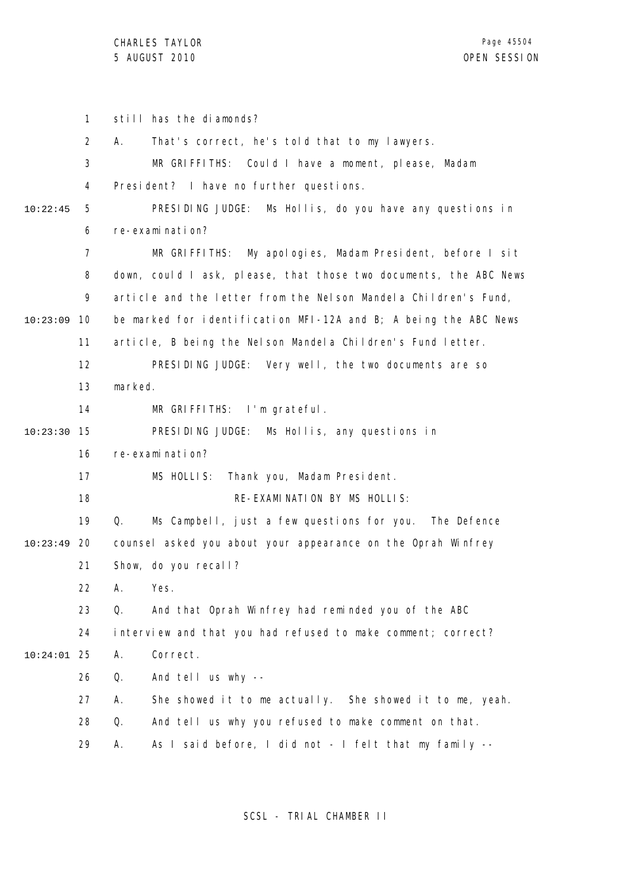still has the diamonds?

A. That's correct, he's told that to my lawyers.

MR GRIFFITHS: Could I have a moment, please, Madam President? I have no further questions.

PRESIDING JUDGE: Ms Hollis, do you have any questions in re-examination?

MR GRIFFITHS: My apologies, Madam President, before I sit down, could I ask, please, that those two documents, the ABC News article and the letter from the Nelson Mandela Children's Fund, be marked for identification MFI-12A and B; A being the ABC News article, B being the Nelson Mandela Children's Fund letter.

PRESIDING JUDGE: Very well, the two documents are so marked.

MR GRIFFITHS: I'm grateful.

PRESIDING JUDGE: Ms Hollis, any questions in re-examination?

MS HOLLIS: Thank you, Madam President.

RE-EXAMINATION BY MS HOLLIS:

Q. Ms Campbell, just a few questions for you. The Defence counsel asked you about your appearance on the Oprah Winfrey Show, do you recall?

A. Yes.

Q. And that Oprah Winfrey had reminded you of the ABC interview and that you had refused to make comment; correct?

A. Correct.

Q. And tell us why --

A. She showed it to me actually. She showed it to me, yeah.

Q. And tell us why you refused to make comment on that.

A. As I said before, I did not - I felt that my family --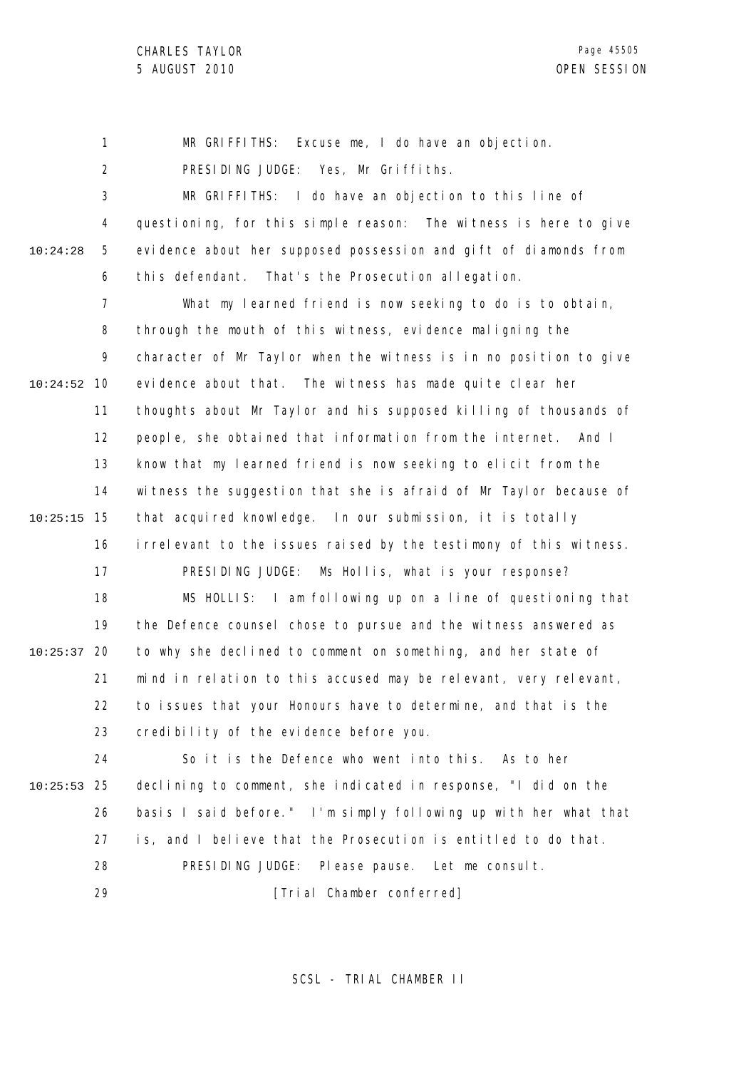MR GRIFFITHS: Excuse me, I do have an objection.

PRESIDING JUDGE: Yes, Mr Griffiths.

MR GRIFFITHS: I do have an objection to this line of questioning, for this simple reason: The witness is here to give evidence about her supposed possession and gift of diamonds from this defendant. That's the Prosecution allegation.

What my learned friend is now seeking to do is to obtain, through the mouth of this witness, evidence maligning the character of Mr Taylor when the witness is in no position to give evidence about that. The witness has made quite clear her thoughts about Mr Taylor and his supposed killing of thousands of people, she obtained that information from the internet. And I know that my learned friend is now seeking to elicit from the witness the suggestion that she is afraid of Mr Taylor because of that acquired knowledge. In our submission, it is totally irrelevant to the issues raised by the testimony of this witness.

PRESIDING JUDGE: Ms Hollis, what is your response?

MS HOLLIS: I am following up on a line of questioning that the Defence counsel chose to pursue and the witness answered as to why she declined to comment on something, and her state of mind in relation to this accused may be relevant, very relevant, to issues that your Honours have to determine, and that is the credibility of the evidence before you.

So it is the Defence who went into this. As to her declining to comment, she indicated in response, "I did on the basis I said before." I'm simply following up with her what that is, and I believe that the Prosecution is entitled to do that.

PRESIDING JUDGE: Please pause. Let me consult.

[Trial Chamber conferred]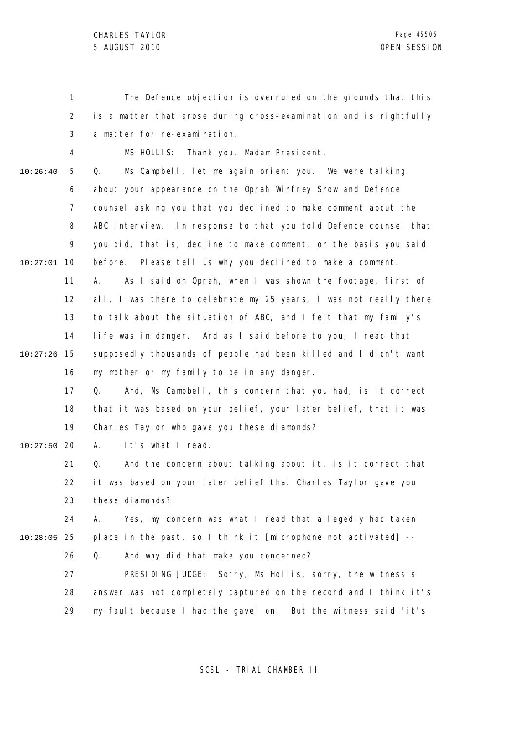The Defence objection is overruled on the grounds that this is a matter that arose during cross-examination and is rightfully a matter for re-examination.

MS HOLLIS: Thank you, Madam President.

Q. Ms Campbell, let me again orient you. We were talking about your appearance on the Oprah Winfrey Show and Defence counsel asking you that you declined to make comment about the ABC interview. In response to that you told Defence counsel that you did, that is, decline to make comment, on the basis you said before. Please tell us why you declined to make a comment.

A. As I said on Oprah, when I was shown the footage, first of all, I was there to celebrate my 25 years, I was not really there to talk about the situation of ABC, and I felt that my family's life was in danger. And as I said before to you, I read that supposedly thousands of people had been killed and I didn't want my mother or my family to be in any danger.

Q. And, Ms Campbell, this concern that you had, is it correct that it was based on your belief, your later belief, that it was Charles Taylor who gave you these diamonds?

A. It's what I read.

Q. And the concern about talking about it, is it correct that it was based on your later belief that Charles Taylor gave you these diamonds?

A. Yes, my concern was what I read that allegedly had taken place in the past, so I think it [microphone not activated] --

Q. And why did that make you concerned?

PRESIDING JUDGE: Sorry, Ms Hollis, sorry, the witness's answer was not completely captured on the record and I think it's my fault because I had the gavel on. But the witness said "it's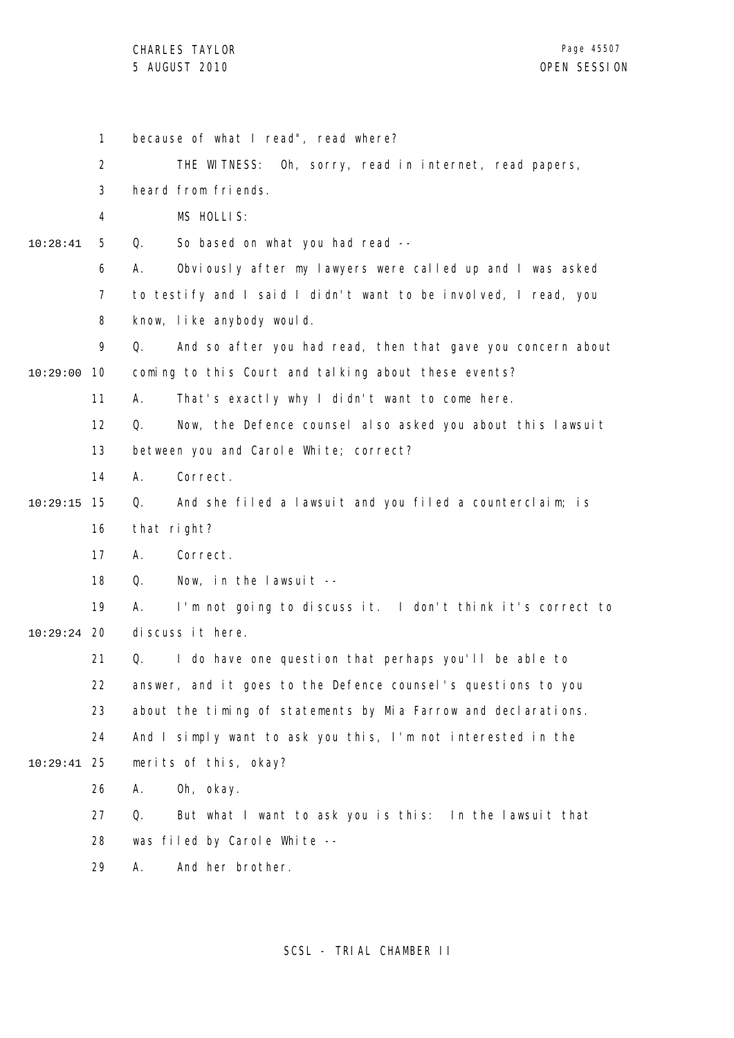because of what I read", read where?

THE WITNESS: Oh, sorry, read in internet, read papers, heard from friends.

MS HOLLIS:

Q. So based on what you had read --

A. Obviously after my lawyers were called up and I was asked to testify and I said I didn't want to be involved, I read, you know, like anybody would.

Q. And so after you had read, then that gave you concern about coming to this Court and talking about these events?

A. That's exactly why I didn't want to come here.

Q. Now, the Defence counsel also asked you about this lawsuit between you and Carole White; correct?

A. Correct.

Q. And she filed a lawsuit and you filed a counterclaim; is that right?

A. Correct.

Q. Now, in the lawsuit --

A. I'm not going to discuss it. I don't think it's correct to discuss it here.

Q. I do have one question that perhaps you'll be able to answer, and it goes to the Defence counsel's questions to you about the timing of statements by Mia Farrow and declarations. And I simply want to ask you this, I'm not interested in the merits of this, okay?

A. Oh, okay.

Q. But what I want to ask you is this: In the lawsuit that was filed by Carole White --

A. And her brother.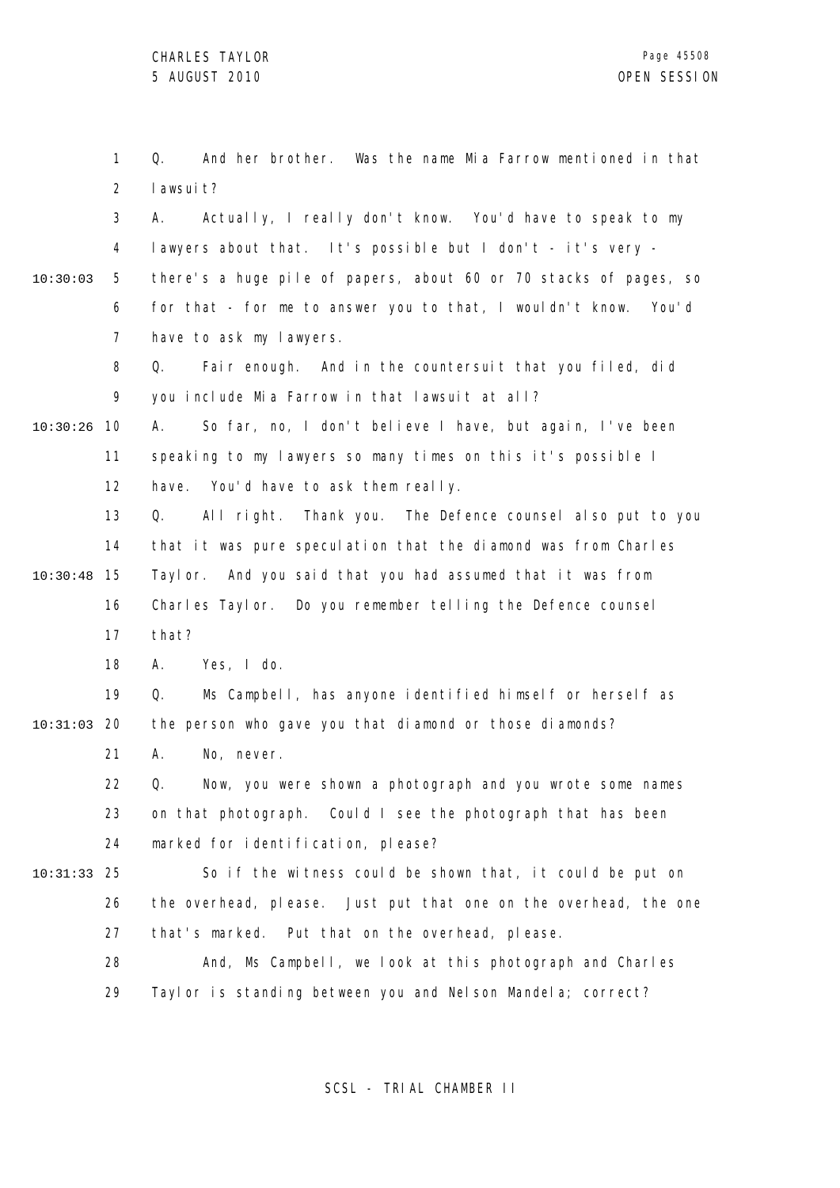Q. And her brother. Was the name Mia Farrow mentioned in that lawsuit?

A. Actually, I really don't know. You'd have to speak to my lawyers about that. It's possible but I don't - it's very - there's a huge pile of papers, about 60 or 70 stacks of pages, so for that - for me to answer you to that, I wouldn't know. You'd have to ask my lawyers.

Q. Fair enough. And in the countersuit that you filed, did you include Mia Farrow in that lawsuit at all?

A. So far, no, I don't believe I have, but again, I've been speaking to my lawyers so many times on this it's possible I have. You'd have to ask them really.

Q. All right. Thank you. The Defence counsel also put to you that it was pure speculation that the diamond was from Charles Taylor. And you said that you had assumed that it was from Charles Taylor. Do you remember telling the Defence counsel that?

A. Yes, I do.

Q. Ms Campbell, has anyone identified himself or herself as the person who gave you that diamond or those diamonds?

A. No, never.

Q. Now, you were shown a photograph and you wrote some names on that photograph. Could I see the photograph that has been marked for identification, please?

So if the witness could be shown that, it could be put on the overhead, please. Just put that one on the overhead, the one that's marked. Put that on the overhead, please.

And, Ms Campbell, we look at this photograph and Charles Taylor is standing between you and Nelson Mandela; correct?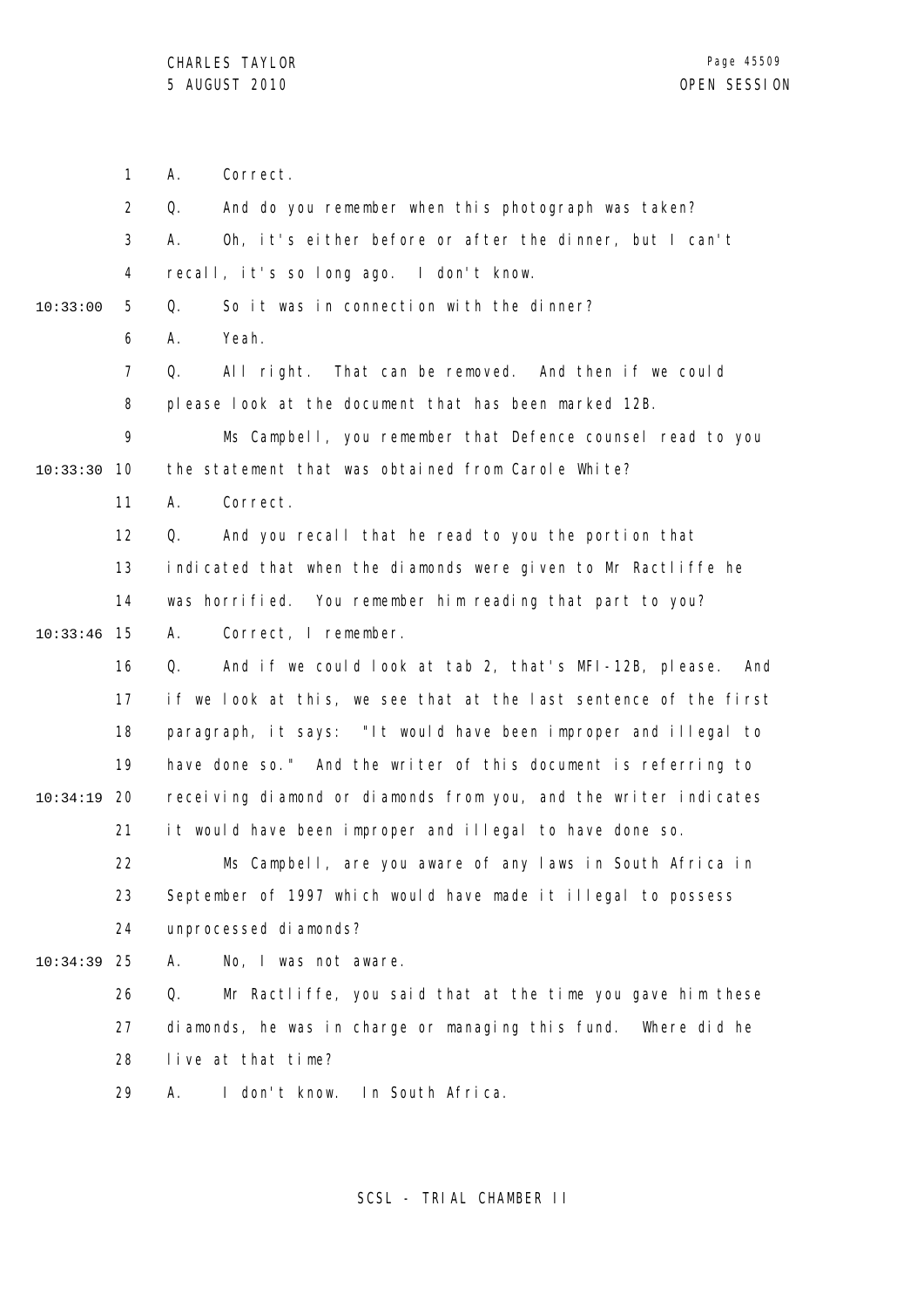1 A. Correct.

2 Q. And do you remember when this photograph was taken?

3 A. Oh, it's either before or after the dinner, but I can't

4 recall, it's so long ago. I don't know.

10:33:00 5 Q. So it was in connection with the dinner?

6 A. Yeah.

7 Q. All right. That can be removed. And then if we could

8 please look at the document that has been marked 12B.

9 Ms Campbell, you remember that Defence counsel read to you

10:33:30 10 the statement that was obtained from Carole White?

11 A. Correct.

12 Q. And you recall that he read to you the portion that

13 indicated that when the diamonds were given to Mr Ractliffe he

14 was horrified. You remember him reading that part to you?

10:33:46 15 A. Correct, I remember.

16 Q. And if we could look at tab 2, that's MFI-12B, please. And

17 if we look at this, we see that at the last sentence of the first

18 paragraph, it says: "It would have been improper and illegal to

19 have done so." And the writer of this document is referring to

10:34:19 20 receiving diamond or diamonds from you, and the writer indicates

21 it would have been improper and illegal to have done so.

22 Ms Campbell, are you aware of any laws in South Africa in

23 September of 1997 which would have made it illegal to possess

24 unprocessed diamonds?

10:34:39 25 A. No, I was not aware.

26 Q. Mr Ractliffe, you said that at the time you gave him these

27 diamonds, he was in charge or managing this fund. Where did he

28 live at that time?

29 A. I don't know. In South Africa.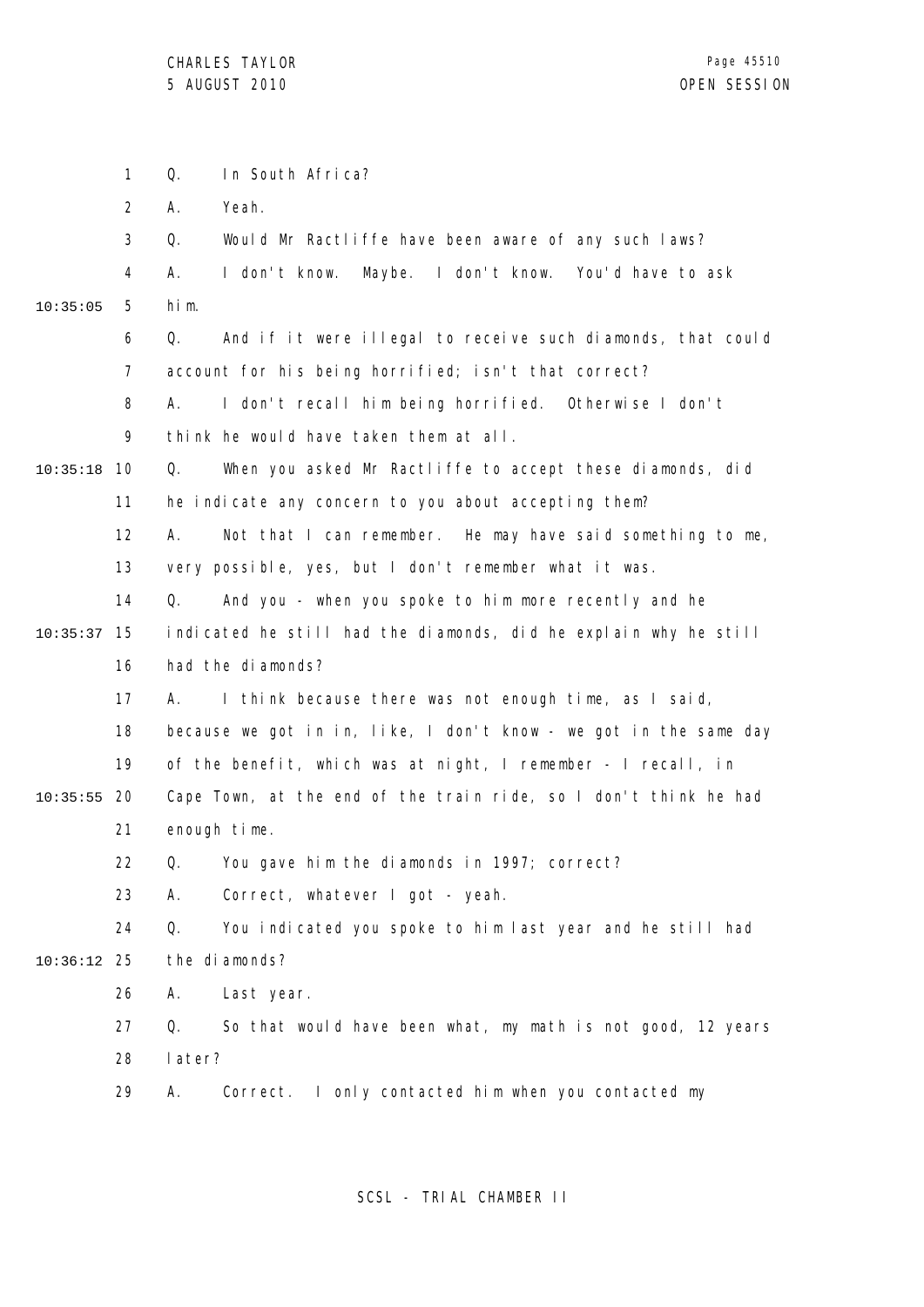Q. In South Africa?

A. Yeah.

Q. Would Mr Ractliffe have been aware of any such laws?

A. I don't know. Maybe. I don't know. You'd have to ask him.

Q. And if it were illegal to receive such diamonds, that could account for his being horrified; isn't that correct?

A. I don't recall him being horrified. Otherwise I don't think he would have taken them at all.

Q. When you asked Mr Ractliffe to accept these diamonds, did he indicate any concern to you about accepting them?

A. Not that I can remember. He may have said something to me, very possible, yes, but I don't remember what it was.

Q. And you - when you spoke to him more recently and he indicated he still had the diamonds, did he explain why he still had the diamonds?

A. I think because there was not enough time, as I said, because we got in in, like, I don't know - we got in the same day of the benefit, which was at night, I remember - I recall, in Cape Town, at the end of the train ride, so I don't think he had enough time.

Q. You gave him the diamonds in 1997; correct?

A. Correct, whatever I got - yeah.

Q. You indicated you spoke to him last year and he still had the diamonds?

A. Last year.

Q. So that would have been what, my math is not good, 12 years later?

A. Correct. I only contacted him when you contacted my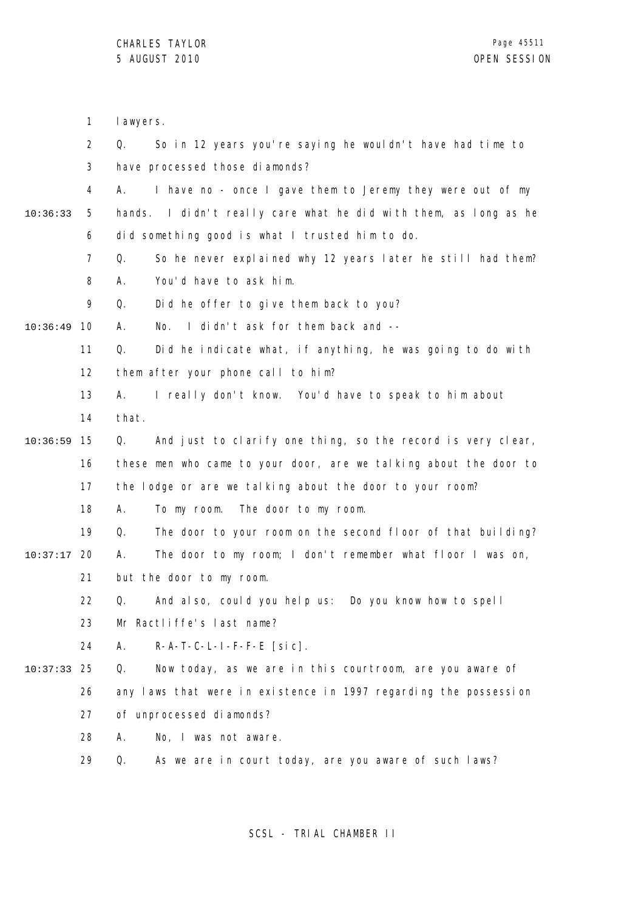1 lawyers.

2 Q. So in 12 years you're saying he wouldn't have had time to

3 have processed those diamonds?

4 A. I have no - once I gave them to Jeremy they were out of my

10:36:33 5 hands. I didn't really care what he did with them, as long as he

6 did something good is what I trusted him to do.

7 Q. So he never explained why 12 years later he still had them?

8 A. You'd have to ask him.

9 Q. Did he offer to give them back to you?

10:36:49 10 A. No. I didn't ask for them back and --

11 Q. Did he indicate what, if anything, he was going to do with

12 them after your phone call to him?

13 A. I really don't know. You'd have to speak to him about

14 that.

10:36:59 15 Q. And just to clarify one thing, so the record is very clear,

16 these men who came to your door, are we talking about the door to

17 the lodge or are we talking about the door to your room?

18 A. To my room. The door to my room.

19 Q. The door to your room on the second floor of that building?

10:37:17 20 A. The door to my room; I don't remember what floor I was on,

21 but the door to my room.

22 Q. And also, could you help us: Do you know how to spell

23 Mr Ractliffe's last name?

24 A. R-A-T-C-L-I-F-F-E [sic].

10:37:33 25 Q. Now today, as we are in this courtroom, are you aware of

26 any laws that were in existence in 1997 regarding the possession

27 of unprocessed diamonds?

28 A. No, I was not aware.

29 Q. As we are in court today, are you aware of such laws?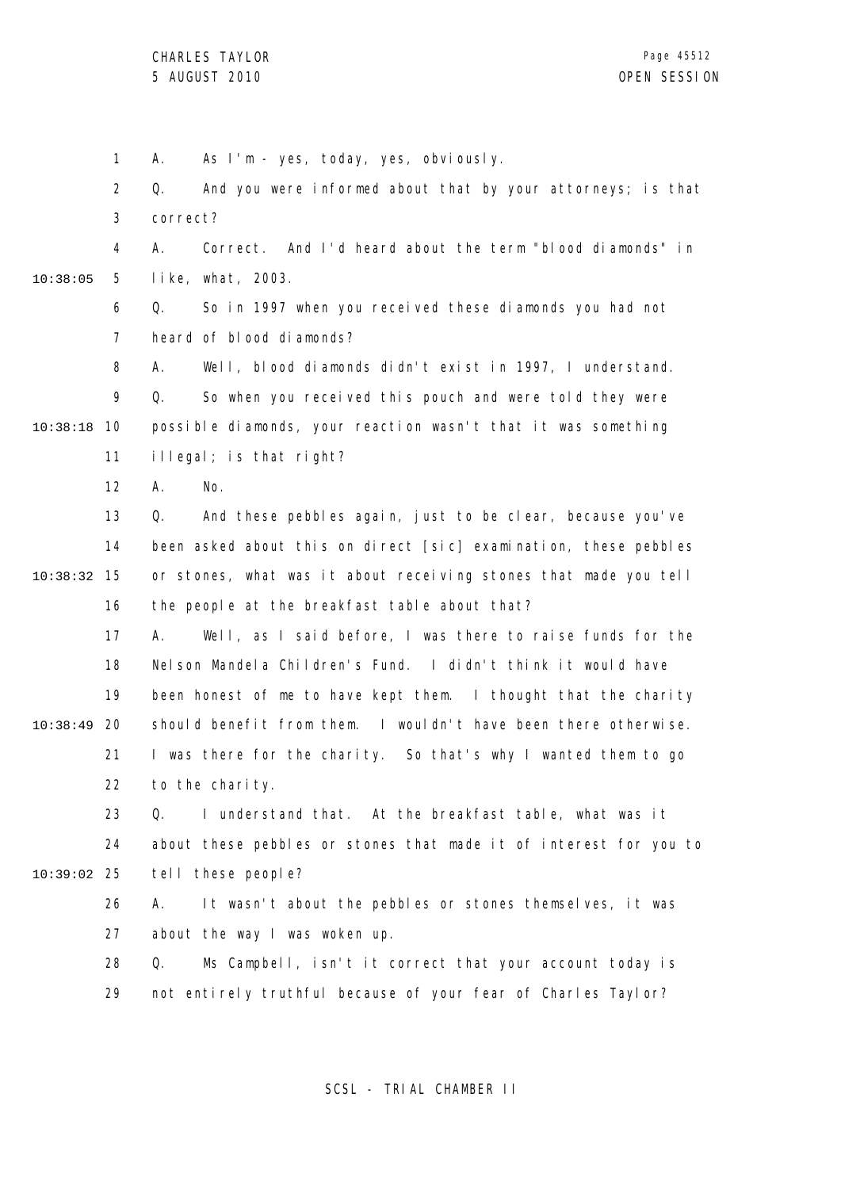A. As I'm - yes, today, yes, obviously.

Q. And you were informed about that by your attorneys; is that correct?

A. Correct. And I'd heard about the term "blood diamonds" in like, what, 2003.

Q. So in 1997 when you received these diamonds you had not heard of blood diamonds?

A. Well, blood diamonds didn't exist in 1997, I understand.

Q. So when you received this pouch and were told they were possible diamonds, your reaction wasn't that it was something illegal; is that right?

A. No.

Q. And these pebbles again, just to be clear, because you've been asked about this on direct [sic] examination, these pebbles or stones, what was it about receiving stones that made you tell the people at the breakfast table about that?

A. Well, as I said before, I was there to raise funds for the Nelson Mandela Children's Fund. I didn't think it would have been honest of me to have kept them. I thought that the charity should benefit from them. I wouldn't have been there otherwise. I was there for the charity. So that's why I wanted them to go to the charity.

Q. I understand that. At the breakfast table, what was it about these pebbles or stones that made it of interest for you to tell these people?

A. It wasn't about the pebbles or stones themselves, it was about the way I was woken up.

Q. Ms Campbell, isn't it correct that your account today is not entirely truthful because of your fear of Charles Taylor?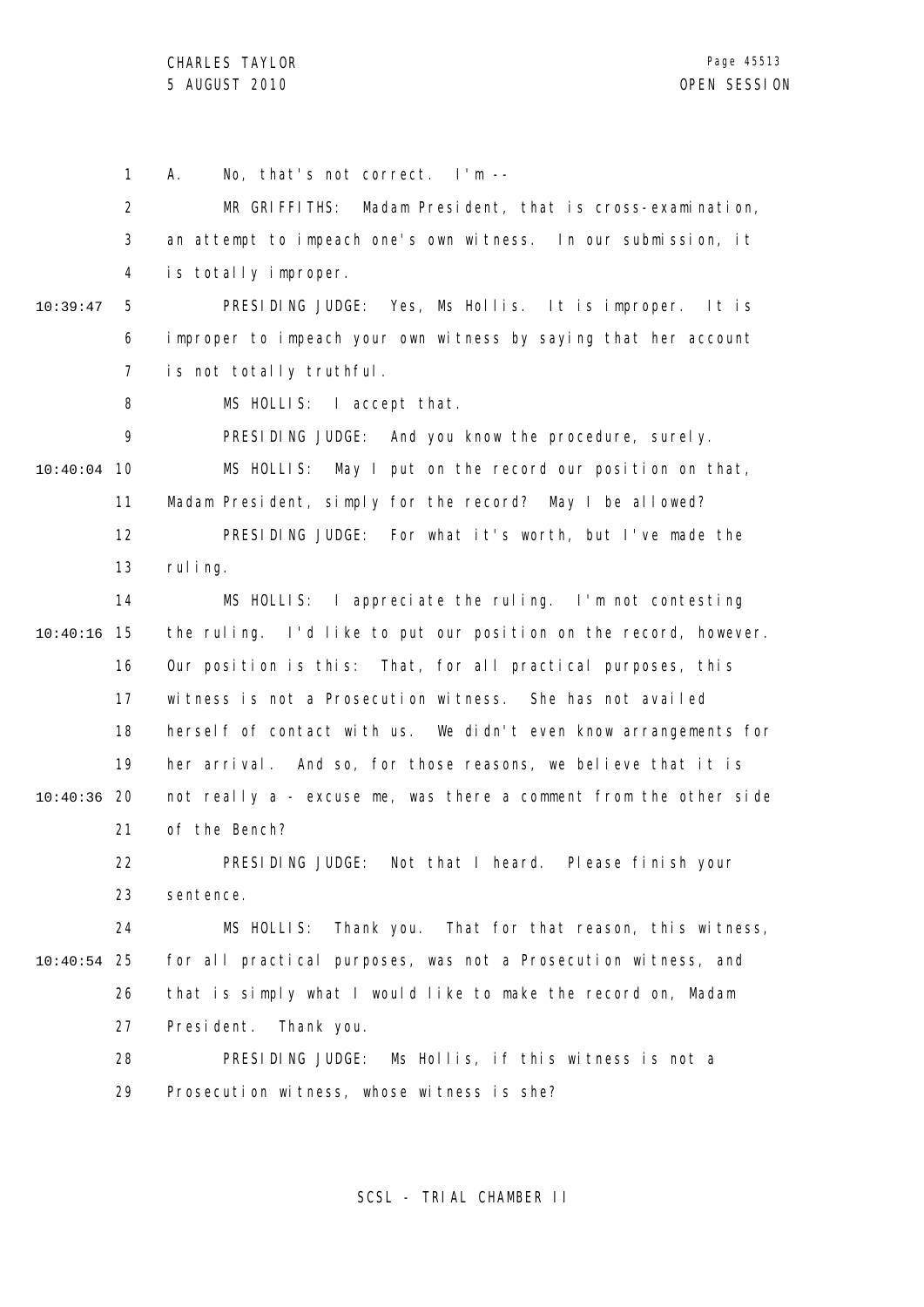A. No, that's not correct. I'm --

MR GRIFFITHS: Madam President, that is cross-examination, an attempt to impeach one's own witness. In our submission, it is totally improper.

PRESIDING JUDGE: Yes, Ms Hollis. It is improper. It is improper to impeach your own witness by saying that her account is not totally truthful.

MS HOLLIS: I accept that.

PRESIDING JUDGE: And you know the procedure, surely.

MS HOLLIS: May I put on the record our position on that, Madam President, simply for the record? May I be allowed?

PRESIDING JUDGE: For what it's worth, but I've made the ruling.

MS HOLLIS: I appreciate the ruling. I'm not contesting the ruling. I'd like to put our position on the record, however. Our position is this: That, for all practical purposes, this witness is not a Prosecution witness. She has not availed herself of contact with us. We didn't even know arrangements for her arrival. And so, for those reasons, we believe that it is not really a - excuse me, was there a comment from the other side of the Bench?

PRESIDING JUDGE: Not that I heard. Please finish your sentence.

MS HOLLIS: Thank you. That for that reason, this witness, for all practical purposes, was not a Prosecution witness, and that is simply what I would like to make the record on, Madam President. Thank you.

PRESIDING JUDGE: Ms Hollis, if this witness is not a Prosecution witness, whose witness is she?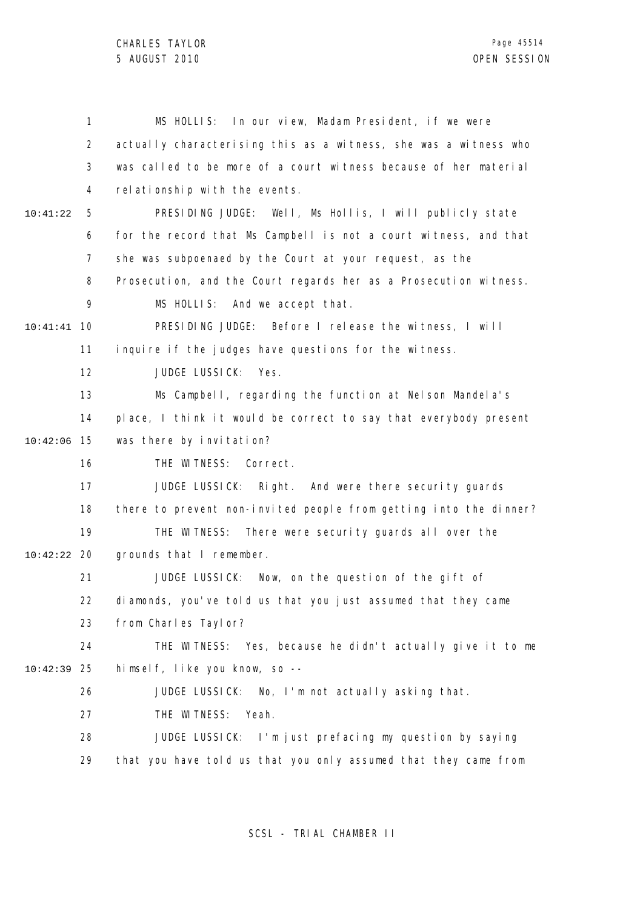MS HOLLIS: In our view, Madam President, if we were actually characterising this as a witness, she was a witness who was called to be more of a court witness because of her material relationship with the events.

PRESIDING JUDGE: Well, Ms Hollis, I will publicly state for the record that Ms Campbell is not a court witness, and that she was subpoenaed by the Court at your request, as the Prosecution, and the Court regards her as a Prosecution witness.

MS HOLLIS: And we accept that.

PRESIDING JUDGE: Before I release the witness, I will inquire if the judges have questions for the witness.

JUDGE LUSSICK: Yes.

Ms Campbell, regarding the function at Nelson Mandela's place, I think it would be correct to say that everybody present was there by invitation?

THE WITNESS: Correct.

JUDGE LUSSICK: Right. And were there security guards there to prevent non-invited people from getting into the dinner?

THE WITNESS: There were security guards all over the grounds that I remember.

JUDGE LUSSICK: Now, on the question of the gift of diamonds, you've told us that you just assumed that they came from Charles Taylor?

THE WITNESS: Yes, because he didn't actually give it to me himself, like you know, so --

JUDGE LUSSICK: No, I'm not actually asking that.

THE WITNESS: Yeah.

JUDGE LUSSICK: I'm just prefacing my question by saying that you have told us that you only assumed that they came from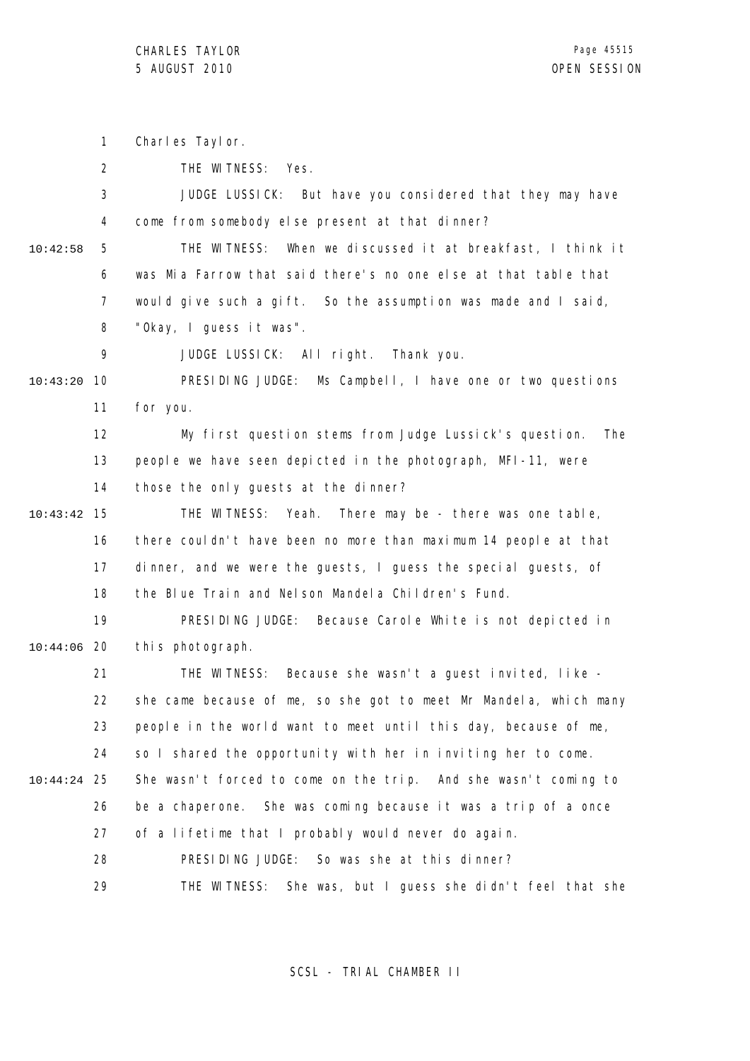1 Charles Taylor.

2 THE WITNESS: Yes.

3 JUDGE LUSSICK: But have you considered that they may have

4 come from somebody else present at that dinner?

10:42:58 5 THE WITNESS: When we discussed it at breakfast, I think it

6 was Mia Farrow that said there's no one else at that table that

7 would give such a gift. So the assumption was made and I said,

8 "Okay, I guess it was".

9 JUDGE LUSSICK: All right. Thank you.

10:43:20 10 PRESIDING JUDGE: Ms Campbell, I have one or two questions

11 for you.

12 My first question stems from Judge Lussick's question. The

13 people we have seen depicted in the photograph, MFI-11, were

14 those the only guests at the dinner?

10:43:42 15 THE WITNESS: Yeah. There may be - there was one table,

16 there couldn't have been no more than maximum 14 people at that

17 dinner, and we were the guests, I guess the special guests, of

18 the Blue Train and Nelson Mandela Children's Fund.

19 PRESIDING JUDGE: Because Carole White is not depicted in

10:44:06 20 this photograph.

21 THE WITNESS: Because she wasn't a guest invited, like -

22 she came because of me, so she got to meet Mr Mandela, which many

23 people in the world want to meet until this day, because of me,

24 so I shared the opportunity with her in inviting her to come.

10:44:24 25 She wasn't forced to come on the trip. And she wasn't coming to

26 be a chaperone. She was coming because it was a trip of a once

27 of a lifetime that I probably would never do again.

28 PRESIDING JUDGE: So was she at this dinner?

29 THE WITNESS: She was, but I guess she didn't feel that she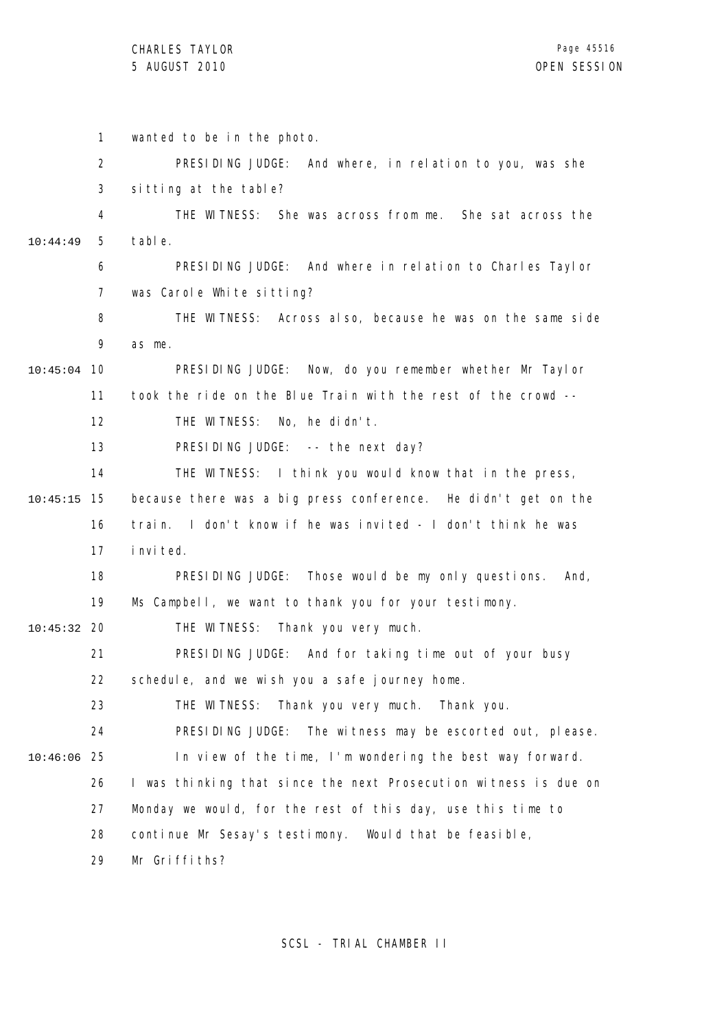wanted to be in the photo.

PRESIDING JUDGE: And where, in relation to you, was she sitting at the table?

THE WITNESS: She was across from me. She sat across the table.

PRESIDING JUDGE: And where in relation to Charles Taylor was Carole White sitting?

THE WITNESS: Across also, because he was on the same side as me.

PRESIDING JUDGE: Now, do you remember whether Mr Taylor took the ride on the Blue Train with the rest of the crowd --

THE WITNESS: No, he didn't.

PRESIDING JUDGE: -- the next day?

THE WITNESS: I think you would know that in the press, because there was a big press conference. He didn't get on the train. I don't know if he was invited - I don't think he was invited.

PRESIDING JUDGE: Those would be my only questions. And, Ms Campbell, we want to thank you for your testimony.

THE WITNESS: Thank you very much.

PRESIDING JUDGE: And for taking time out of your busy schedule, and we wish you a safe journey home.

THE WITNESS: Thank you very much. Thank you.

PRESIDING JUDGE: The witness may be escorted out, please. In view of the time, I'm wondering the best way forward. I was thinking that since the next Prosecution witness is due on Monday we would, for the rest of this day, use this time to continue Mr Sesay's testimony. Would that be feasible, Mr Griffiths?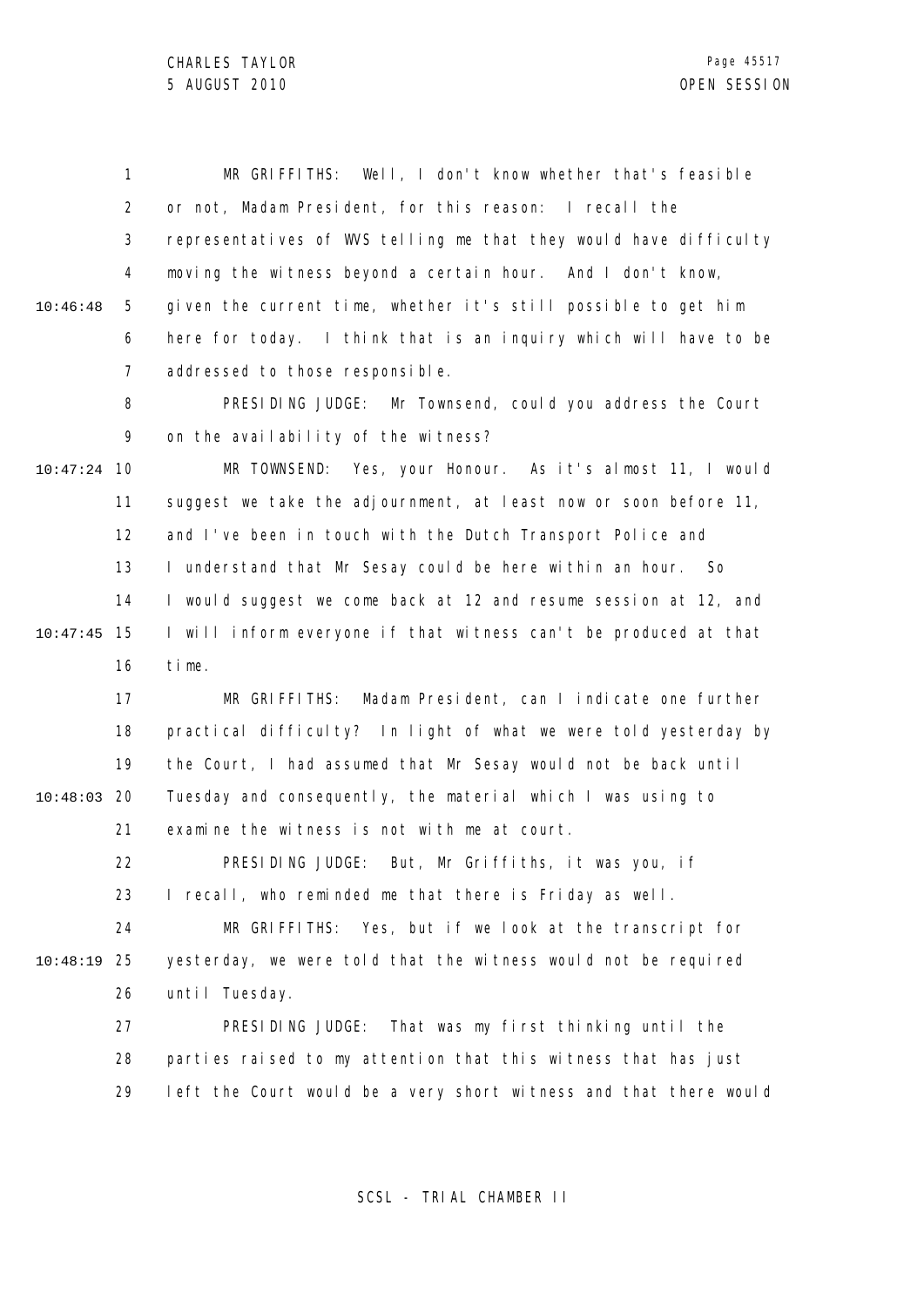MR GRIFFITHS: Well, I don't know whether that's feasible or not, Madam President, for this reason: I recall the representatives of WVS telling me that they would have difficulty moving the witness beyond a certain hour. And I don't know, given the current time, whether it's still possible to get him here for today. I think that is an inquiry which will have to be addressed to those responsible.

PRESIDING JUDGE: Mr Townsend, could you address the Court on the availability of the witness?

MR TOWNSEND: Yes, your Honour. As it's almost 11, I would suggest we take the adjournment, at least now or soon before 11, and I've been in touch with the Dutch Transport Police and I understand that Mr Sesay could be here within an hour. So I would suggest we come back at 12 and resume session at 12, and I will inform everyone if that witness can't be produced at that time.

MR GRIFFITHS: Madam President, can I indicate one further practical difficulty? In light of what we were told yesterday by the Court, I had assumed that Mr Sesay would not be back until Tuesday and consequently, the material which I was using to examine the witness is not with me at court.

PRESIDING JUDGE: But, Mr Griffiths, it was you, if I recall, who reminded me that there is Friday as well.

MR GRIFFITHS: Yes, but if we look at the transcript for yesterday, we were told that the witness would not be required until Tuesday.

PRESIDING JUDGE: That was my first thinking until the parties raised to my attention that this witness that has just left the Court would be a very short witness and that there would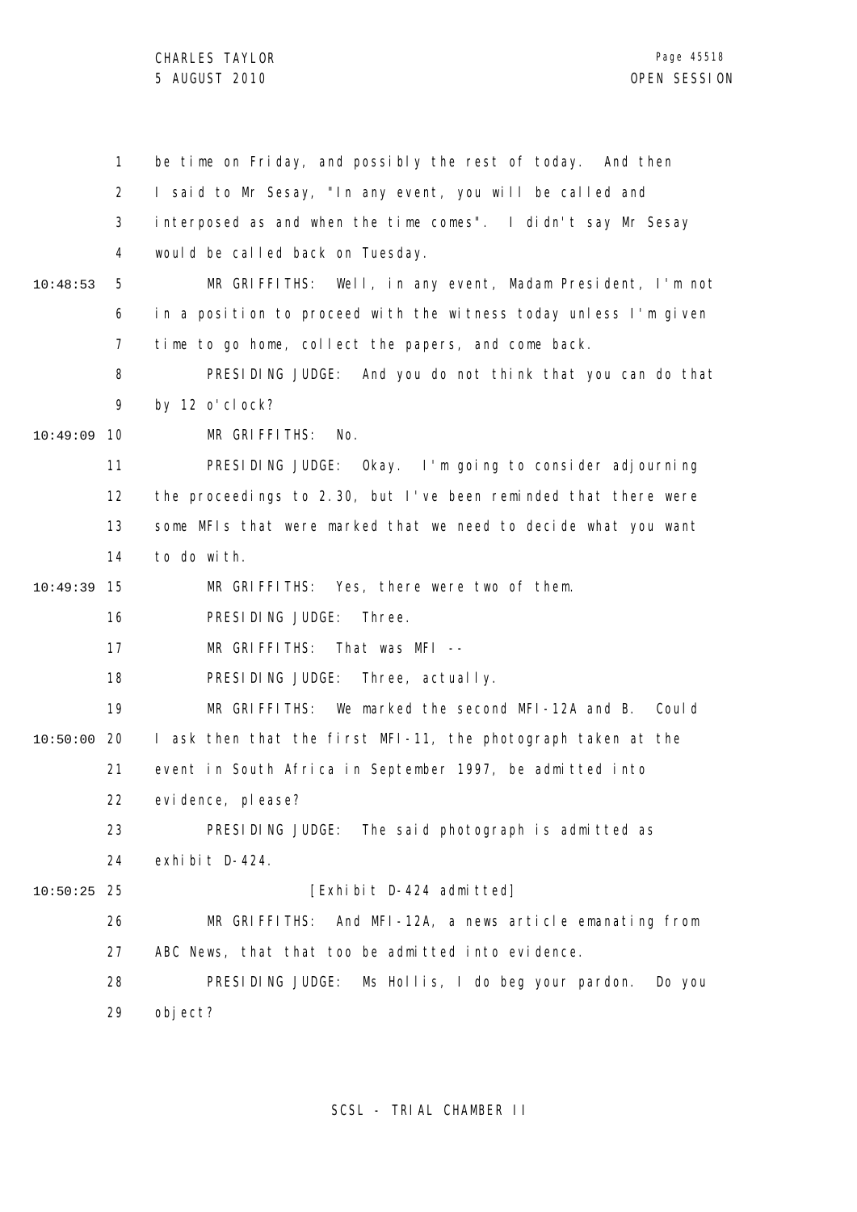1 be time on Friday, and possibly the rest of today. And then
2 I said to Mr Sesay, "In any event, you will be called and
3 interposed as and when the time comes". I didn't say Mr Sesay
4 would be called back on Tuesday.

10:48:53 5 MR GRIFFITHS: Well, in any event, Madam President, I'm not
6 in a position to proceed with the witness today unless I'm given
7 time to go home, collect the papers, and come back.
8 PRESIDING JUDGE: And you do not think that you can do that
9 by 12 o'clock?

10:49:09 10 MR GRIFFITHS: No.
11 PRESIDING JUDGE: Okay. I'm going to consider adjourning
12 the proceedings to 2.30, but I've been reminded that there were
13 some MFIs that were marked that we need to decide what you want
14 to do with.

10:49:39 15 MR GRIFFITHS: Yes, there were two of them.
16 PRESIDING JUDGE: Three.
17 MR GRIFFITHS: That was MFI --
18 PRESIDING JUDGE: Three, actually.
19 MR GRIFFITHS: We marked the second MFI-12A and B. Could

10:50:00 20 I ask then that the first MFI-11, the photograph taken at the
21 event in South Africa in September 1997, be admitted into
22 evidence, please?
23 PRESIDING JUDGE: The said photograph is admitted as
24 exhibit D-424.

10:50:25 25 [Exhibit D-424 admitted]
26 MR GRIFFITHS: And MFI-12A, a news article emanating from
27 ABC News, that that too be admitted into evidence.
28 PRESIDING JUDGE: Ms Hollis, I do beg your pardon. Do you
29 object?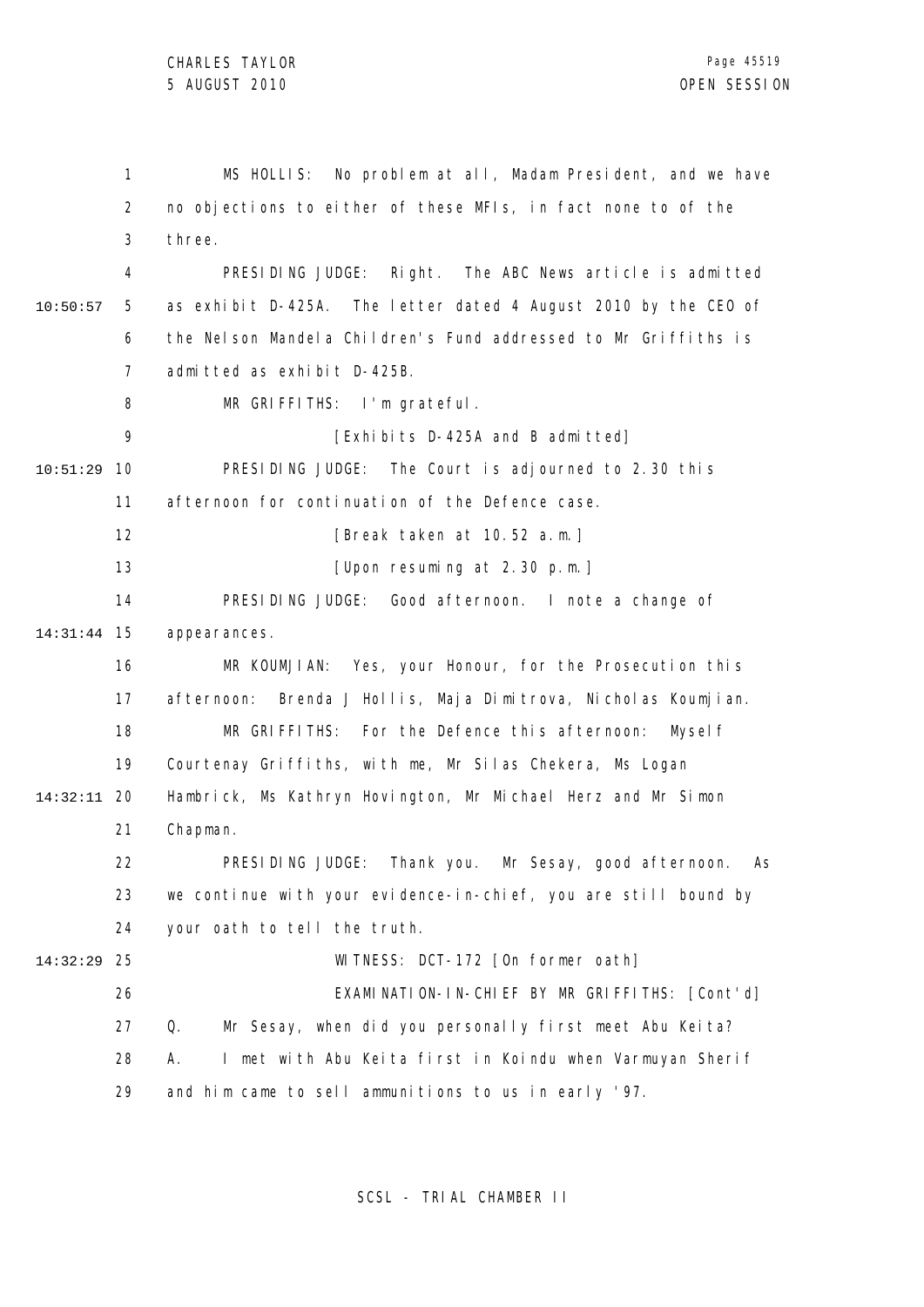MS HOLLIS: No problem at all, Madam President, and we have no objections to either of these MFIs, in fact none to of the three.

PRESIDING JUDGE: Right. The ABC News article is admitted as exhibit D-425A. The letter dated 4 August 2010 by the CEO of the Nelson Mandela Children's Fund addressed to Mr Griffiths is admitted as exhibit D-425B.

MR GRIFFITHS: I'm grateful.

[Exhibits D-425A and B admitted]

PRESIDING JUDGE: The Court is adjourned to 2.30 this afternoon for continuation of the Defence case.

[Break taken at 10.52 a.m.]

[Upon resuming at 2.30 p.m.]

PRESIDING JUDGE: Good afternoon. I note a change of appearances.

MR KOUMJIAN: Yes, your Honour, for the Prosecution this afternoon: Brenda J Hollis, Maja Dimitrova, Nicholas Koumjian.

MR GRIFFITHS: For the Defence this afternoon: Myself Courtenay Griffiths, with me, Mr Silas Chekera, Ms Logan Hambrick, Ms Kathryn Hovington, Mr Michael Herz and Mr Simon Chapman.

PRESIDING JUDGE: Thank you. Mr Sesay, good afternoon. As we continue with your evidence-in-chief, you are still bound by your oath to tell the truth.

WITNESS: DCT-172 [On former oath]

EXAMINATION-IN-CHIEF BY MR GRIFFITHS: [Cont'd]

Q. Mr Sesay, when did you personally first meet Abu Keita?

A. I met with Abu Keita first in Koindu when Varmuyan Sherif and him came to sell ammunitions to us in early '97.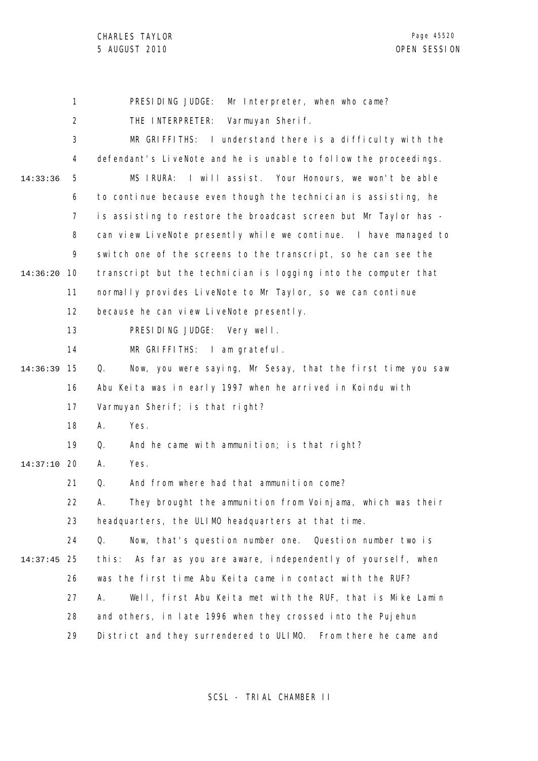PRESIDING JUDGE: Mr Interpreter, when who came?

THE INTERPRETER: Varmuyan Sherif.

MR GRIFFITHS: I understand there is a difficulty with the defendant's LiveNote and he is unable to follow the proceedings.

MS IRURA: I will assist. Your Honours, we won't be able to continue because even though the technician is assisting, he is assisting to restore the broadcast screen but Mr Taylor has - can view LiveNote presently while we continue. I have managed to switch one of the screens to the transcript, so he can see the transcript but the technician is logging into the computer that normally provides LiveNote to Mr Taylor, so we can continue because he can view LiveNote presently.

PRESIDING JUDGE: Very well.

MR GRIFFITHS: I am grateful.

Q. Now, you were saying, Mr Sesay, that the first time you saw Abu Keita was in early 1997 when he arrived in Koindu with Varmuyan Sherif; is that right?

A. Yes.

Q. And he came with ammunition; is that right?

A. Yes.

Q. And from where had that ammunition come?

A. They brought the ammunition from Voinjama, which was their headquarters, the ULIMO headquarters at that time.

Q. Now, that's question number one. Question number two is this: As far as you are aware, independently of yourself, when was the first time Abu Keita came in contact with the RUF?

A. Well, first Abu Keita met with the RUF, that is Mike Lamin and others, in late 1996 when they crossed into the Pujehun District and they surrendered to ULIMO. From there he came and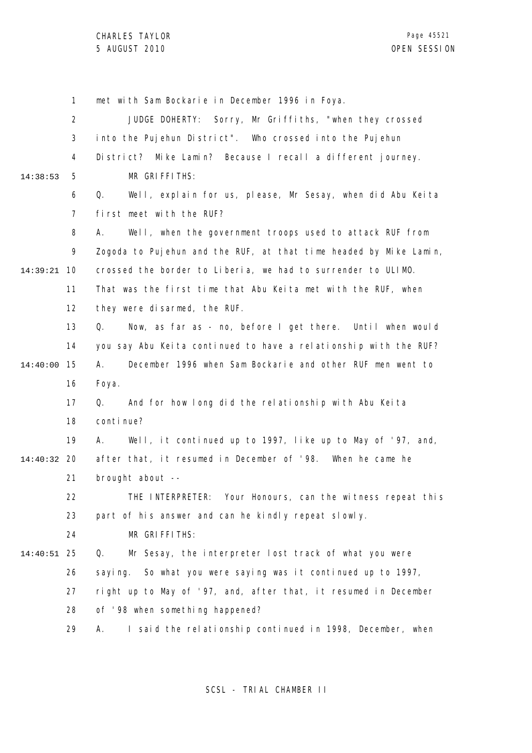met with Sam Bockarie in December 1996 in Foya.

JUDGE DOHERTY: Sorry, Mr Griffiths, "when they crossed into the Pujehun District". Who crossed into the Pujehun District? Mike Lamin? Because I recall a different journey.

MR GRIFFITHS:

Q. Well, explain for us, please, Mr Sesay, when did Abu Keita first meet with the RUF?

A. Well, when the government troops used to attack RUF from Zogoda to Pujehun and the RUF, at that time headed by Mike Lamin, crossed the border to Liberia, we had to surrender to ULIMO. That was the first time that Abu Keita met with the RUF, when they were disarmed, the RUF.

Q. Now, as far as - no, before I get there. Until when would you say Abu Keita continued to have a relationship with the RUF?

A. December 1996 when Sam Bockarie and other RUF men went to Foya.

Q. And for how long did the relationship with Abu Keita continue?

A. Well, it continued up to 1997, like up to May of '97, and, after that, it resumed in December of '98. When he came he brought about --

THE INTERPRETER: Your Honours, can the witness repeat this part of his answer and can he kindly repeat slowly.

MR GRIFFITHS:

Q. Mr Sesay, the interpreter lost track of what you were saying. So what you were saying was it continued up to 1997, right up to May of '97, and, after that, it resumed in December of '98 when something happened?

A. I said the relationship continued in 1998, December, when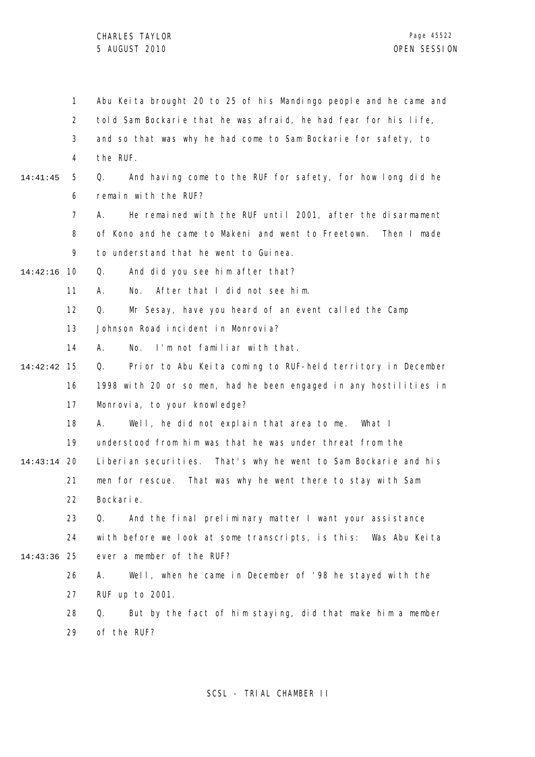Abu Keita brought 20 to 25 of his Mandingo people and he came and told Sam Bockarie that he was afraid, he had fear for his life, and so that was why he had come to Sam Bockarie for safety, to the RUF.

Q. And having come to the RUF for safety, for how long did he remain with the RUF?

A. He remained with the RUF until 2001, after the disarmament of Kono and he came to Makeni and went to Freetown. Then I made to understand that he went to Guinea.

Q. And did you see him after that?

A. No. After that I did not see him.

Q. Mr Sesay, have you heard of an event called the Camp Johnson Road incident in Monrovia?

A. No. I'm not familiar with that.

Q. Prior to Abu Keita coming to RUF-held territory in December 1998 with 20 or so men, had he been engaged in any hostilities in Monrovia, to your knowledge?

A. Well, he did not explain that area to me. What I understood from him was that he was under threat from the Liberian securities. That's why he went to Sam Bockarie and his men for rescue. That was why he went there to stay with Sam Bockarie.

Q. And the final preliminary matter I want your assistance with before we look at some transcripts, is this: Was Abu Keita ever a member of the RUF?

A. Well, when he came in December of '98 he stayed with the RUF up to 2001.

Q. But by the fact of him staying, did that make him a member of the RUF?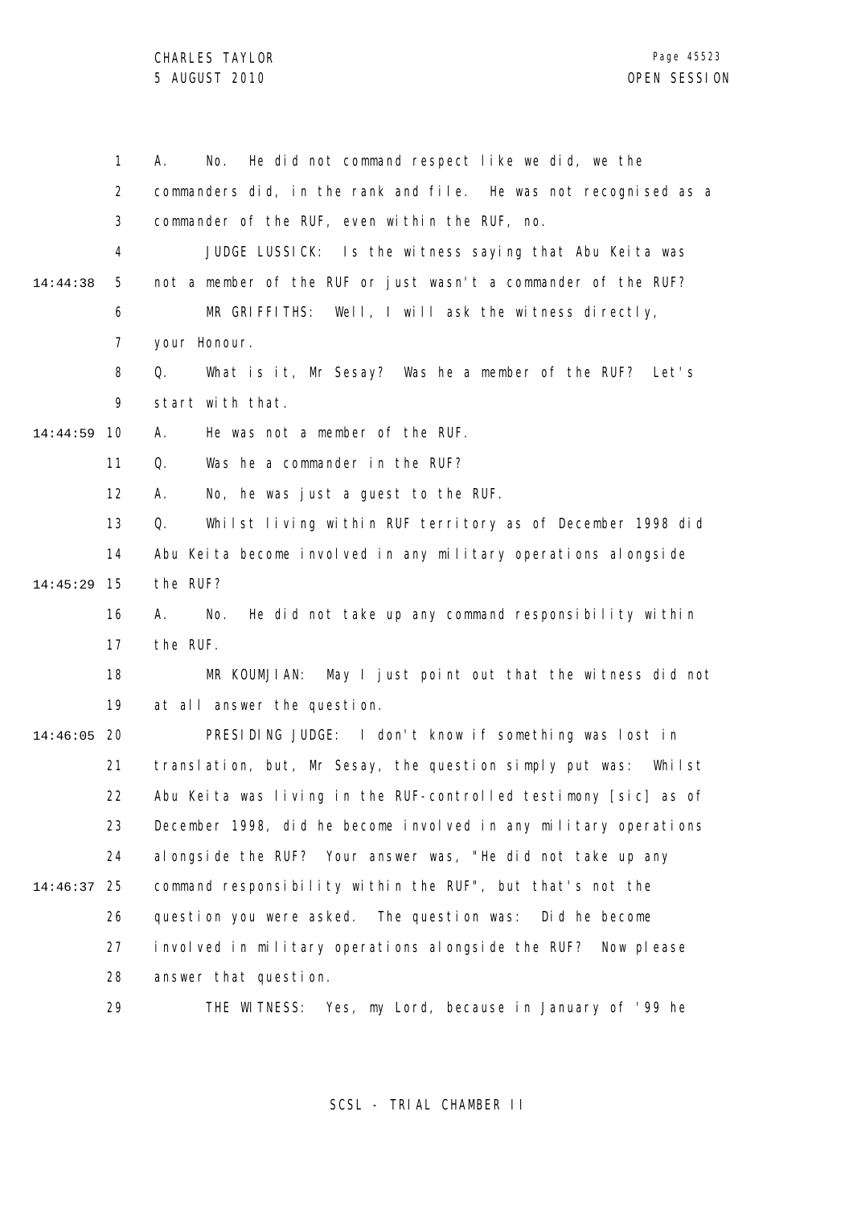A. No. He did not command respect like we did, we the commanders did, in the rank and file. He was not recognised as a commander of the RUF, even within the RUF, no.

JUDGE LUSSICK: Is the witness saying that Abu Keita was not a member of the RUF or just wasn't a commander of the RUF?

MR GRIFFITHS: Well, I will ask the witness directly, your Honour.

Q. What is it, Mr Sesay? Was he a member of the RUF? Let's start with that.

A. He was not a member of the RUF.

Q. Was he a commander in the RUF?

A. No, he was just a guest to the RUF.

Q. Whilst living within RUF territory as of December 1998 did Abu Keita become involved in any military operations alongside the RUF?

A. No. He did not take up any command responsibility within the RUF.

MR KOUMJIAN: May I just point out that the witness did not at all answer the question.

PRESIDING JUDGE: I don't know if something was lost in translation, but, Mr Sesay, the question simply put was: Whilst Abu Keita was living in the RUF-controlled testimony [sic] as of December 1998, did he become involved in any military operations alongside the RUF? Your answer was, "He did not take up any command responsibility within the RUF", but that's not the question you were asked. The question was: Did he become involved in military operations alongside the RUF? Now please answer that question.

THE WITNESS: Yes, my Lord, because in January of '99 he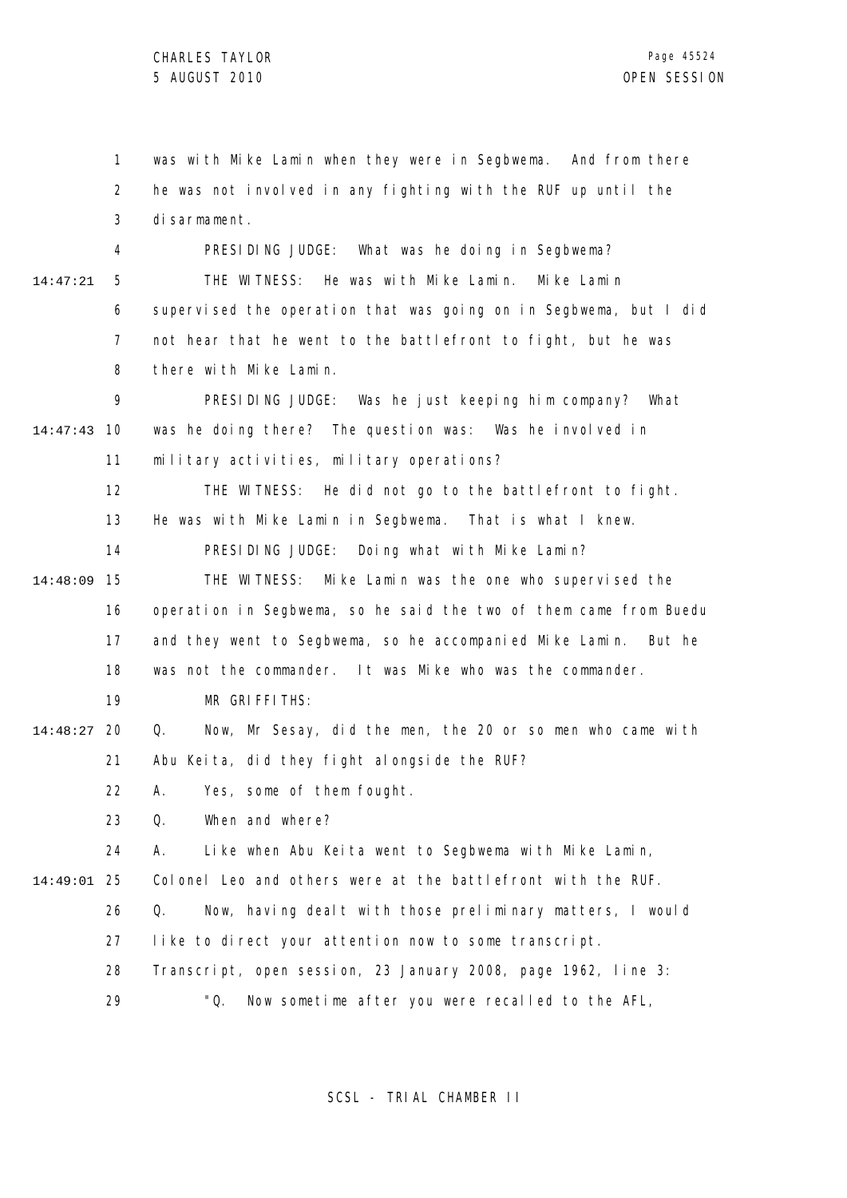was with Mike Lamin when they were in Segbwema. And from there he was not involved in any fighting with the RUF up until the disarmament.

PRESIDING JUDGE: What was he doing in Segbwema?

THE WITNESS: He was with Mike Lamin. Mike Lamin supervised the operation that was going on in Segbwema, but I did not hear that he went to the battlefront to fight, but he was there with Mike Lamin.

PRESIDING JUDGE: Was he just keeping him company? What was he doing there? The question was: Was he involved in military activities, military operations?

THE WITNESS: He did not go to the battlefront to fight. He was with Mike Lamin in Segbwema. That is what I knew.

PRESIDING JUDGE: Doing what with Mike Lamin?

THE WITNESS: Mike Lamin was the one who supervised the operation in Segbwema, so he said the two of them came from Buedu and they went to Segbwema, so he accompanied Mike Lamin. But he was not the commander. It was Mike who was the commander.

MR GRIFFITHS:

Q. Now, Mr Sesay, did the men, the 20 or so men who came with Abu Keita, did they fight alongside the RUF?

A. Yes, some of them fought.

Q. When and where?

A. Like when Abu Keita went to Segbwema with Mike Lamin, Colonel Leo and others were at the battlefront with the RUF.

Q. Now, having dealt with those preliminary matters, I would like to direct your attention now to some transcript. Transcript, open session, 23 January 2008, page 1962, line 3:

"Q. Now sometime after you were recalled to the AFL,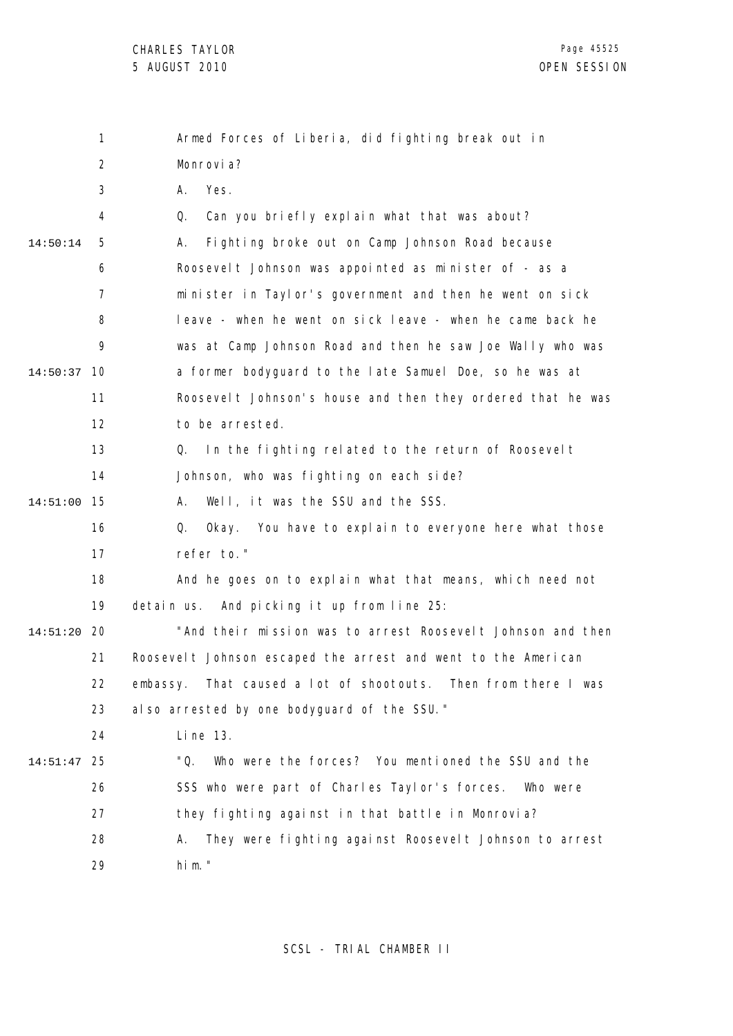Armed Forces of Liberia, did fighting break out in Monrovia?

A. Yes.

Q. Can you briefly explain what that was about?

A. Fighting broke out on Camp Johnson Road because Roosevelt Johnson was appointed as minister of - as a minister in Taylor's government and then he went on sick leave - when he went on sick leave - when he came back he was at Camp Johnson Road and then he saw Joe Wally who was a former bodyguard to the late Samuel Doe, so he was at Roosevelt Johnson's house and then they ordered that he was to be arrested.

Q. In the fighting related to the return of Roosevelt Johnson, who was fighting on each side?

A. Well, it was the SSU and the SSS.

Q. Okay. You have to explain to everyone here what those refer to."

And he goes on to explain what that means, which need not detain us. And picking it up from line 25:

"And their mission was to arrest Roosevelt Johnson and then Roosevelt Johnson escaped the arrest and went to the American embassy. That caused a lot of shootouts. Then from there I was also arrested by one bodyguard of the SSU."

Line 13.

"Q. Who were the forces? You mentioned the SSU and the SSS who were part of Charles Taylor's forces. Who were they fighting against in that battle in Monrovia?

A. They were fighting against Roosevelt Johnson to arrest him."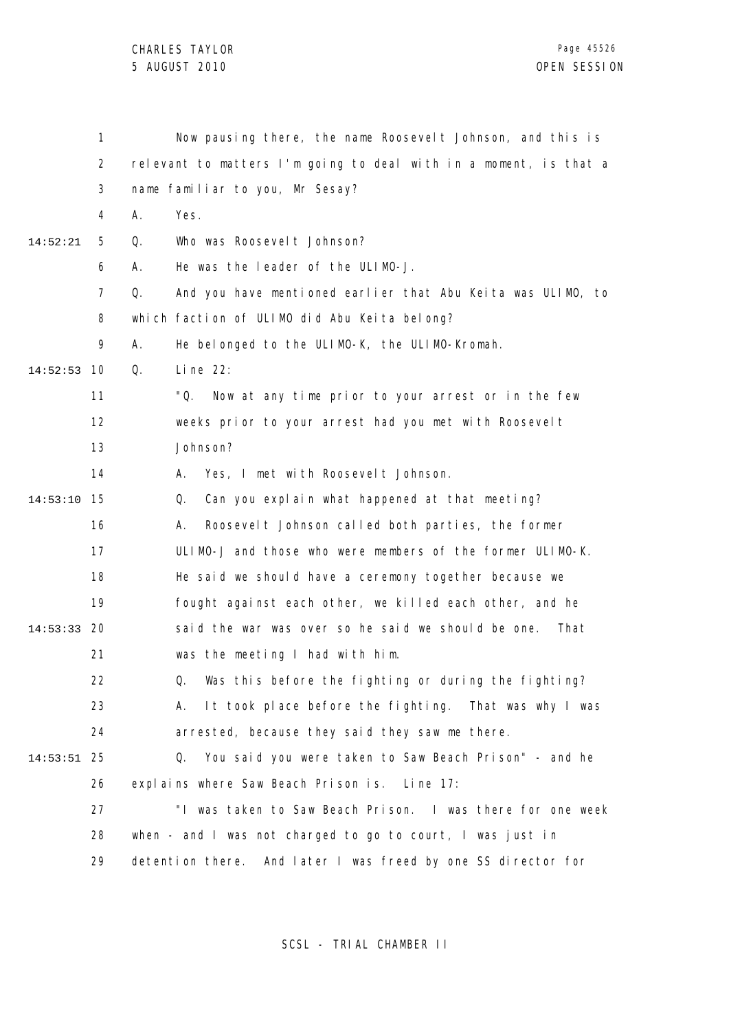Now pausing there, the name Roosevelt Johnson, and this is relevant to matters I'm going to deal with in a moment, is that a name familiar to you, Mr Sesay?

A. Yes.

Q. Who was Roosevelt Johnson?

A. He was the leader of the ULIMO-J.

Q. And you have mentioned earlier that Abu Keita was ULIMO, to which faction of ULIMO did Abu Keita belong?

A. He belonged to the ULIMO-K, the ULIMO-Kromah.

Q. Line 22:

> "Q. Now at any time prior to your arrest or in the few weeks prior to your arrest had you met with Roosevelt Johnson?
>
> A. Yes, I met with Roosevelt Johnson.
>
> Q. Can you explain what happened at that meeting?
>
> A. Roosevelt Johnson called both parties, the former ULIMO-J and those who were members of the former ULIMO-K. He said we should have a ceremony together because we fought against each other, we killed each other, and he said the war was over so he said we should be one. That was the meeting I had with him.
>
> Q. Was this before the fighting or during the fighting?
>
> A. It took place before the fighting. That was why I was arrested, because they said they saw me there.
>
> Q. You said you were taken to Saw Beach Prison" - and he

explains where Saw Beach Prison is. Line 17:

"I was taken to Saw Beach Prison. I was there for one week when - and I was not charged to go to court, I was just in detention there. And later I was freed by one SS director for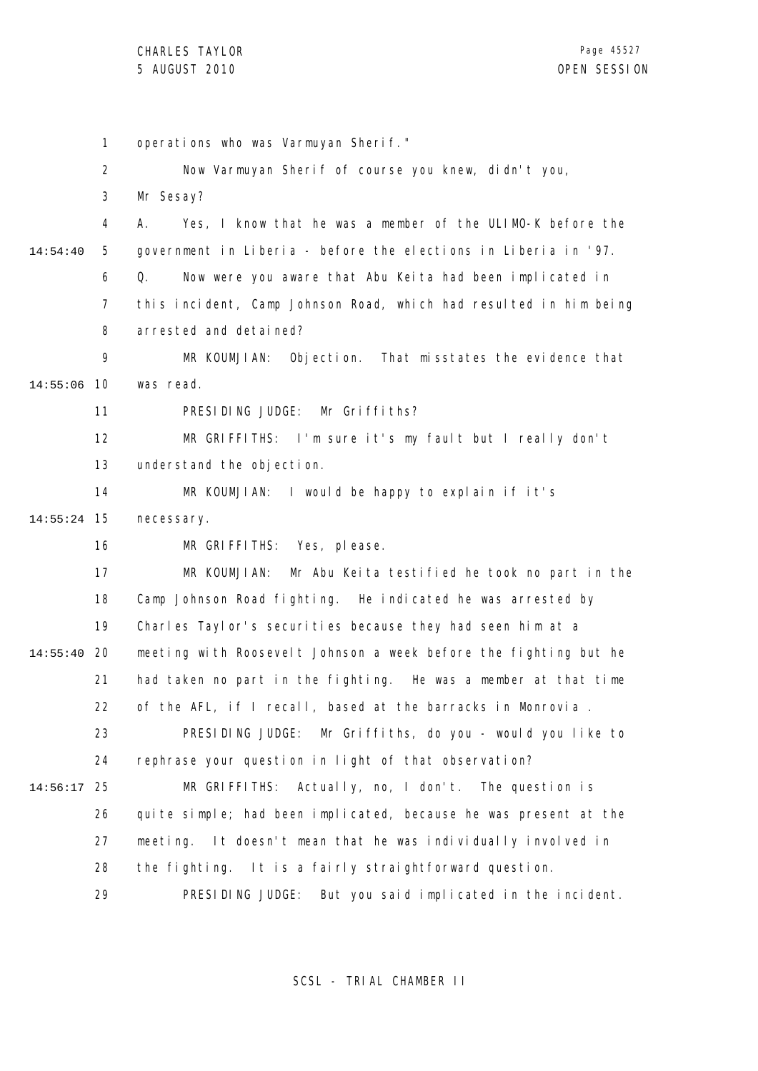operations who was Varmuyan Sherif."

Now Varmuyan Sherif of course you knew, didn't you, Mr Sesay?

A. Yes, I know that he was a member of the ULIMO-K before the government in Liberia - before the elections in Liberia in '97.

Q. Now were you aware that Abu Keita had been implicated in this incident, Camp Johnson Road, which had resulted in him being arrested and detained?

MR KOUMJIAN: Objection. That misstates the evidence that was read.

PRESIDING JUDGE: Mr Griffiths?

MR GRIFFITHS: I'm sure it's my fault but I really don't understand the objection.

MR KOUMJIAN: I would be happy to explain if it's necessary.

MR GRIFFITHS: Yes, please.

MR KOUMJIAN: Mr Abu Keita testified he took no part in the Camp Johnson Road fighting. He indicated he was arrested by Charles Taylor's securities because they had seen him at a meeting with Roosevelt Johnson a week before the fighting but he had taken no part in the fighting. He was a member at that time of the AFL, if I recall, based at the barracks in Monrovia .

PRESIDING JUDGE: Mr Griffiths, do you - would you like to rephrase your question in light of that observation?

MR GRIFFITHS: Actually, no, I don't. The question is quite simple; had been implicated, because he was present at the meeting. It doesn't mean that he was individually involved in the fighting. It is a fairly straightforward question.

PRESIDING JUDGE: But you said implicated in the incident.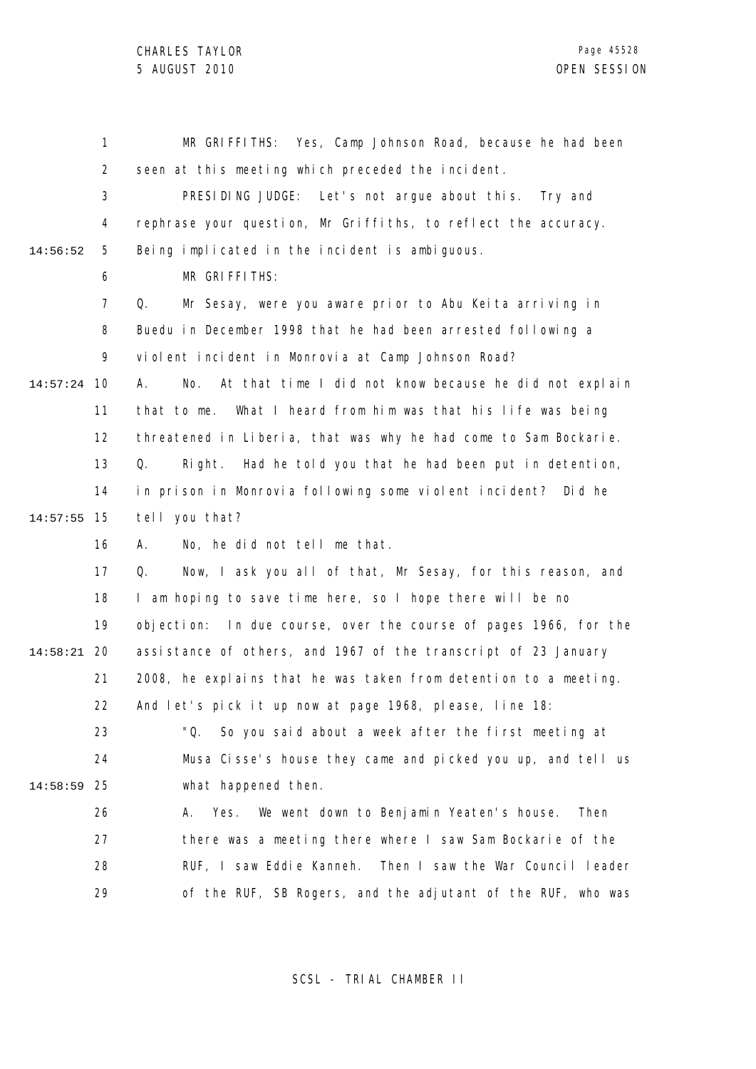MR GRIFFITHS: Yes, Camp Johnson Road, because he had been seen at this meeting which preceded the incident.

PRESIDING JUDGE: Let's not argue about this. Try and rephrase your question, Mr Griffiths, to reflect the accuracy. Being implicated in the incident is ambiguous.

MR GRIFFITHS:

Q. Mr Sesay, were you aware prior to Abu Keita arriving in Buedu in December 1998 that he had been arrested following a violent incident in Monrovia at Camp Johnson Road?

A. No. At that time I did not know because he did not explain that to me. What I heard from him was that his life was being threatened in Liberia, that was why he had come to Sam Bockarie.

Q. Right. Had he told you that he had been put in detention, in prison in Monrovia following some violent incident? Did he tell you that?

A. No, he did not tell me that.

Q. Now, I ask you all of that, Mr Sesay, for this reason, and I am hoping to save time here, so I hope there will be no objection: In due course, over the course of pages 1966, for the assistance of others, and 1967 of the transcript of 23 January 2008, he explains that he was taken from detention to a meeting. And let's pick it up now at page 1968, please, line 18:

"Q. So you said about a week after the first meeting at Musa Cisse's house they came and picked you up, and tell us what happened then.

A. Yes. We went down to Benjamin Yeaten's house. Then there was a meeting there where I saw Sam Bockarie of the RUF, I saw Eddie Kanneh. Then I saw the War Council leader of the RUF, SB Rogers, and the adjutant of the RUF, who was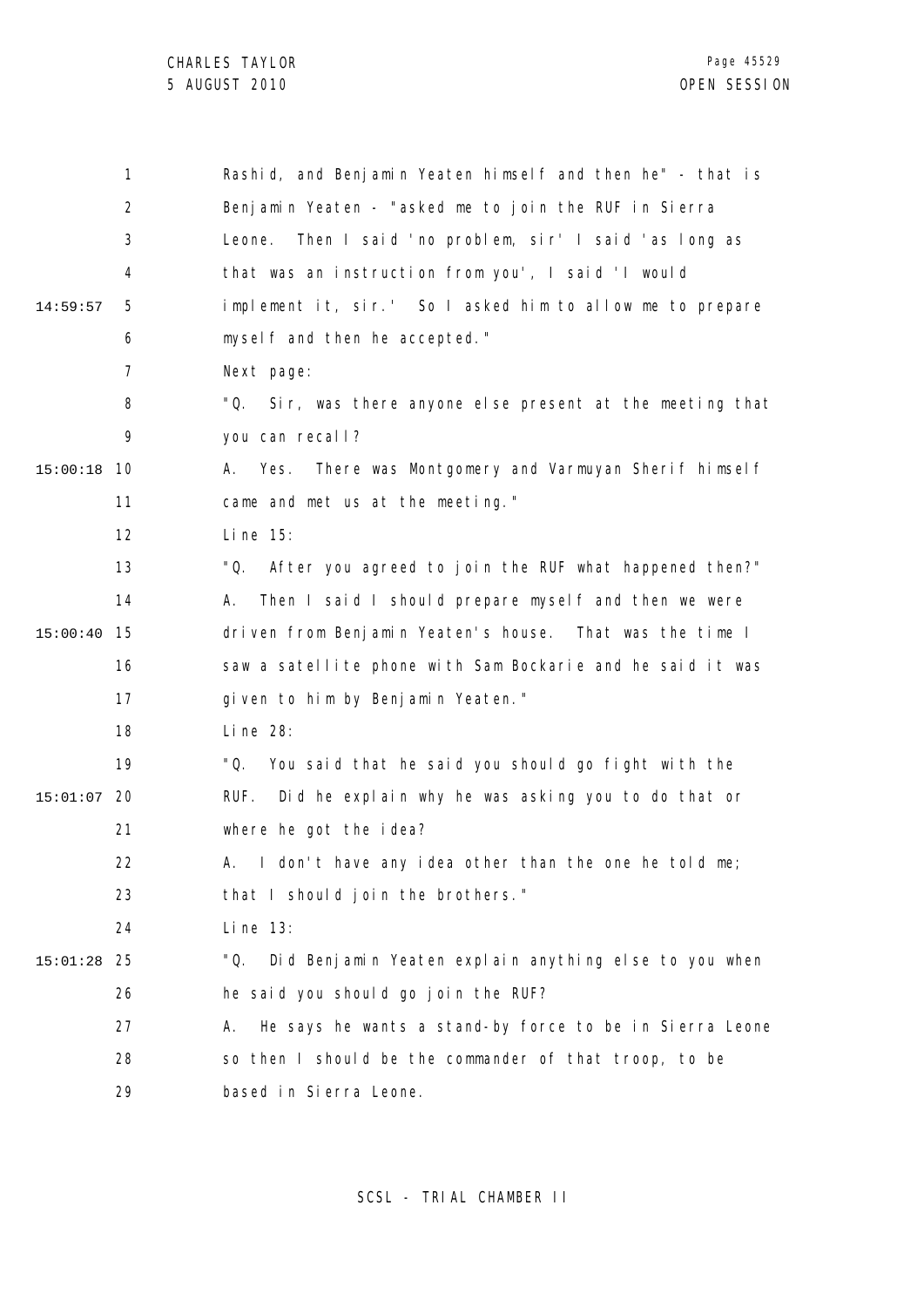Rashid, and Benjamin Yeaten himself and then he" - that is Benjamin Yeaten - "asked me to join the RUF in Sierra Leone. Then I said 'no problem, sir' I said 'as long as that was an instruction from you', I said 'I would implement it, sir.' So I asked him to allow me to prepare myself and then he accepted."

Next page:

"Q. Sir, was there anyone else present at the meeting that you can recall?

A. Yes. There was Montgomery and Varmuyan Sherif himself came and met us at the meeting."

Line 15:

"Q. After you agreed to join the RUF what happened then?"

A. Then I said I should prepare myself and then we were driven from Benjamin Yeaten's house. That was the time I saw a satellite phone with Sam Bockarie and he said it was given to him by Benjamin Yeaten."

Line 28:

"Q. You said that he said you should go fight with the RUF. Did he explain why he was asking you to do that or where he got the idea?

A. I don't have any idea other than the one he told me; that I should join the brothers."

Line 13:

"Q. Did Benjamin Yeaten explain anything else to you when he said you should go join the RUF?

A. He says he wants a stand-by force to be in Sierra Leone so then I should be the commander of that troop, to be based in Sierra Leone.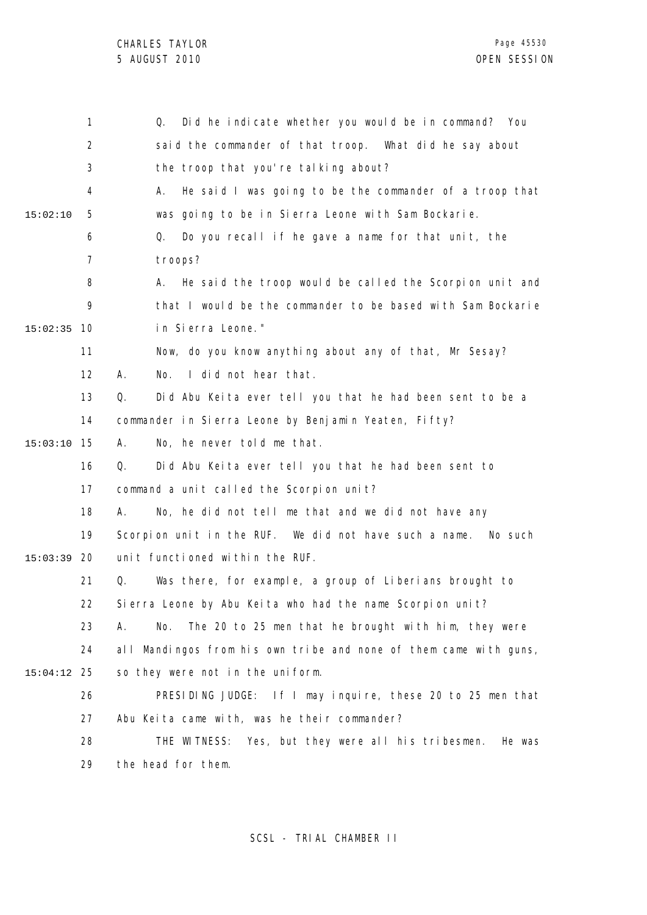Q. Did he indicate whether you would be in command? You said the commander of that troop. What did he say about the troop that you're talking about?

A. He said I was going to be the commander of a troop that was going to be in Sierra Leone with Sam Bockarie.

Q. Do you recall if he gave a name for that unit, the troops?

A. He said the troop would be called the Scorpion unit and that I would be the commander to be based with Sam Bockarie in Sierra Leone."

Now, do you know anything about any of that, Mr Sesay?

A. No. I did not hear that.

Q. Did Abu Keita ever tell you that he had been sent to be a commander in Sierra Leone by Benjamin Yeaten, Fifty?

A. No, he never told me that.

Q. Did Abu Keita ever tell you that he had been sent to command a unit called the Scorpion unit?

A. No, he did not tell me that and we did not have any Scorpion unit in the RUF. We did not have such a name. No such unit functioned within the RUF.

Q. Was there, for example, a group of Liberians brought to Sierra Leone by Abu Keita who had the name Scorpion unit?

A. No. The 20 to 25 men that he brought with him, they were all Mandingos from his own tribe and none of them came with guns, so they were not in the uniform.

PRESIDING JUDGE: If I may inquire, these 20 to 25 men that Abu Keita came with, was he their commander?

THE WITNESS: Yes, but they were all his tribesmen. He was the head for them.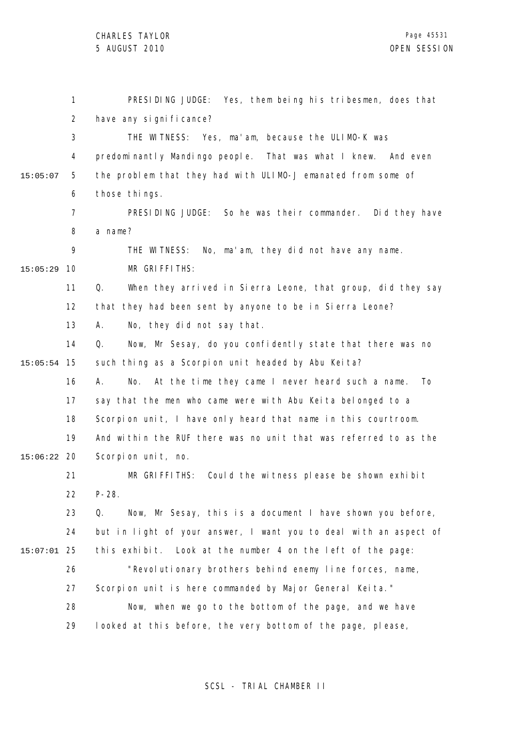PRESIDING JUDGE: Yes, them being his tribesmen, does that have any significance?

THE WITNESS: Yes, ma'am, because the ULIMO-K was predominantly Mandingo people. That was what I knew. And even the problem that they had with ULIMO-J emanated from some of those things.

PRESIDING JUDGE: So he was their commander. Did they have a name?

THE WITNESS: No, ma'am, they did not have any name.

MR GRIFFITHS:

Q. When they arrived in Sierra Leone, that group, did they say that they had been sent by anyone to be in Sierra Leone?

A. No, they did not say that.

Q. Now, Mr Sesay, do you confidently state that there was no such thing as a Scorpion unit headed by Abu Keita?

A. No. At the time they came I never heard such a name. To say that the men who came were with Abu Keita belonged to a Scorpion unit, I have only heard that name in this courtroom. And within the RUF there was no unit that was referred to as the Scorpion unit, no.

MR GRIFFITHS: Could the witness please be shown exhibit P-28.

Q. Now, Mr Sesay, this is a document I have shown you before, but in light of your answer, I want you to deal with an aspect of this exhibit. Look at the number 4 on the left of the page:

"Revolutionary brothers behind enemy line forces, name, Scorpion unit is here commanded by Major General Keita."

Now, when we go to the bottom of the page, and we have looked at this before, the very bottom of the page, please,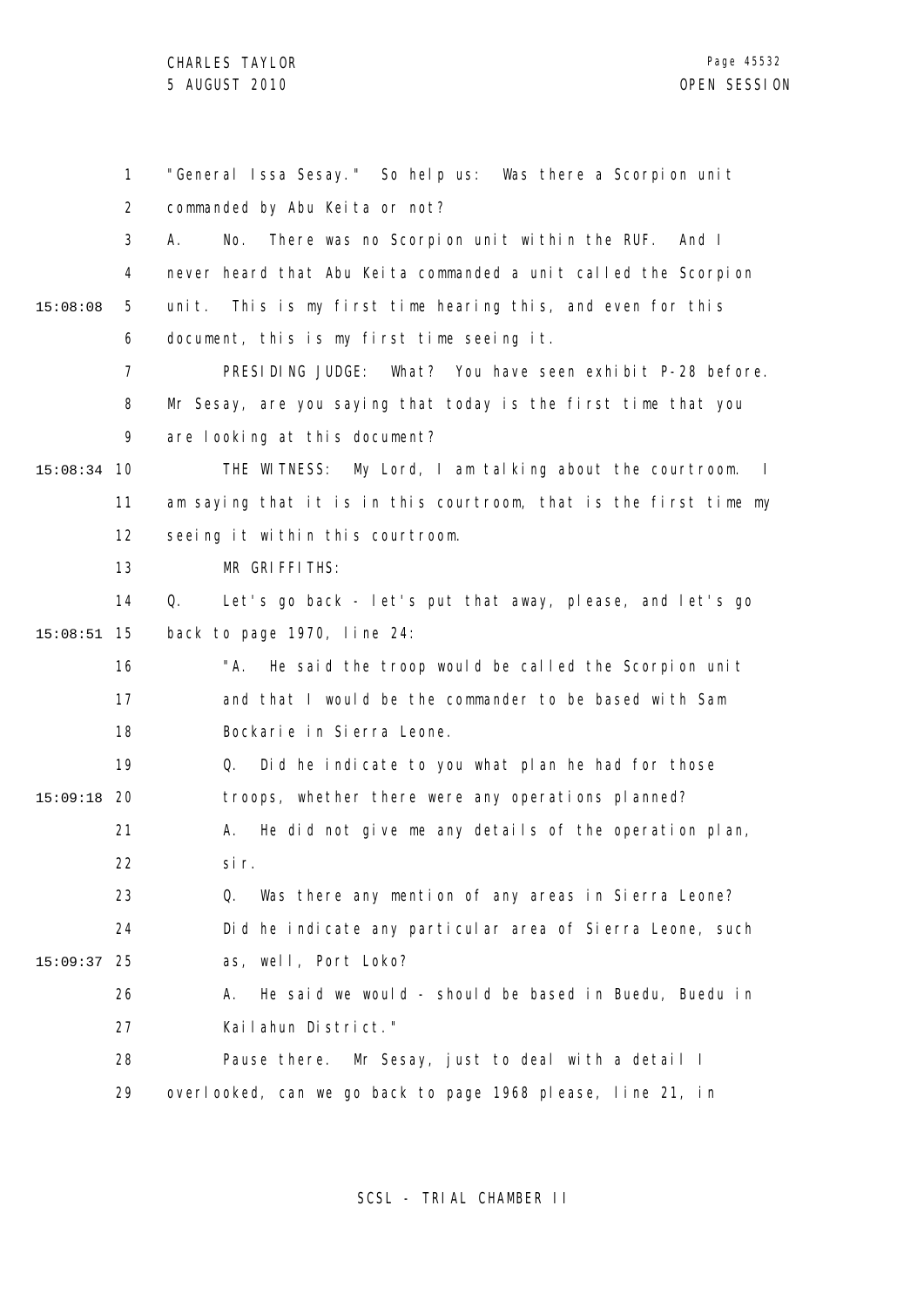"General Issa Sesay." So help us: Was there a Scorpion unit commanded by Abu Keita or not?

A. No. There was no Scorpion unit within the RUF. And I never heard that Abu Keita commanded a unit called the Scorpion unit. This is my first time hearing this, and even for this document, this is my first time seeing it.

PRESIDING JUDGE: What? You have seen exhibit P-28 before. Mr Sesay, are you saying that today is the first time that you are looking at this document?

THE WITNESS: My Lord, I am talking about the courtroom. I am saying that it is in this courtroom, that is the first time my seeing it within this courtroom.

MR GRIFFITHS:

Q. Let's go back - let's put that away, please, and let's go back to page 1970, line 24:

> "A. He said the troop would be called the Scorpion unit and that I would be the commander to be based with Sam Bockarie in Sierra Leone.
>
> Q. Did he indicate to you what plan he had for those troops, whether there were any operations planned?
>
> A. He did not give me any details of the operation plan, sir.
>
> Q. Was there any mention of any areas in Sierra Leone? Did he indicate any particular area of Sierra Leone, such as, well, Port Loko?
>
> A. He said we would - should be based in Buedu, Buedu in Kailahun District."

Pause there. Mr Sesay, just to deal with a detail I overlooked, can we go back to page 1968 please, line 21, in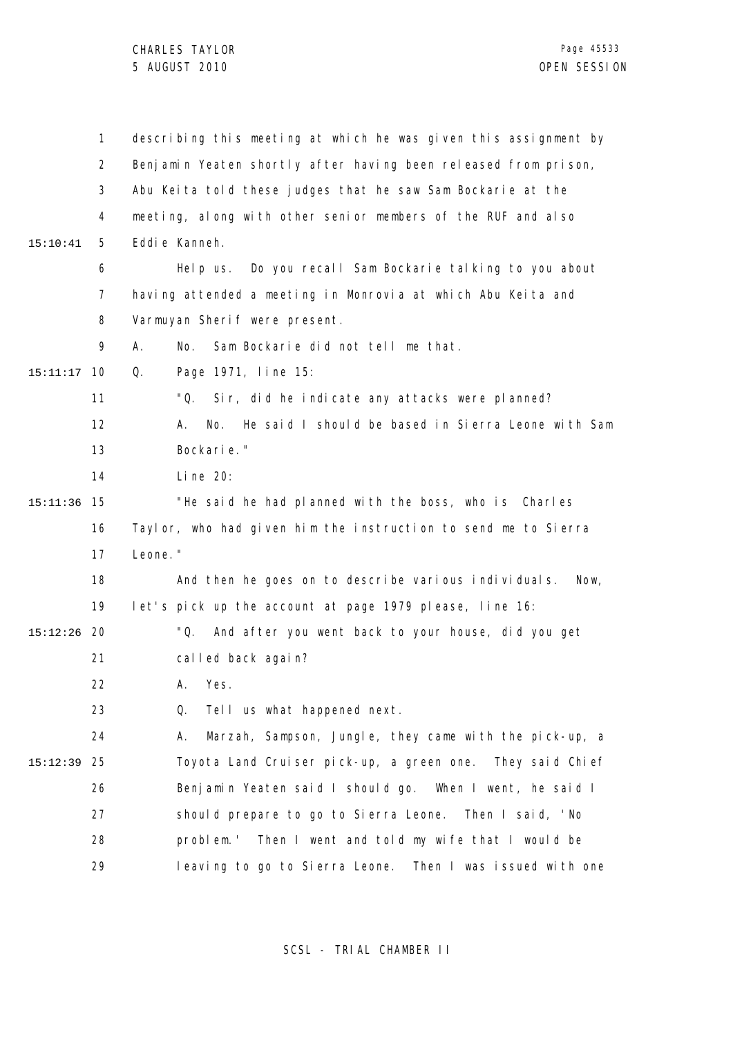describing this meeting at which he was given this assignment by Benjamin Yeaten shortly after having been released from prison, Abu Keita told these judges that he saw Sam Bockarie at the meeting, along with other senior members of the RUF and also Eddie Kanneh.

Help us. Do you recall Sam Bockarie talking to you about having attended a meeting in Monrovia at which Abu Keita and Varmuyan Sherif were present.

A. No. Sam Bockarie did not tell me that.

Q. Page 1971, line 15:

"Q. Sir, did he indicate any attacks were planned?

A. No. He said I should be based in Sierra Leone with Sam Bockarie."

Line 20:

"He said he had planned with the boss, who is Charles Taylor, who had given him the instruction to send me to Sierra Leone."

And then he goes on to describe various individuals. Now, let's pick up the account at page 1979 please, line 16:

"Q. And after you went back to your house, did you get called back again?

A. Yes.

Q. Tell us what happened next.

A. Marzah, Sampson, Jungle, they came with the pick-up, a Toyota Land Cruiser pick-up, a green one. They said Chief Benjamin Yeaten said I should go. When I went, he said I should prepare to go to Sierra Leone. Then I said, 'No problem.' Then I went and told my wife that I would be leaving to go to Sierra Leone. Then I was issued with one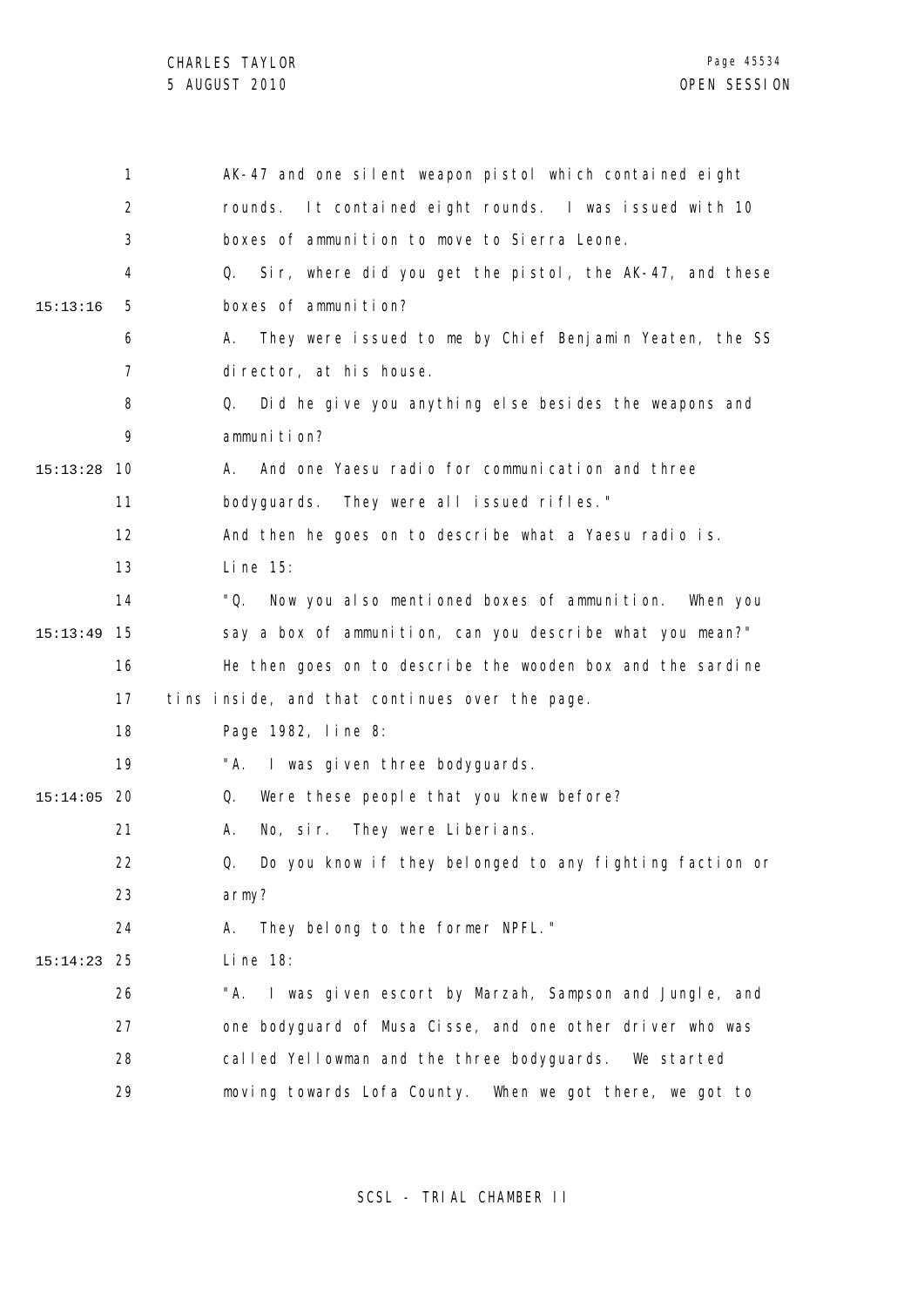AK-47 and one silent weapon pistol which contained eight rounds. It contained eight rounds. I was issued with 10 boxes of ammunition to move to Sierra Leone.

Q. Sir, where did you get the pistol, the AK-47, and these boxes of ammunition?

A. They were issued to me by Chief Benjamin Yeaten, the SS director, at his house.

Q. Did he give you anything else besides the weapons and ammunition?

A. And one Yaesu radio for communication and three bodyguards. They were all issued rifles."

And then he goes on to describe what a Yaesu radio is.

Line 15:

"Q. Now you also mentioned boxes of ammunition. When you say a box of ammunition, can you describe what you mean?"

He then goes on to describe the wooden box and the sardine tins inside, and that continues over the page.

Page 1982, line 8:

"A. I was given three bodyguards.

Q. Were these people that you knew before?

A. No, sir. They were Liberians.

Q. Do you know if they belonged to any fighting faction or army?

A. They belong to the former NPFL."

Line 18:

"A. I was given escort by Marzah, Sampson and Jungle, and one bodyguard of Musa Cisse, and one other driver who was called Yellowman and the three bodyguards. We started moving towards Lofa County. When we got there, we got to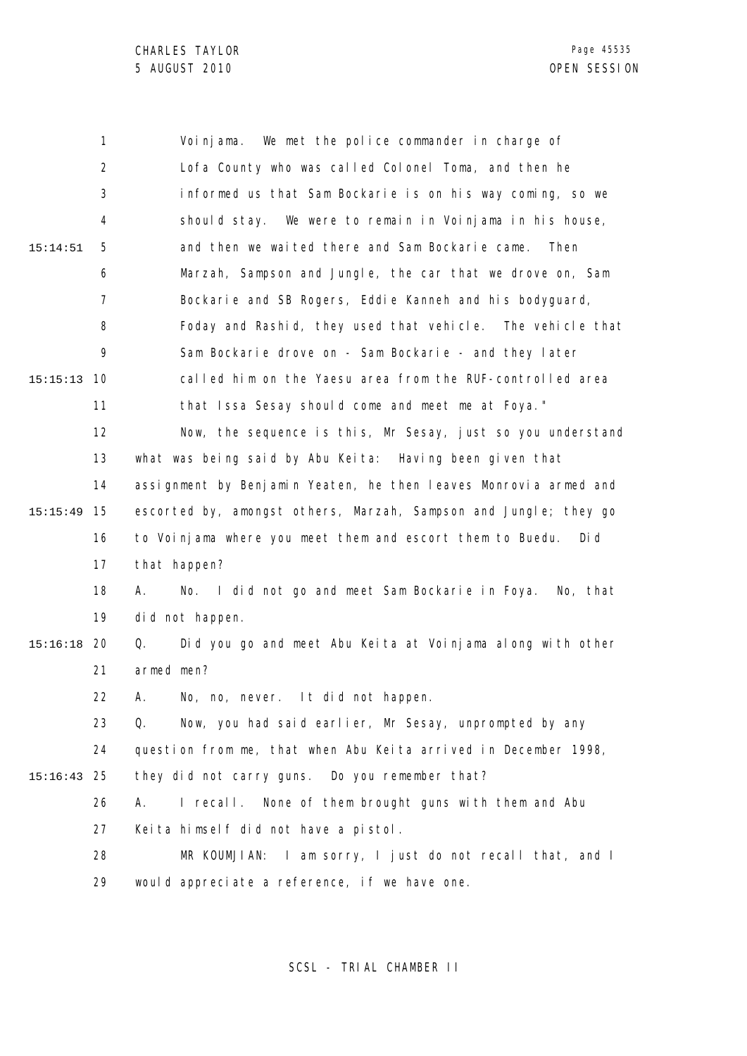Voinjama. We met the police commander in charge of Lofa County who was called Colonel Toma, and then he informed us that Sam Bockarie is on his way coming, so we should stay. We were to remain in Voinjama in his house, and then we waited there and Sam Bockarie came. Then Marzah, Sampson and Jungle, the car that we drove on, Sam Bockarie and SB Rogers, Eddie Kanneh and his bodyguard, Foday and Rashid, they used that vehicle. The vehicle that Sam Bockarie drove on - Sam Bockarie - and they later called him on the Yaesu area from the RUF-controlled area that Issa Sesay should come and meet me at Foya."

Now, the sequence is this, Mr Sesay, just so you understand what was being said by Abu Keita: Having been given that assignment by Benjamin Yeaten, he then leaves Monrovia armed and escorted by, amongst others, Marzah, Sampson and Jungle; they go to Voinjama where you meet them and escort them to Buedu. Did that happen?

A. No. I did not go and meet Sam Bockarie in Foya. No, that did not happen.

Q. Did you go and meet Abu Keita at Voinjama along with other armed men?

A. No, no, never. It did not happen.

Q. Now, you had said earlier, Mr Sesay, unprompted by any question from me, that when Abu Keita arrived in December 1998, they did not carry guns. Do you remember that?

A. I recall. None of them brought guns with them and Abu Keita himself did not have a pistol.

MR KOUMJIAN: I am sorry, I just do not recall that, and I would appreciate a reference, if we have one.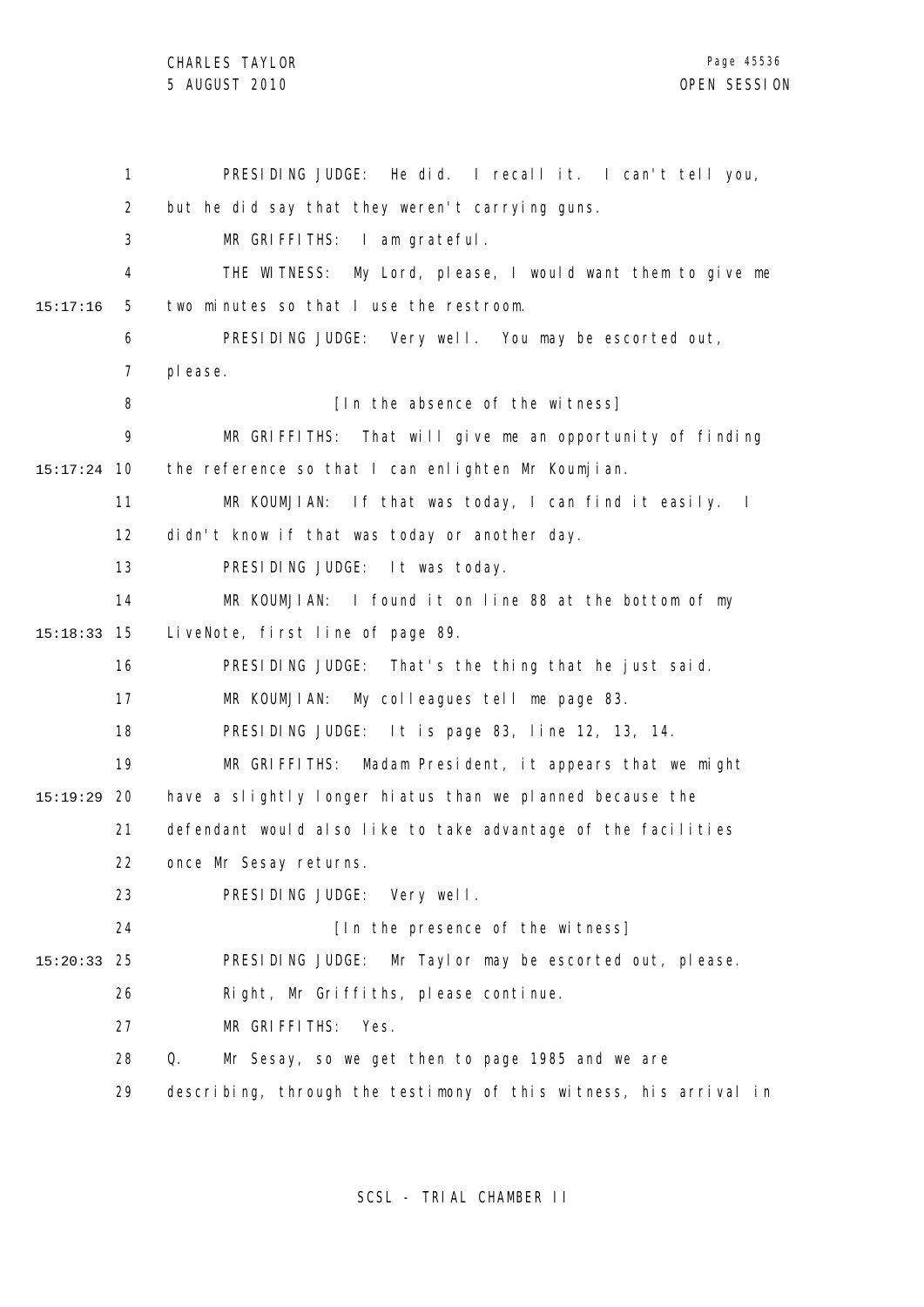PRESIDING JUDGE: He did. I recall it. I can't tell you, but he did say that they weren't carrying guns.

MR GRIFFITHS: I am grateful.

THE WITNESS: My Lord, please, I would want them to give me two minutes so that I use the restroom.

PRESIDING JUDGE: Very well. You may be escorted out, please.

[In the absence of the witness]

MR GRIFFITHS: That will give me an opportunity of finding the reference so that I can enlighten Mr Koumjian.

MR KOUMJIAN: If that was today, I can find it easily. I didn't know if that was today or another day.

PRESIDING JUDGE: It was today.

MR KOUMJIAN: I found it on line 88 at the bottom of my LiveNote, first line of page 89.

PRESIDING JUDGE: That's the thing that he just said.

MR KOUMJIAN: My colleagues tell me page 83.

PRESIDING JUDGE: It is page 83, line 12, 13, 14.

MR GRIFFITHS: Madam President, it appears that we might have a slightly longer hiatus than we planned because the defendant would also like to take advantage of the facilities once Mr Sesay returns.

PRESIDING JUDGE: Very well.

[In the presence of the witness]

PRESIDING JUDGE: Mr Taylor may be escorted out, please. Right, Mr Griffiths, please continue.

MR GRIFFITHS: Yes.

Q. Mr Sesay, so we get then to page 1985 and we are describing, through the testimony of this witness, his arrival in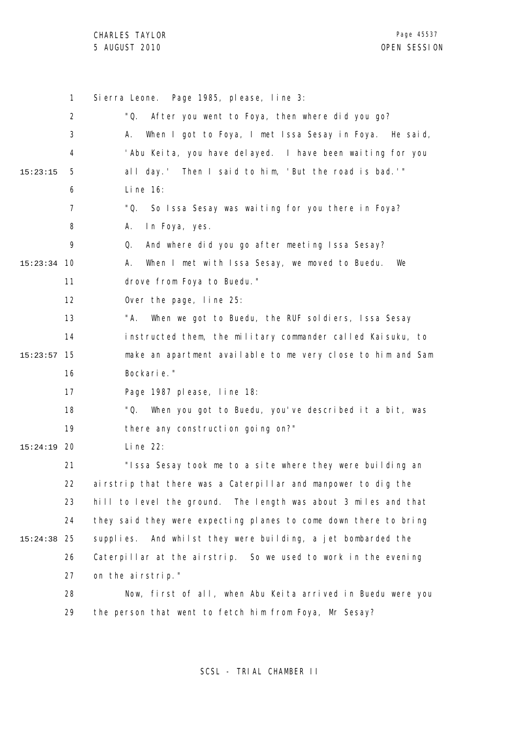Sierra Leone. Page 1985, please, line 3:

"Q. After you went to Foya, then where did you go?

A. When I got to Foya, I met Issa Sesay in Foya. He said, 'Abu Keita, you have delayed. I have been waiting for you all day.' Then I said to him, 'But the road is bad.'"

Line 16:

"Q. So Issa Sesay was waiting for you there in Foya?

A. In Foya, yes.

Q. And where did you go after meeting Issa Sesay?

A. When I met with Issa Sesay, we moved to Buedu. We drove from Foya to Buedu."

Over the page, line 25:

"A. When we got to Buedu, the RUF soldiers, Issa Sesay instructed them, the military commander called Kaisuku, to make an apartment available to me very close to him and Sam Bockarie."

Page 1987 please, line 18:

"Q. When you got to Buedu, you've described it a bit, was there any construction going on?"

Line 22:

"Issa Sesay took me to a site where they were building an airstrip that there was a Caterpillar and manpower to dig the hill to level the ground. The length was about 3 miles and that they said they were expecting planes to come down there to bring supplies. And whilst they were building, a jet bombarded the Caterpillar at the airstrip. So we used to work in the evening on the airstrip."

Now, first of all, when Abu Keita arrived in Buedu were you the person that went to fetch him from Foya, Mr Sesay?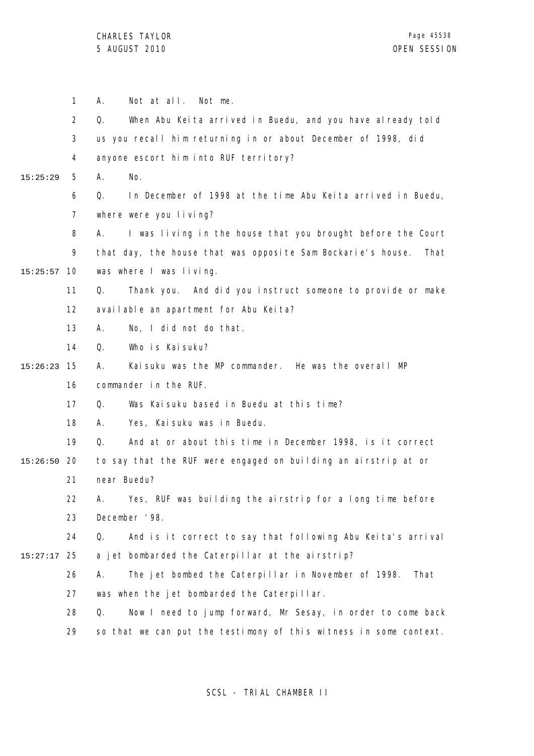A. Not at all. Not me.

Q. When Abu Keita arrived in Buedu, and you have already told us you recall him returning in or about December of 1998, did anyone escort him into RUF territory?

A. No.

Q. In December of 1998 at the time Abu Keita arrived in Buedu, where were you living?

A. I was living in the house that you brought before the Court that day, the house that was opposite Sam Bockarie's house. That was where I was living.

Q. Thank you. And did you instruct someone to provide or make available an apartment for Abu Keita?

A. No, I did not do that.

Q. Who is Kaisuku?

A. Kaisuku was the MP commander. He was the overall MP commander in the RUF.

Q. Was Kaisuku based in Buedu at this time?

A. Yes, Kaisuku was in Buedu.

Q. And at or about this time in December 1998, is it correct to say that the RUF were engaged on building an airstrip at or near Buedu?

A. Yes, RUF was building the airstrip for a long time before December '98.

Q. And is it correct to say that following Abu Keita's arrival a jet bombarded the Caterpillar at the airstrip?

A. The jet bombed the Caterpillar in November of 1998. That was when the jet bombarded the Caterpillar.

Q. Now I need to jump forward, Mr Sesay, in order to come back so that we can put the testimony of this witness in some context.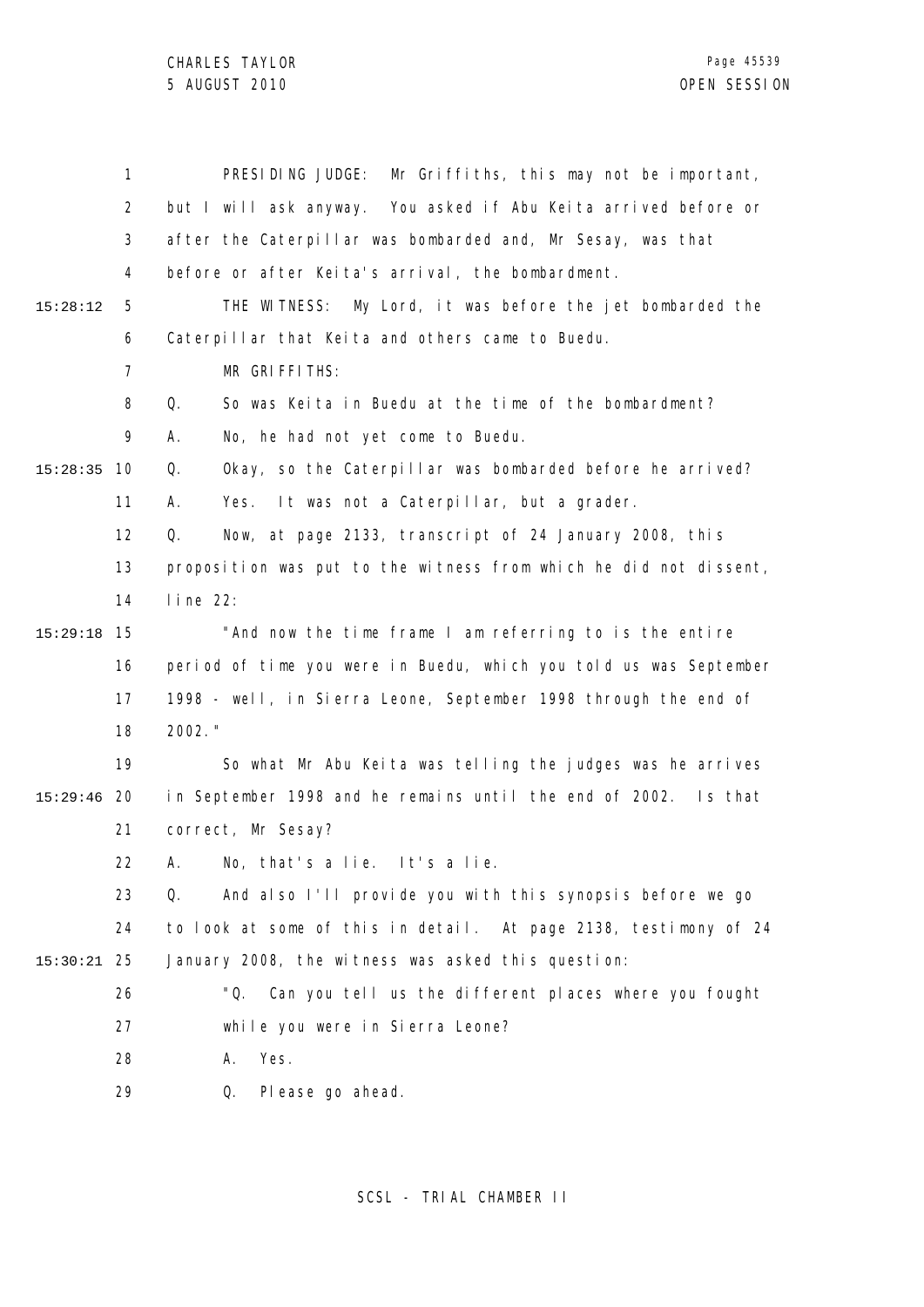PRESIDING JUDGE: Mr Griffiths, this may not be important, but I will ask anyway. You asked if Abu Keita arrived before or after the Caterpillar was bombarded and, Mr Sesay, was that before or after Keita's arrival, the bombardment.

THE WITNESS: My Lord, it was before the jet bombarded the Caterpillar that Keita and others came to Buedu.

MR GRIFFITHS:

Q. So was Keita in Buedu at the time of the bombardment?

A. No, he had not yet come to Buedu.

Q. Okay, so the Caterpillar was bombarded before he arrived?

A. Yes. It was not a Caterpillar, but a grader.

Q. Now, at page 2133, transcript of 24 January 2008, this proposition was put to the witness from which he did not dissent, line 22:

"And now the time frame I am referring to is the entire period of time you were in Buedu, which you told us was September 1998 - well, in Sierra Leone, September 1998 through the end of 2002."

So what Mr Abu Keita was telling the judges was he arrives in September 1998 and he remains until the end of 2002. Is that correct, Mr Sesay?

A. No, that's a lie. It's a lie.

Q. And also I'll provide you with this synopsis before we go to look at some of this in detail. At page 2138, testimony of 24 January 2008, the witness was asked this question:

"Q. Can you tell us the different places where you fought while you were in Sierra Leone?

A. Yes.

Q. Please go ahead.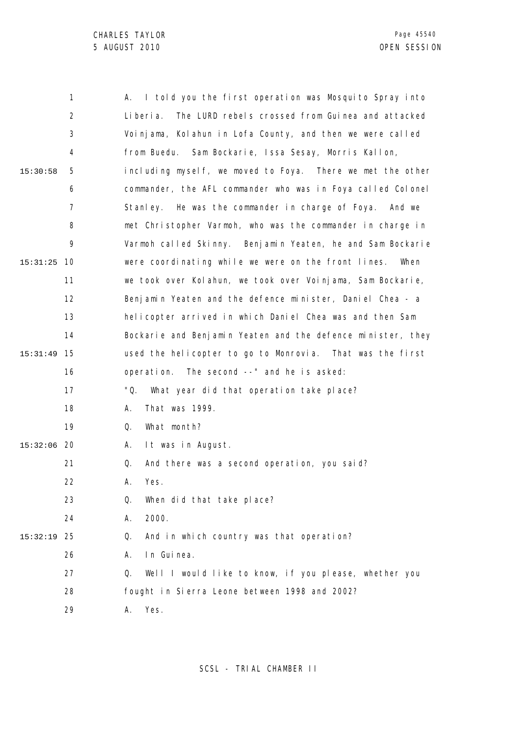A. I told you the first operation was Mosquito Spray into Liberia. The LURD rebels crossed from Guinea and attacked Voinjama, Kolahun in Lofa County, and then we were called from Buedu. Sam Bockarie, Issa Sesay, Morris Kallon, including myself, we moved to Foya. There we met the other commander, the AFL commander who was in Foya called Colonel Stanley. He was the commander in charge of Foya. And we met Christopher Varmoh, who was the commander in charge in Varmoh called Skinny. Benjamin Yeaten, he and Sam Bockarie were coordinating while we were on the front lines. When we took over Kolahun, we took over Voinjama, Sam Bockarie, Benjamin Yeaten and the defence minister, Daniel Chea - a helicopter arrived in which Daniel Chea was and then Sam Bockarie and Benjamin Yeaten and the defence minister, they used the helicopter to go to Monrovia. That was the first operation. The second --" and he is asked:

"Q. What year did that operation take place?

A. That was 1999.

Q. What month?

A. It was in August.

Q. And there was a second operation, you said?

A. Yes.

Q. When did that take place?

A. 2000.

Q. And in which country was that operation?

A. In Guinea.

Q. Well I would like to know, if you please, whether you fought in Sierra Leone between 1998 and 2002?

A. Yes.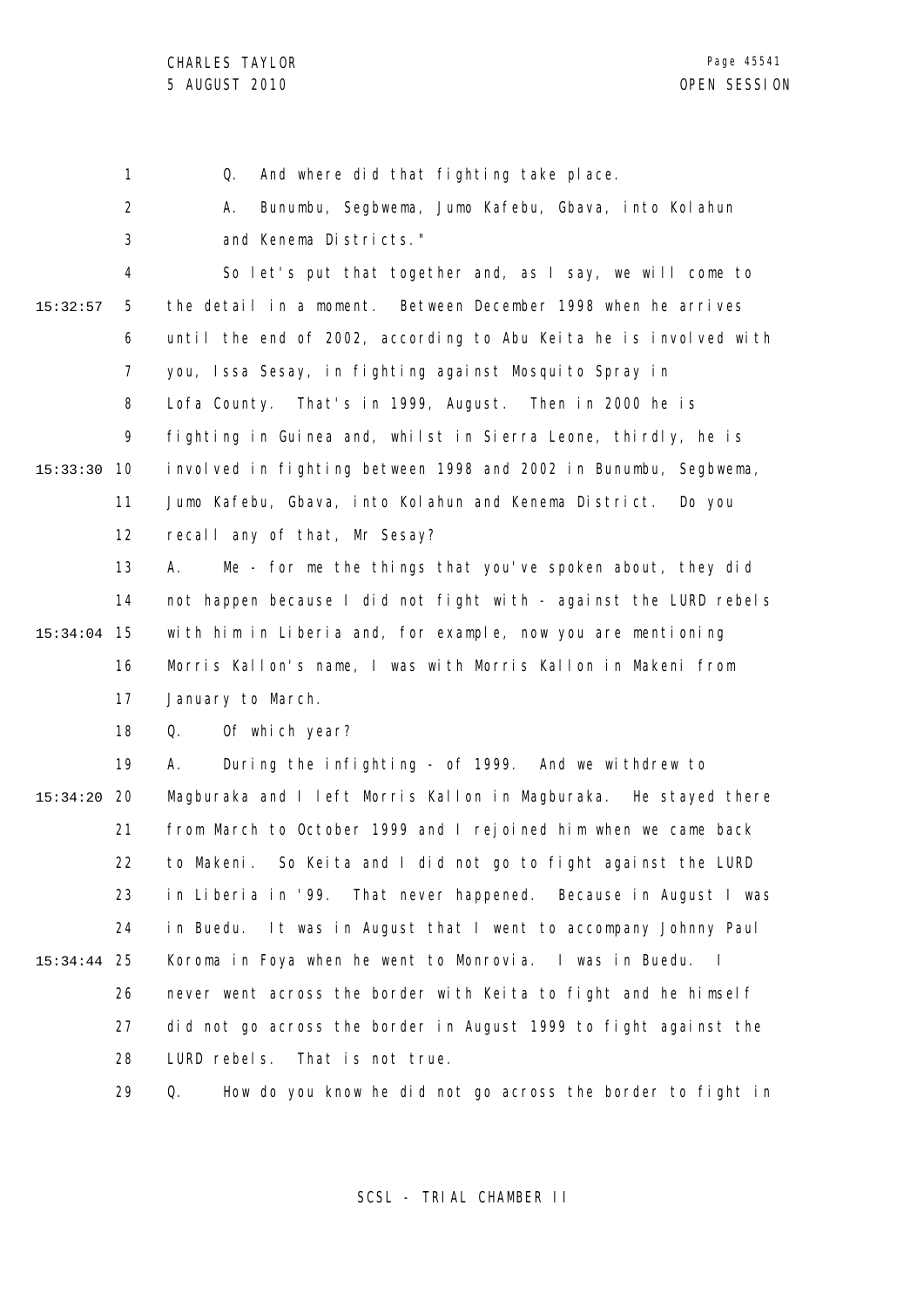Q. And where did that fighting take place.

A. Bunumbu, Segbwema, Jumo Kafebu, Gbava, into Kolahun and Kenema Districts."

So let's put that together and, as I say, we will come to the detail in a moment. Between December 1998 when he arrives until the end of 2002, according to Abu Keita he is involved with you, Issa Sesay, in fighting against Mosquito Spray in Lofa County. That's in 1999, August. Then in 2000 he is fighting in Guinea and, whilst in Sierra Leone, thirdly, he is involved in fighting between 1998 and 2002 in Bunumbu, Segbwema, Jumo Kafebu, Gbava, into Kolahun and Kenema District. Do you recall any of that, Mr Sesay?

A. Me - for me the things that you've spoken about, they did not happen because I did not fight with - against the LURD rebels with him in Liberia and, for example, now you are mentioning Morris Kallon's name, I was with Morris Kallon in Makeni from January to March.

Q. Of which year?

A. During the infighting - of 1999. And we withdrew to Magburaka and I left Morris Kallon in Magburaka. He stayed there from March to October 1999 and I rejoined him when we came back to Makeni. So Keita and I did not go to fight against the LURD in Liberia in '99. That never happened. Because in August I was in Buedu. It was in August that I went to accompany Johnny Paul Koroma in Foya when he went to Monrovia. I was in Buedu. I never went across the border with Keita to fight and he himself did not go across the border in August 1999 to fight against the LURD rebels. That is not true.

Q. How do you know he did not go across the border to fight in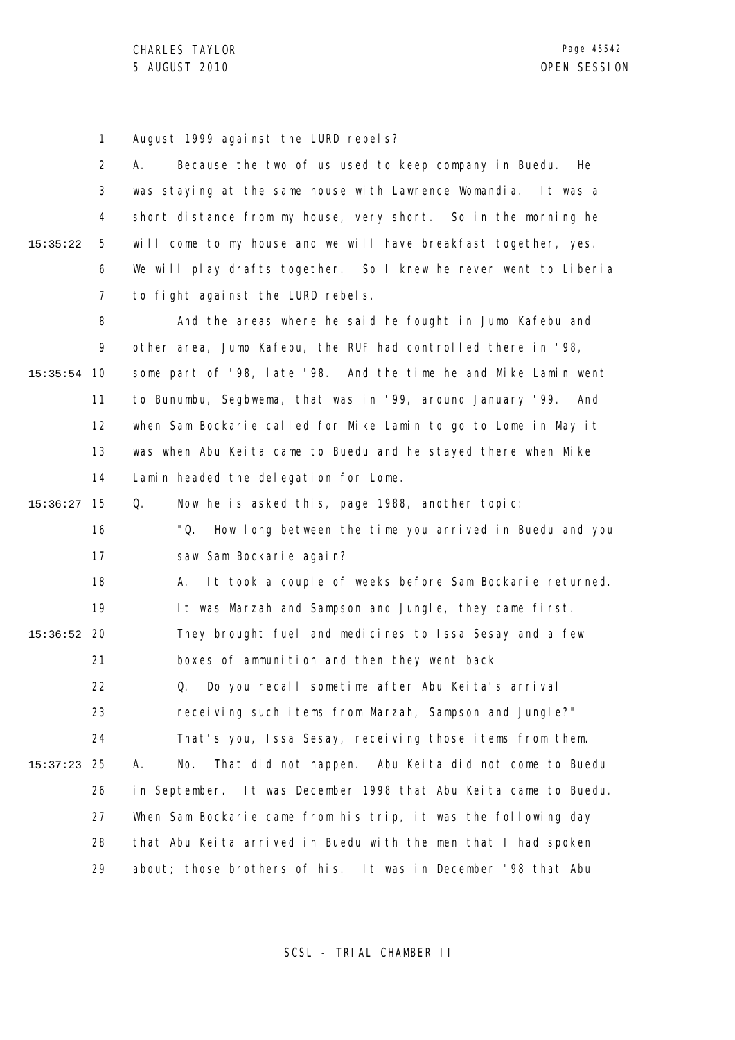August 1999 against the LURD rebels?

A. Because the two of us used to keep company in Buedu. He was staying at the same house with Lawrence Womandia. It was a short distance from my house, very short. So in the morning he will come to my house and we will have breakfast together, yes. We will play drafts together. So I knew he never went to Liberia to fight against the LURD rebels.

And the areas where he said he fought in Jumo Kafebu and other area, Jumo Kafebu, the RUF had controlled there in '98, some part of '98, late '98. And the time he and Mike Lamin went to Bunumbu, Segbwema, that was in '99, around January '99. And when Sam Bockarie called for Mike Lamin to go to Lome in May it was when Abu Keita came to Buedu and he stayed there when Mike Lamin headed the delegation for Lome.

Q. Now he is asked this, page 1988, another topic:

"Q. How long between the time you arrived in Buedu and you saw Sam Bockarie again?

A. It took a couple of weeks before Sam Bockarie returned. It was Marzah and Sampson and Jungle, they came first. They brought fuel and medicines to Issa Sesay and a few boxes of ammunition and then they went back

Q. Do you recall sometime after Abu Keita's arrival receiving such items from Marzah, Sampson and Jungle?"

That's you, Issa Sesay, receiving those items from them.

A. No. That did not happen. Abu Keita did not come to Buedu in September. It was December 1998 that Abu Keita came to Buedu. When Sam Bockarie came from his trip, it was the following day that Abu Keita arrived in Buedu with the men that I had spoken about; those brothers of his. It was in December '98 that Abu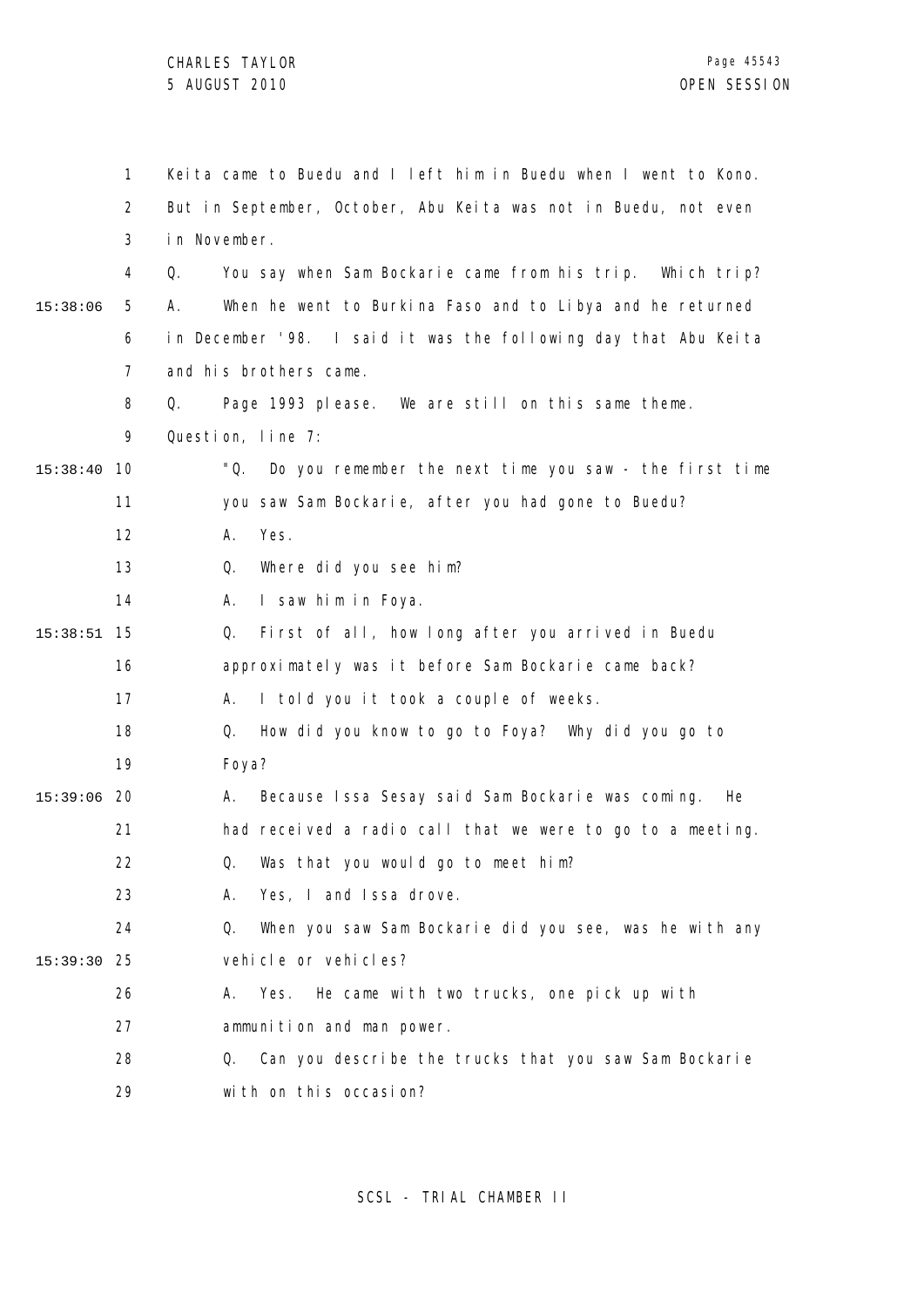Keita came to Buedu and I left him in Buedu when I went to Kono. But in September, October, Abu Keita was not in Buedu, not even in November.

Q. You say when Sam Bockarie came from his trip. Which trip?

A. When he went to Burkina Faso and to Libya and he returned in December '98. I said it was the following day that Abu Keita and his brothers came.

Q. Page 1993 please. We are still on this same theme. Question, line 7:

"Q. Do you remember the next time you saw - the first time you saw Sam Bockarie, after you had gone to Buedu?

A. Yes.

Q. Where did you see him?

A. I saw him in Foya.

Q. First of all, how long after you arrived in Buedu approximately was it before Sam Bockarie came back?

A. I told you it took a couple of weeks.

Q. How did you know to go to Foya? Why did you go to Foya?

A. Because Issa Sesay said Sam Bockarie was coming. He had received a radio call that we were to go to a meeting.

Q. Was that you would go to meet him?

A. Yes, I and Issa drove.

Q. When you saw Sam Bockarie did you see, was he with any vehicle or vehicles?

A. Yes. He came with two trucks, one pick up with ammunition and man power.

Q. Can you describe the trucks that you saw Sam Bockarie with on this occasion?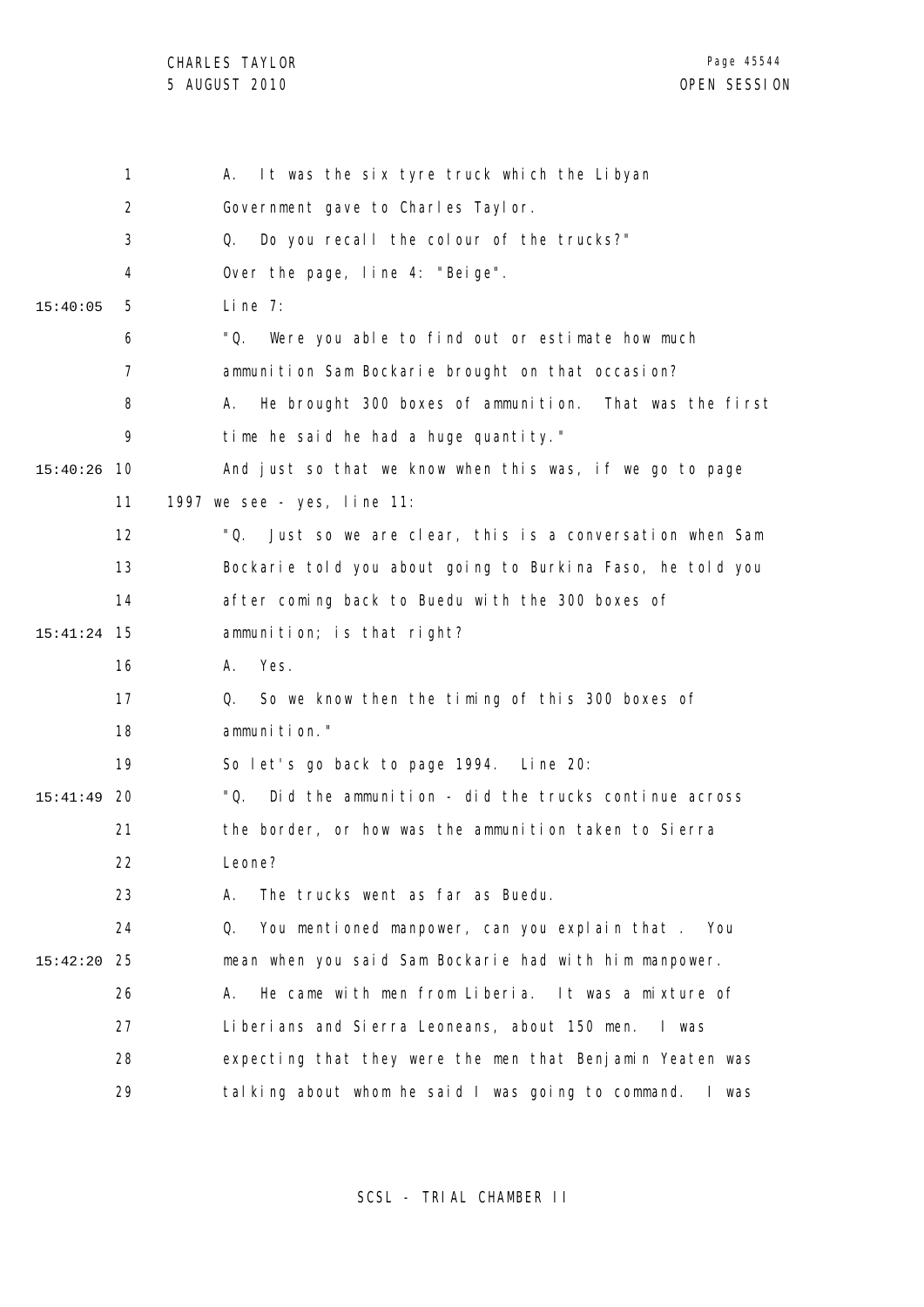A. It was the six tyre truck which the Libyan Government gave to Charles Taylor.

Q. Do you recall the colour of the trucks?"

Over the page, line 4: "Beige".

Line 7:

"Q. Were you able to find out or estimate how much ammunition Sam Bockarie brought on that occasion?

A. He brought 300 boxes of ammunition. That was the first time he said he had a huge quantity."

And just so that we know when this was, if we go to page 1997 we see - yes, line 11:

"Q. Just so we are clear, this is a conversation when Sam Bockarie told you about going to Burkina Faso, he told you after coming back to Buedu with the 300 boxes of ammunition; is that right?

A. Yes.

Q. So we know then the timing of this 300 boxes of ammunition."

So let's go back to page 1994. Line 20:

"Q. Did the ammunition - did the trucks continue across the border, or how was the ammunition taken to Sierra Leone?

A. The trucks went as far as Buedu.

Q. You mentioned manpower, can you explain that . You mean when you said Sam Bockarie had with him manpower.

A. He came with men from Liberia. It was a mixture of Liberians and Sierra Leoneans, about 150 men. I was expecting that they were the men that Benjamin Yeaten was talking about whom he said I was going to command. I was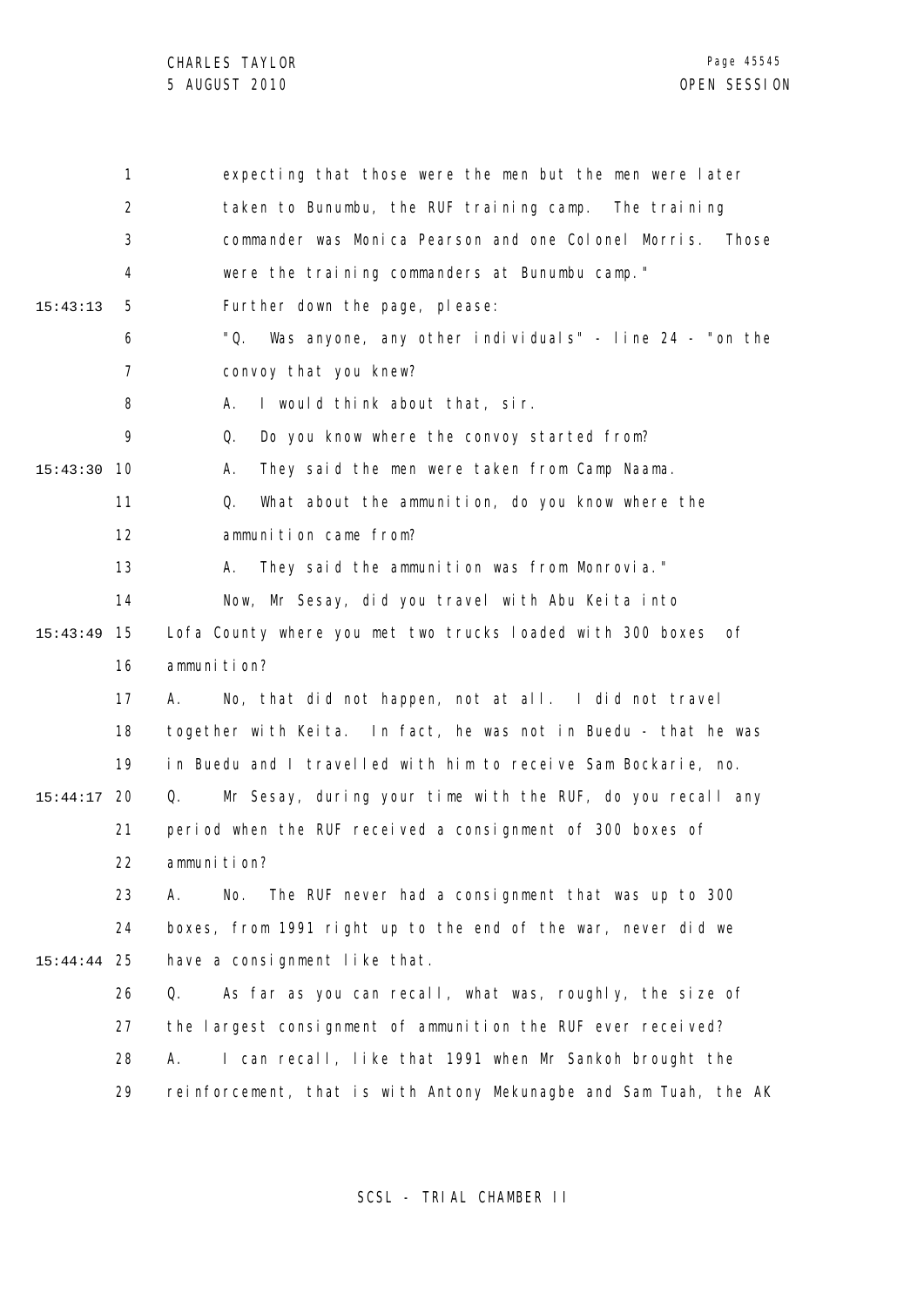expecting that those were the men but the men were later taken to Bunumbu, the RUF training camp. The training commander was Monica Pearson and one Colonel Morris. Those were the training commanders at Bunumbu camp."

Further down the page, please:

"Q. Was anyone, any other individuals" - line 24 - "on the convoy that you knew?

A. I would think about that, sir.

Q. Do you know where the convoy started from?

A. They said the men were taken from Camp Naama.

Q. What about the ammunition, do you know where the ammunition came from?

A. They said the ammunition was from Monrovia."

Now, Mr Sesay, did you travel with Abu Keita into Lofa County where you met two trucks loaded with 300 boxes of ammunition?

A. No, that did not happen, not at all. I did not travel together with Keita. In fact, he was not in Buedu - that he was in Buedu and I travelled with him to receive Sam Bockarie, no.

Q. Mr Sesay, during your time with the RUF, do you recall any period when the RUF received a consignment of 300 boxes of ammunition?

A. No. The RUF never had a consignment that was up to 300 boxes, from 1991 right up to the end of the war, never did we have a consignment like that.

Q. As far as you can recall, what was, roughly, the size of the largest consignment of ammunition the RUF ever received?

A. I can recall, like that 1991 when Mr Sankoh brought the reinforcement, that is with Antony Mekunagbe and Sam Tuah, the AK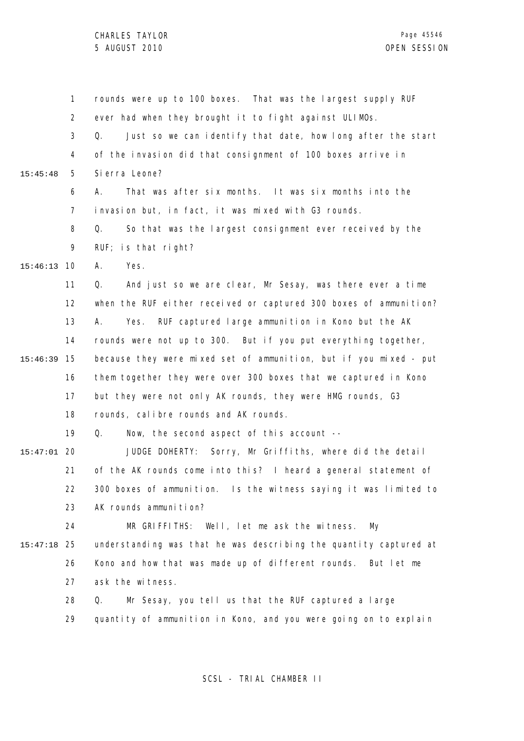rounds were up to 100 boxes. That was the largest supply RUF ever had when they brought it to fight against ULIMOs.

Q. Just so we can identify that date, how long after the start of the invasion did that consignment of 100 boxes arrive in Sierra Leone?

A. That was after six months. It was six months into the invasion but, in fact, it was mixed with G3 rounds.

Q. So that was the largest consignment ever received by the RUF; is that right?

A. Yes.

Q. And just so we are clear, Mr Sesay, was there ever a time when the RUF either received or captured 300 boxes of ammunition?

A. Yes. RUF captured large ammunition in Kono but the AK rounds were not up to 300. But if you put everything together, because they were mixed set of ammunition, but if you mixed - put them together they were over 300 boxes that we captured in Kono but they were not only AK rounds, they were HMG rounds, G3 rounds, calibre rounds and AK rounds.

Q. Now, the second aspect of this account --

JUDGE DOHERTY: Sorry, Mr Griffiths, where did the detail of the AK rounds come into this? I heard a general statement of 300 boxes of ammunition. Is the witness saying it was limited to AK rounds ammunition?

MR GRIFFITHS: Well, let me ask the witness. My understanding was that he was describing the quantity captured at Kono and how that was made up of different rounds. But let me ask the witness.

Q. Mr Sesay, you tell us that the RUF captured a large quantity of ammunition in Kono, and you were going on to explain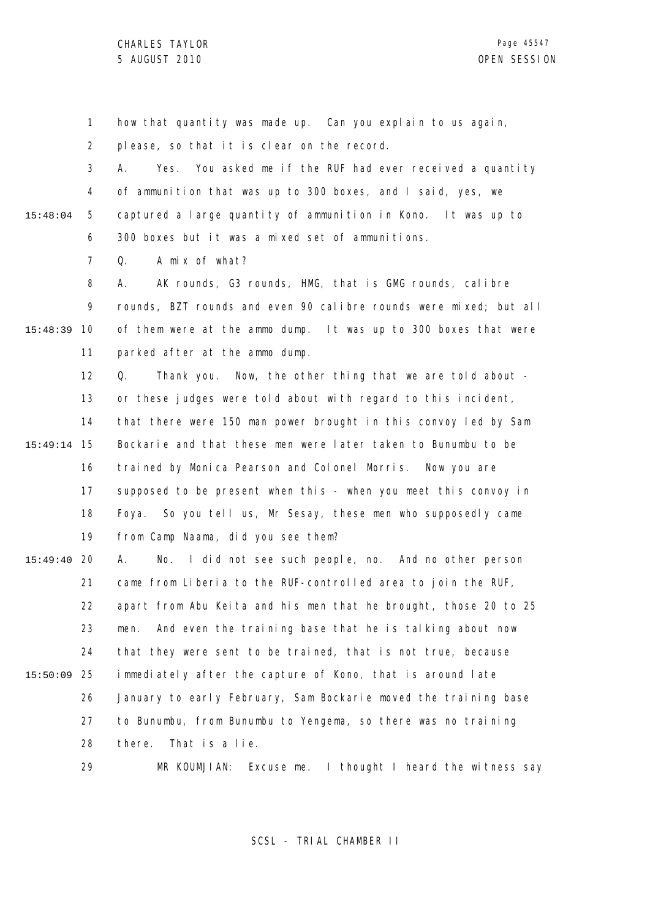how that quantity was made up. Can you explain to us again, please, so that it is clear on the record.

A. Yes. You asked me if the RUF had ever received a quantity of ammunition that was up to 300 boxes, and I said, yes, we captured a large quantity of ammunition in Kono. It was up to 300 boxes but it was a mixed set of ammunitions.

Q. A mix of what?

A. AK rounds, G3 rounds, HMG, that is GMG rounds, calibre rounds, BZT rounds and even 90 calibre rounds were mixed; but all of them were at the ammo dump. It was up to 300 boxes that were parked after at the ammo dump.

Q. Thank you. Now, the other thing that we are told about - or these judges were told about with regard to this incident, that there were 150 man power brought in this convoy led by Sam Bockarie and that these men were later taken to Bunumbu to be trained by Monica Pearson and Colonel Morris. Now you are supposed to be present when this - when you meet this convoy in Foya. So you tell us, Mr Sesay, these men who supposedly came from Camp Naama, did you see them?

A. No. I did not see such people, no. And no other person came from Liberia to the RUF-controlled area to join the RUF, apart from Abu Keita and his men that he brought, those 20 to 25 men. And even the training base that he is talking about now that they were sent to be trained, that is not true, because immediately after the capture of Kono, that is around late January to early February, Sam Bockarie moved the training base to Bunumbu, from Bunumbu to Yengema, so there was no training there. That is a lie.

MR KOUMJIAN: Excuse me. I thought I heard the witness say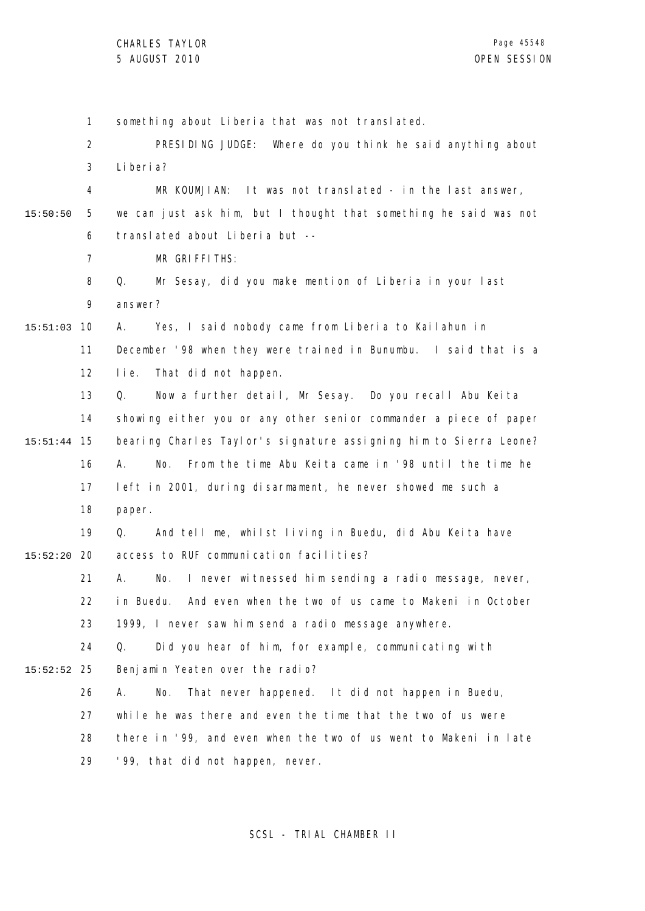something about Liberia that was not translated.

PRESIDING JUDGE: Where do you think he said anything about Liberia?

MR KOUMJIAN: It was not translated - in the last answer, we can just ask him, but I thought that something he said was not translated about Liberia but --

MR GRIFFITHS:

Q. Mr Sesay, did you make mention of Liberia in your last answer?

A. Yes, I said nobody came from Liberia to Kailahun in December '98 when they were trained in Bunumbu. I said that is a lie. That did not happen.

Q. Now a further detail, Mr Sesay. Do you recall Abu Keita showing either you or any other senior commander a piece of paper bearing Charles Taylor's signature assigning him to Sierra Leone?

A. No. From the time Abu Keita came in '98 until the time he left in 2001, during disarmament, he never showed me such a paper.

Q. And tell me, whilst living in Buedu, did Abu Keita have access to RUF communication facilities?

A. No. I never witnessed him sending a radio message, never, in Buedu. And even when the two of us came to Makeni in October 1999, I never saw him send a radio message anywhere.

Q. Did you hear of him, for example, communicating with Benjamin Yeaten over the radio?

A. No. That never happened. It did not happen in Buedu, while he was there and even the time that the two of us were there in '99, and even when the two of us went to Makeni in late '99, that did not happen, never.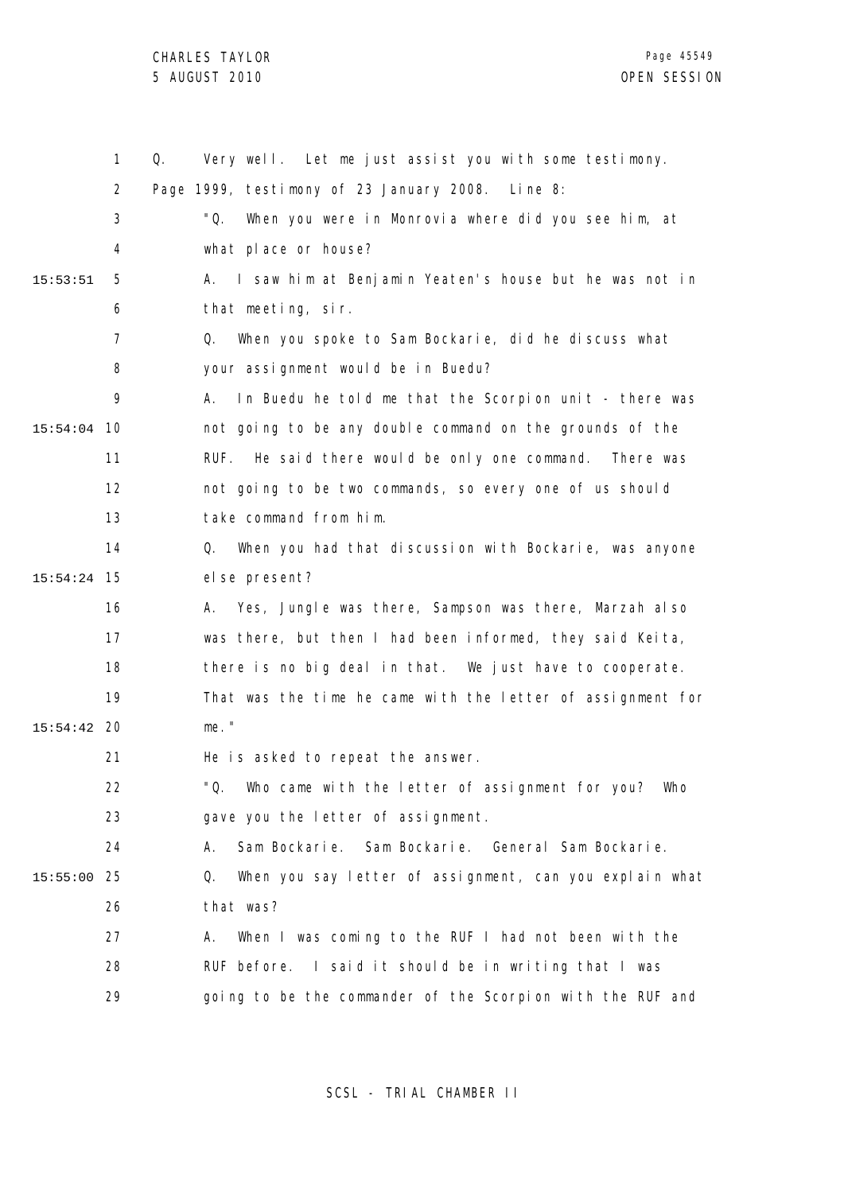Q. Very well. Let me just assist you with some testimony. Page 1999, testimony of 23 January 2008. Line 8:

"Q. When you were in Monrovia where did you see him, at what place or house?

A. I saw him at Benjamin Yeaten's house but he was not in that meeting, sir.

Q. When you spoke to Sam Bockarie, did he discuss what your assignment would be in Buedu?

A. In Buedu he told me that the Scorpion unit - there was not going to be any double command on the grounds of the RUF. He said there would be only one command. There was not going to be two commands, so every one of us should take command from him.

Q. When you had that discussion with Bockarie, was anyone else present?

A. Yes, Jungle was there, Sampson was there, Marzah also was there, but then I had been informed, they said Keita, there is no big deal in that. We just have to cooperate. That was the time he came with the letter of assignment for me."

He is asked to repeat the answer.

"Q. Who came with the letter of assignment for you? Who gave you the letter of assignment.

A. Sam Bockarie. Sam Bockarie. General Sam Bockarie.

Q. When you say letter of assignment, can you explain what that was?

A. When I was coming to the RUF I had not been with the RUF before. I said it should be in writing that I was going to be the commander of the Scorpion with the RUF and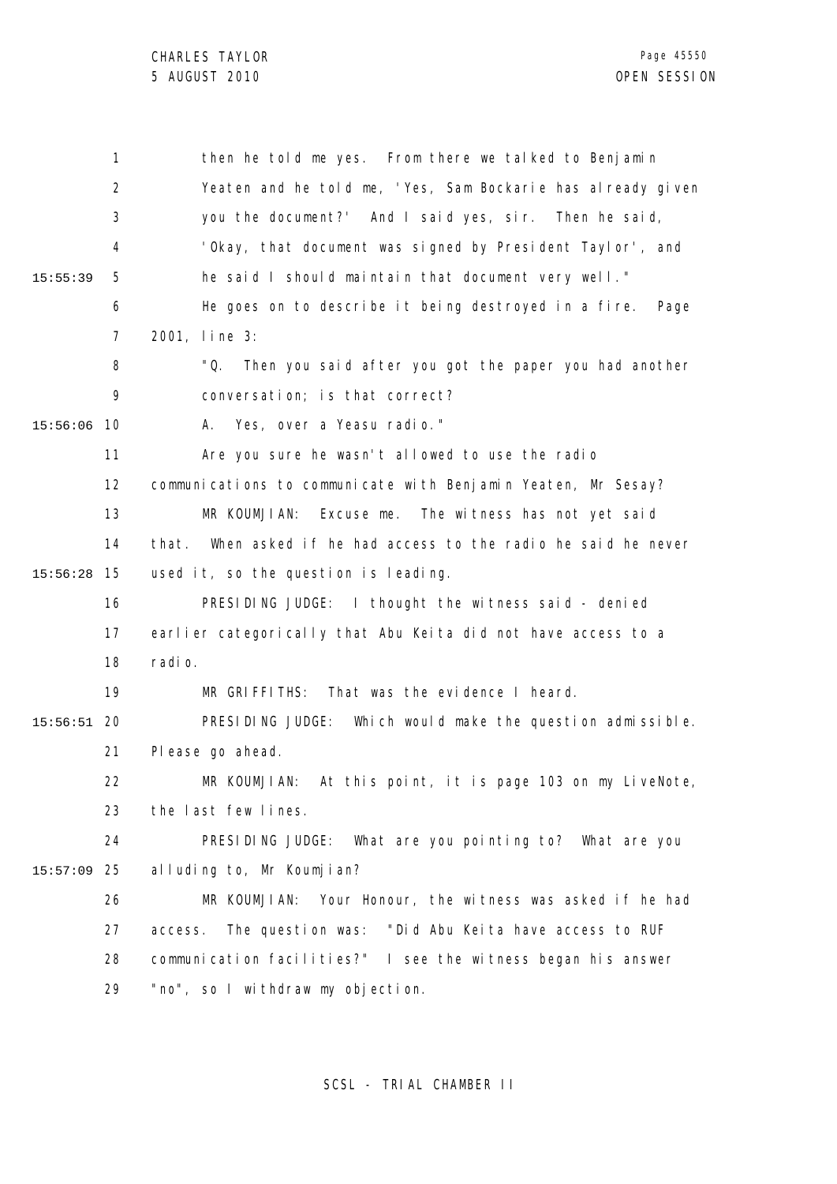then he told me yes. From there we talked to Benjamin Yeaten and he told me, 'Yes, Sam Bockarie has already given you the document?' And I said yes, sir. Then he said, 'Okay, that document was signed by President Taylor', and he said I should maintain that document very well."

He goes on to describe it being destroyed in a fire. Page 2001, line 3:

"Q. Then you said after you got the paper you had another conversation; is that correct?

A. Yes, over a Yeasu radio."

Are you sure he wasn't allowed to use the radio communications to communicate with Benjamin Yeaten, Mr Sesay?

MR KOUMJIAN: Excuse me. The witness has not yet said that. When asked if he had access to the radio he said he never used it, so the question is leading.

PRESIDING JUDGE: I thought the witness said - denied earlier categorically that Abu Keita did not have access to a radio.

MR GRIFFITHS: That was the evidence I heard.

PRESIDING JUDGE: Which would make the question admissible. Please go ahead.

MR KOUMJIAN: At this point, it is page 103 on my LiveNote, the last few lines.

PRESIDING JUDGE: What are you pointing to? What are you alluding to, Mr Koumjian?

MR KOUMJIAN: Your Honour, the witness was asked if he had access. The question was: "Did Abu Keita have access to RUF communication facilities?" I see the witness began his answer "no", so I withdraw my objection.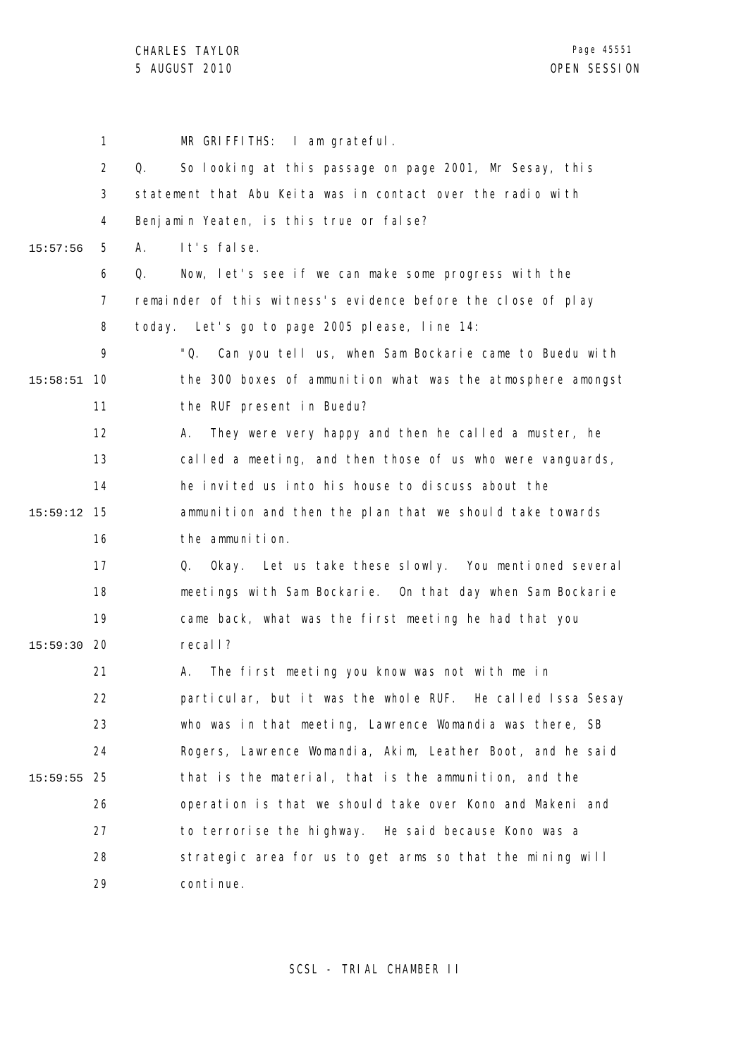MR GRIFFITHS: I am grateful.

Q. So looking at this passage on page 2001, Mr Sesay, this statement that Abu Keita was in contact over the radio with Benjamin Yeaten, is this true or false?

A. It's false.

Q. Now, let's see if we can make some progress with the remainder of this witness's evidence before the close of play today. Let's go to page 2005 please, line 14:

"Q. Can you tell us, when Sam Bockarie came to Buedu with the 300 boxes of ammunition what was the atmosphere amongst the RUF present in Buedu?

A. They were very happy and then he called a muster, he called a meeting, and then those of us who were vanguards, he invited us into his house to discuss about the ammunition and then the plan that we should take towards the ammunition.

Q. Okay. Let us take these slowly. You mentioned several meetings with Sam Bockarie. On that day when Sam Bockarie came back, what was the first meeting he had that you recall?

A. The first meeting you know was not with me in particular, but it was the whole RUF. He called Issa Sesay who was in that meeting, Lawrence Womandia was there, SB Rogers, Lawrence Womandia, Akim, Leather Boot, and he said that is the material, that is the ammunition, and the operation is that we should take over Kono and Makeni and to terrorise the highway. He said because Kono was a strategic area for us to get arms so that the mining will continue.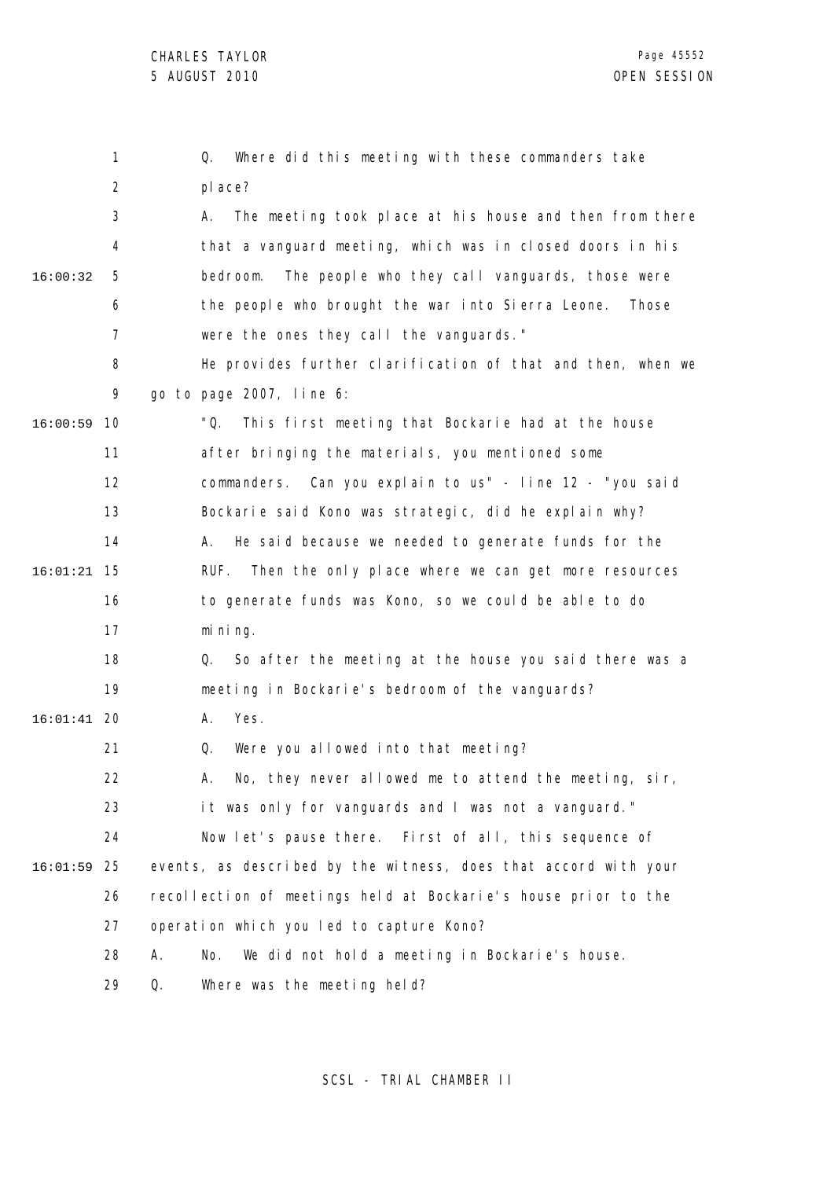Q. Where did this meeting with these commanders take place?

A. The meeting took place at his house and then from there that a vanguard meeting, which was in closed doors in his bedroom. The people who they call vanguards, those were the people who brought the war into Sierra Leone. Those were the ones they call the vanguards."

He provides further clarification of that and then, when we go to page 2007, line 6:

"Q. This first meeting that Bockarie had at the house after bringing the materials, you mentioned some commanders. Can you explain to us" - line 12 - "you said Bockarie said Kono was strategic, did he explain why?

A. He said because we needed to generate funds for the RUF. Then the only place where we can get more resources to generate funds was Kono, so we could be able to do mining.

Q. So after the meeting at the house you said there was a meeting in Bockarie's bedroom of the vanguards?

A. Yes.

Q. Were you allowed into that meeting?

A. No, they never allowed me to attend the meeting, sir, it was only for vanguards and I was not a vanguard."

Now let's pause there. First of all, this sequence of events, as described by the witness, does that accord with your recollection of meetings held at Bockarie's house prior to the operation which you led to capture Kono?

A. No. We did not hold a meeting in Bockarie's house.

Q. Where was the meeting held?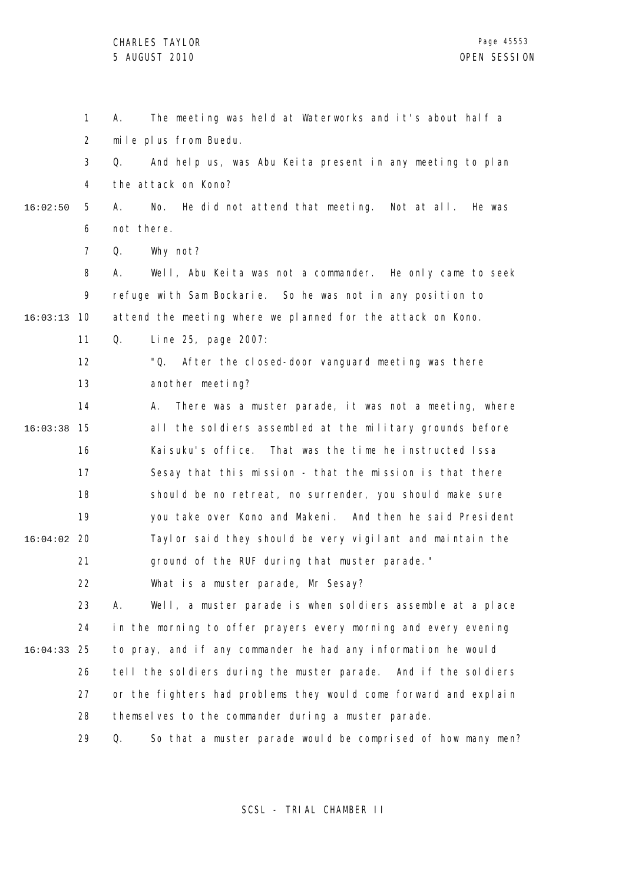A. The meeting was held at Waterworks and it's about half a mile plus from Buedu.

Q. And help us, was Abu Keita present in any meeting to plan the attack on Kono?

A. No. He did not attend that meeting. Not at all. He was not there.

Q. Why not?

A. Well, Abu Keita was not a commander. He only came to seek refuge with Sam Bockarie. So he was not in any position to attend the meeting where we planned for the attack on Kono.

Q. Line 25, page 2007:

"Q. After the closed-door vanguard meeting was there another meeting?

A. There was a muster parade, it was not a meeting, where all the soldiers assembled at the military grounds before Kaisuku's office. That was the time he instructed Issa Sesay that this mission - that the mission is that there should be no retreat, no surrender, you should make sure you take over Kono and Makeni. And then he said President Taylor said they should be very vigilant and maintain the ground of the RUF during that muster parade."

What is a muster parade, Mr Sesay?

A. Well, a muster parade is when soldiers assemble at a place in the morning to offer prayers every morning and every evening to pray, and if any commander he had any information he would tell the soldiers during the muster parade. And if the soldiers or the fighters had problems they would come forward and explain themselves to the commander during a muster parade.

Q. So that a muster parade would be comprised of how many men?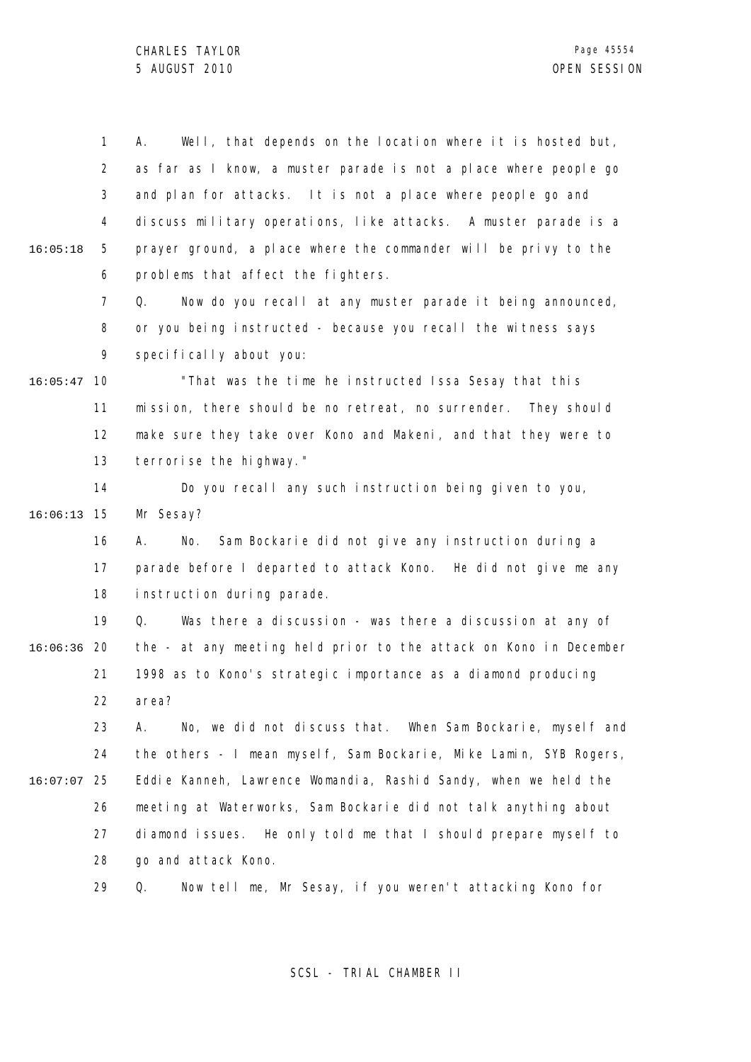A. Well, that depends on the location where it is hosted but, as far as I know, a muster parade is not a place where people go and plan for attacks. It is not a place where people go and discuss military operations, like attacks. A muster parade is a prayer ground, a place where the commander will be privy to the problems that affect the fighters.

Q. Now do you recall at any muster parade it being announced, or you being instructed - because you recall the witness says specifically about you:

"That was the time he instructed Issa Sesay that this mission, there should be no retreat, no surrender. They should make sure they take over Kono and Makeni, and that they were to terrorise the highway."

Do you recall any such instruction being given to you, Mr Sesay?

A. No. Sam Bockarie did not give any instruction during a parade before I departed to attack Kono. He did not give me any instruction during parade.

Q. Was there a discussion - was there a discussion at any of the - at any meeting held prior to the attack on Kono in December 1998 as to Kono's strategic importance as a diamond producing area?

A. No, we did not discuss that. When Sam Bockarie, myself and the others - I mean myself, Sam Bockarie, Mike Lamin, SYB Rogers, Eddie Kanneh, Lawrence Womandia, Rashid Sandy, when we held the meeting at Waterworks, Sam Bockarie did not talk anything about diamond issues. He only told me that I should prepare myself to go and attack Kono.

Q. Now tell me, Mr Sesay, if you weren't attacking Kono for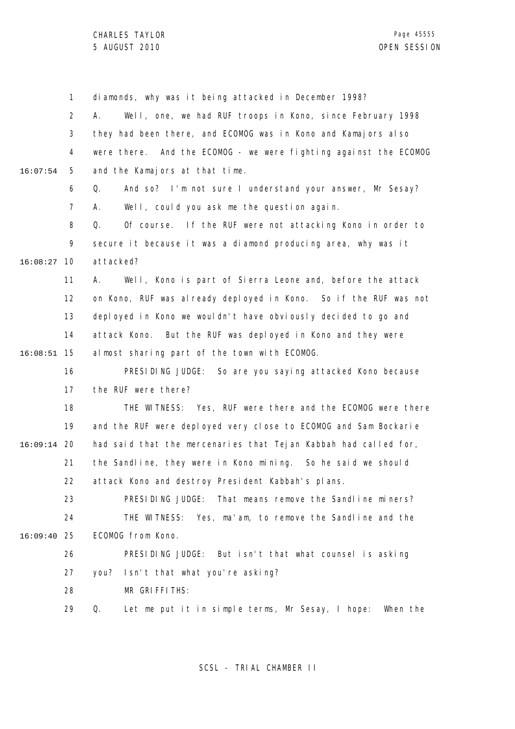diamonds, why was it being attacked in December 1998?

A. Well, one, we had RUF troops in Kono, since February 1998 they had been there, and ECOMOG was in Kono and Kamajors also were there. And the ECOMOG - we were fighting against the ECOMOG and the Kamajors at that time.

Q. And so? I'm not sure I understand your answer, Mr Sesay?

A. Well, could you ask me the question again.

Q. Of course. If the RUF were not attacking Kono in order to secure it because it was a diamond producing area, why was it attacked?

A. Well, Kono is part of Sierra Leone and, before the attack on Kono, RUF was already deployed in Kono. So if the RUF was not deployed in Kono we wouldn't have obviously decided to go and attack Kono. But the RUF was deployed in Kono and they were almost sharing part of the town with ECOMOG.

PRESIDING JUDGE: So are you saying attacked Kono because the RUF were there?

THE WITNESS: Yes, RUF were there and the ECOMOG were there and the RUF were deployed very close to ECOMOG and Sam Bockarie had said that the mercenaries that Tejan Kabbah had called for, the Sandline, they were in Kono mining. So he said we should attack Kono and destroy President Kabbah's plans.

PRESIDING JUDGE: That means remove the Sandline miners?

THE WITNESS: Yes, ma'am, to remove the Sandline and the ECOMOG from Kono.

PRESIDING JUDGE: But isn't that what counsel is asking you? Isn't that what you're asking?

MR GRIFFITHS:

Q. Let me put it in simple terms, Mr Sesay, I hope: When the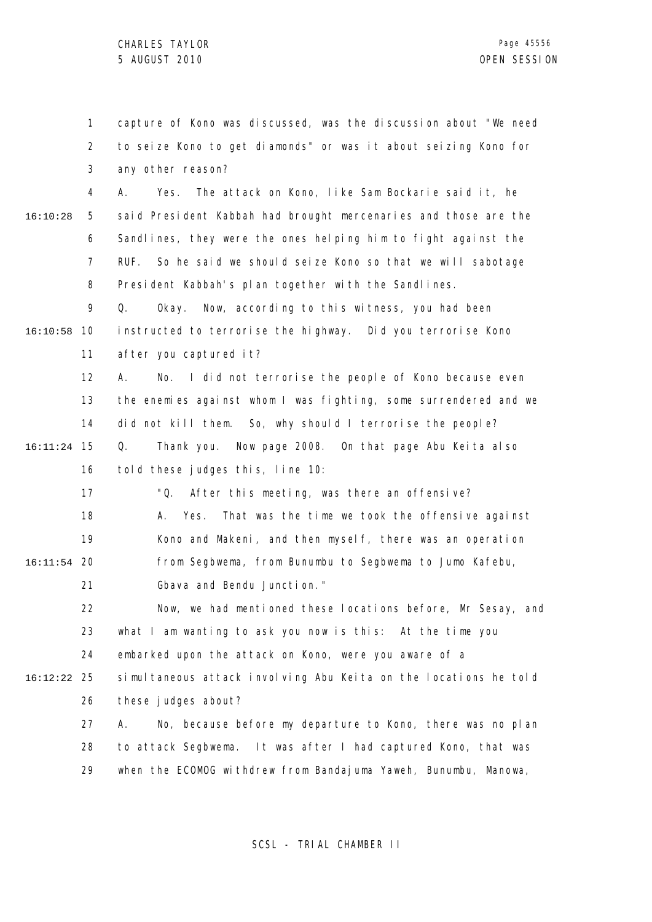capture of Kono was discussed, was the discussion about "We need to seize Kono to get diamonds" or was it about seizing Kono for any other reason?

A. Yes. The attack on Kono, like Sam Bockarie said it, he said President Kabbah had brought mercenaries and those are the Sandlines, they were the ones helping him to fight against the RUF. So he said we should seize Kono so that we will sabotage President Kabbah's plan together with the Sandlines.

Q. Okay. Now, according to this witness, you had been instructed to terrorise the highway. Did you terrorise Kono after you captured it?

A. No. I did not terrorise the people of Kono because even the enemies against whom I was fighting, some surrendered and we did not kill them. So, why should I terrorise the people?

Q. Thank you. Now page 2008. On that page Abu Keita also told these judges this, line 10:

> "Q. After this meeting, was there an offensive?
>
> A. Yes. That was the time we took the offensive against Kono and Makeni, and then myself, there was an operation from Segbwema, from Bunumbu to Segbwema to Jumo Kafebu, Gbava and Bendu Junction."

Now, we had mentioned these locations before, Mr Sesay, and what I am wanting to ask you now is this: At the time you embarked upon the attack on Kono, were you aware of a simultaneous attack involving Abu Keita on the locations he told these judges about?

A. No, because before my departure to Kono, there was no plan to attack Segbwema. It was after I had captured Kono, that was when the ECOMOG withdrew from Bandajuma Yaweh, Bunumbu, Manowa,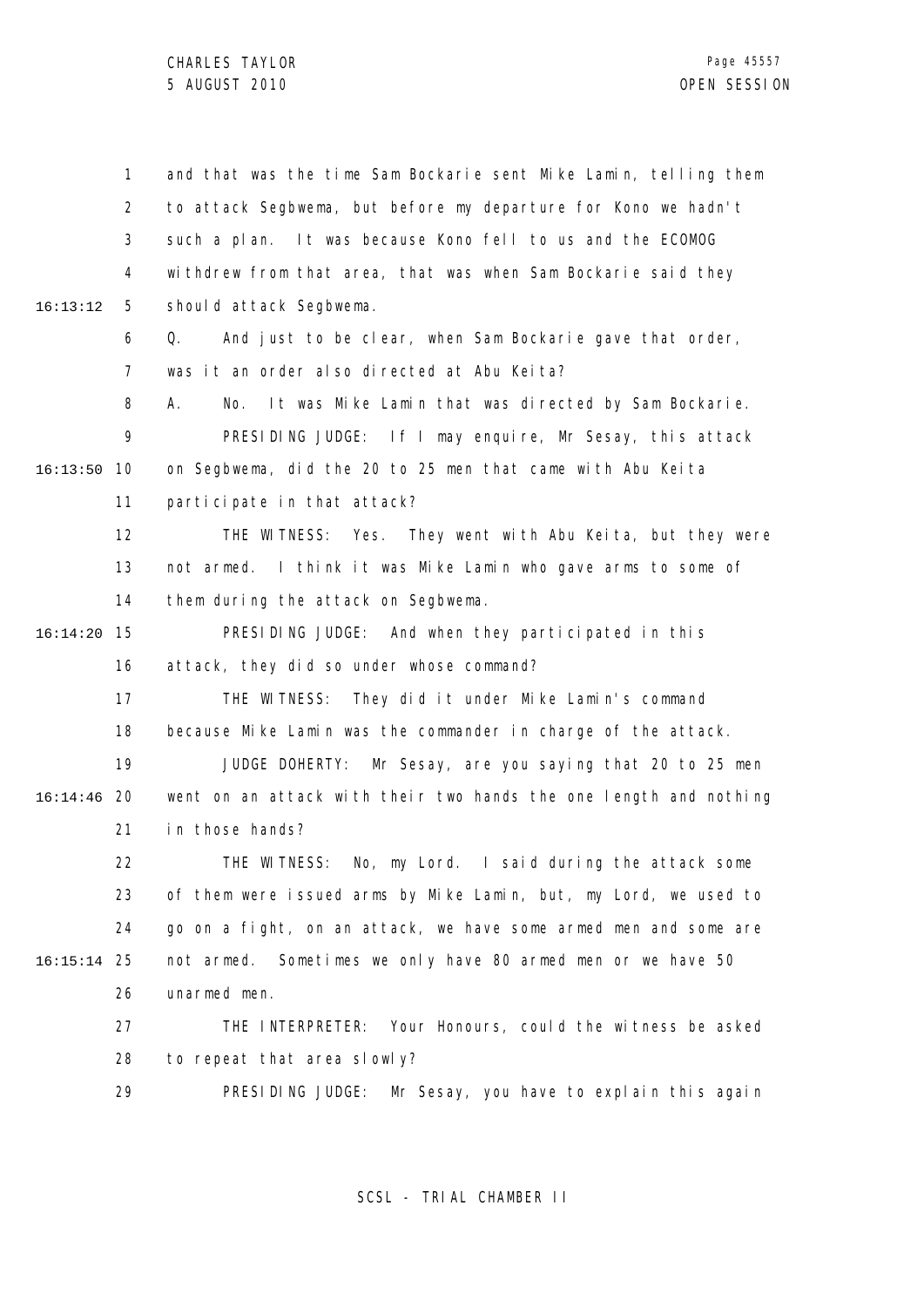and that was the time Sam Bockarie sent Mike Lamin, telling them to attack Segbwema, but before my departure for Kono we hadn't such a plan. It was because Kono fell to us and the ECOMOG withdrew from that area, that was when Sam Bockarie said they should attack Segbwema.

Q. And just to be clear, when Sam Bockarie gave that order, was it an order also directed at Abu Keita?

A. No. It was Mike Lamin that was directed by Sam Bockarie.

PRESIDING JUDGE: If I may enquire, Mr Sesay, this attack on Segbwema, did the 20 to 25 men that came with Abu Keita participate in that attack?

THE WITNESS: Yes. They went with Abu Keita, but they were not armed. I think it was Mike Lamin who gave arms to some of them during the attack on Segbwema.

PRESIDING JUDGE: And when they participated in this attack, they did so under whose command?

THE WITNESS: They did it under Mike Lamin's command because Mike Lamin was the commander in charge of the attack.

JUDGE DOHERTY: Mr Sesay, are you saying that 20 to 25 men went on an attack with their two hands the one length and nothing in those hands?

THE WITNESS: No, my Lord. I said during the attack some of them were issued arms by Mike Lamin, but, my Lord, we used to go on a fight, on an attack, we have some armed men and some are not armed. Sometimes we only have 80 armed men or we have 50 unarmed men.

THE INTERPRETER: Your Honours, could the witness be asked to repeat that area slowly?

PRESIDING JUDGE: Mr Sesay, you have to explain this again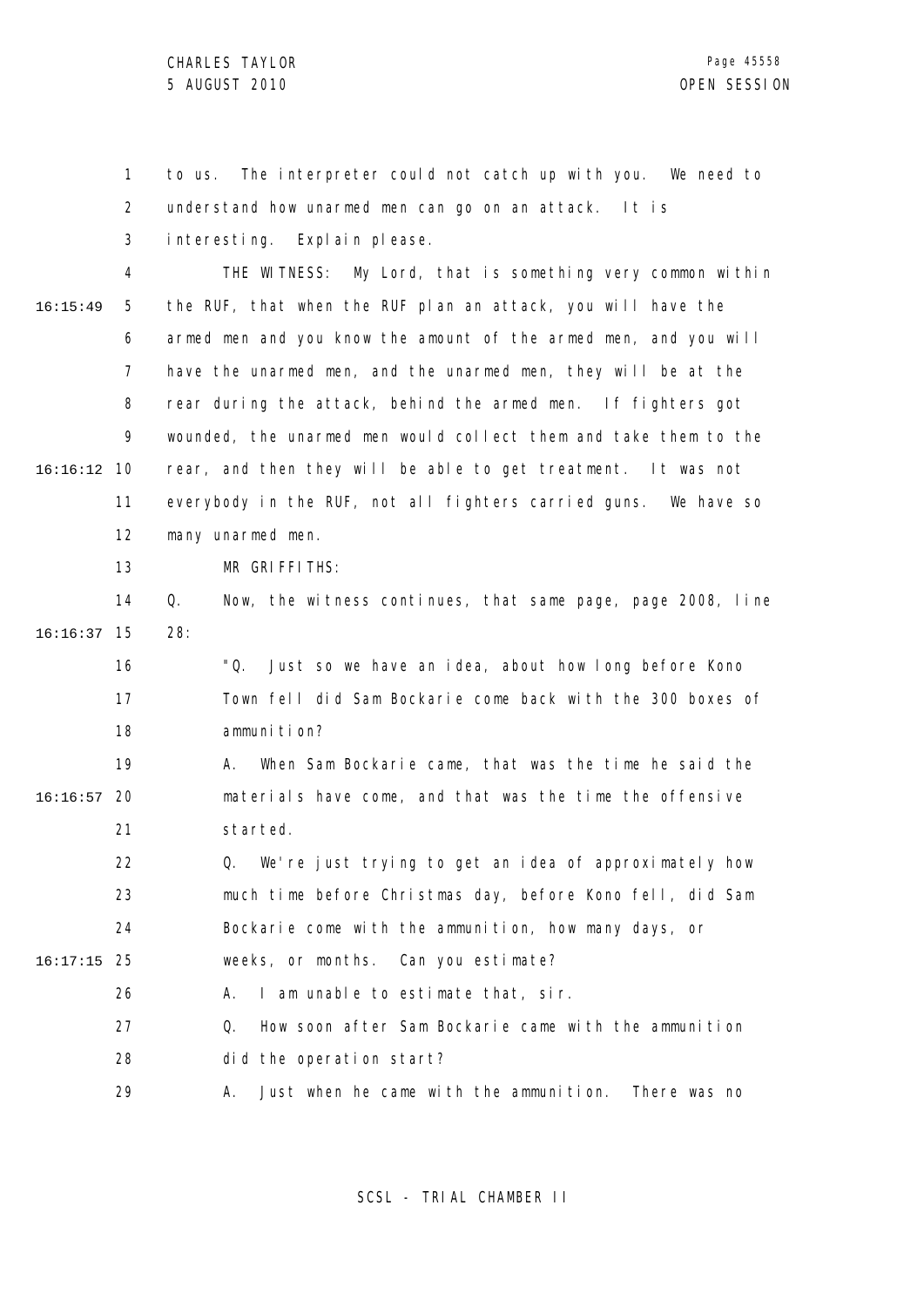to us. The interpreter could not catch up with you. We need to understand how unarmed men can go on an attack. It is interesting. Explain please.

THE WITNESS: My Lord, that is something very common within the RUF, that when the RUF plan an attack, you will have the armed men and you know the amount of the armed men, and you will have the unarmed men, and the unarmed men, they will be at the rear during the attack, behind the armed men. If fighters got wounded, the unarmed men would collect them and take them to the rear, and then they will be able to get treatment. It was not everybody in the RUF, not all fighters carried guns. We have so many unarmed men.

MR GRIFFITHS:

Q. Now, the witness continues, that same page, page 2008, line 28:

"Q. Just so we have an idea, about how long before Kono Town fell did Sam Bockarie come back with the 300 boxes of ammunition?

A. When Sam Bockarie came, that was the time he said the materials have come, and that was the time the offensive started.

Q. We're just trying to get an idea of approximately how much time before Christmas day, before Kono fell, did Sam Bockarie come with the ammunition, how many days, or weeks, or months. Can you estimate?

A. I am unable to estimate that, sir.

Q. How soon after Sam Bockarie came with the ammunition did the operation start?

A. Just when he came with the ammunition. There was no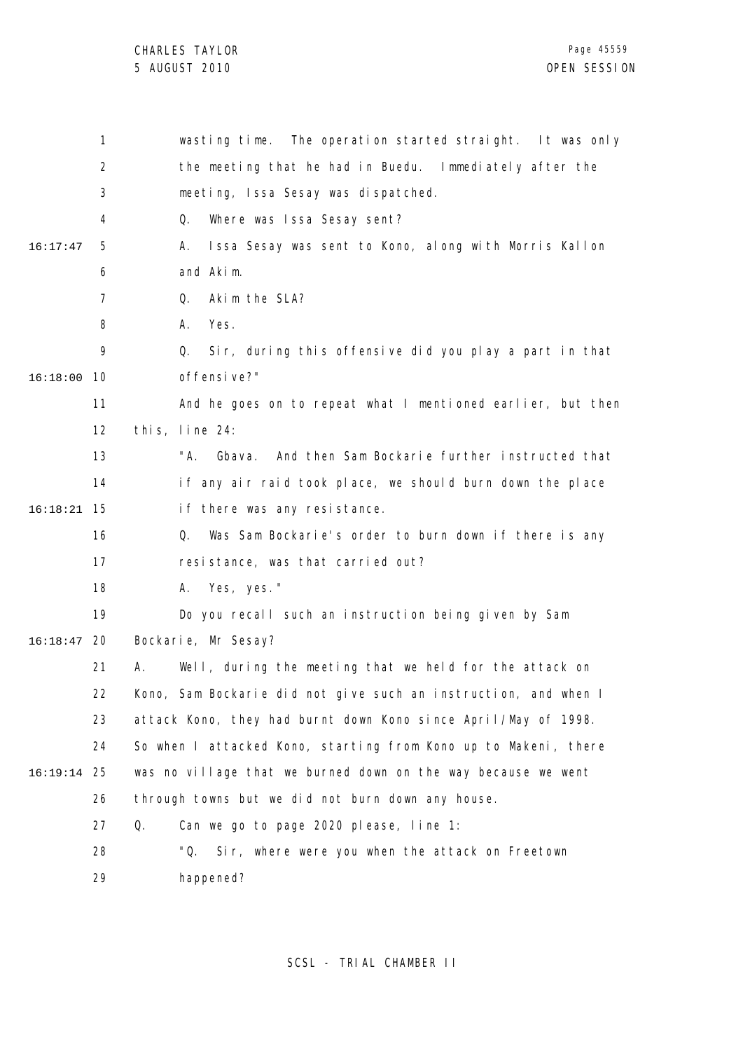wasting time. The operation started straight. It was only the meeting that he had in Buedu. Immediately after the meeting, Issa Sesay was dispatched.

Q. Where was Issa Sesay sent?

A. Issa Sesay was sent to Kono, along with Morris Kallon and Akim.

Q. Akim the SLA?

A. Yes.

Q. Sir, during this offensive did you play a part in that offensive?"

And he goes on to repeat what I mentioned earlier, but then this, line 24:

"A. Gbava. And then Sam Bockarie further instructed that if any air raid took place, we should burn down the place if there was any resistance.

Q. Was Sam Bockarie's order to burn down if there is any resistance, was that carried out?

A. Yes, yes."

Do you recall such an instruction being given by Sam Bockarie, Mr Sesay?

A. Well, during the meeting that we held for the attack on Kono, Sam Bockarie did not give such an instruction, and when I attack Kono, they had burnt down Kono since April/May of 1998. So when I attacked Kono, starting from Kono up to Makeni, there was no village that we burned down on the way because we went through towns but we did not burn down any house.

Q. Can we go to page 2020 please, line 1:

"Q. Sir, where were you when the attack on Freetown happened?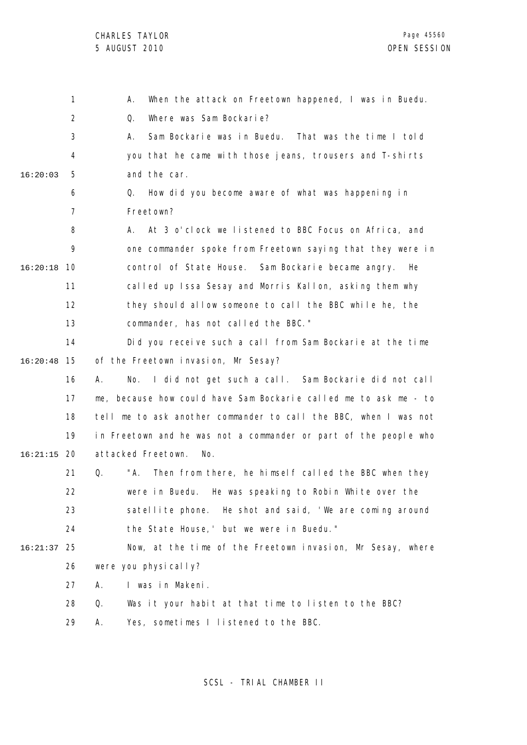A. When the attack on Freetown happened, I was in Buedu.

Q. Where was Sam Bockarie?

A. Sam Bockarie was in Buedu. That was the time I told you that he came with those jeans, trousers and T-shirts and the car.

Q. How did you become aware of what was happening in Freetown?

A. At 3 o'clock we listened to BBC Focus on Africa, and one commander spoke from Freetown saying that they were in control of State House. Sam Bockarie became angry. He called up Issa Sesay and Morris Kallon, asking them why they should allow someone to call the BBC while he, the commander, has not called the BBC."

Did you receive such a call from Sam Bockarie at the time of the Freetown invasion, Mr Sesay?

A. No. I did not get such a call. Sam Bockarie did not call me, because how could have Sam Bockarie called me to ask me - to tell me to ask another commander to call the BBC, when I was not in Freetown and he was not a commander or part of the people who attacked Freetown. No.

Q. "A. Then from there, he himself called the BBC when they were in Buedu. He was speaking to Robin White over the satellite phone. He shot and said, 'We are coming around the State House,' but we were in Buedu."

Now, at the time of the Freetown invasion, Mr Sesay, where were you physically?

A. I was in Makeni.

Q. Was it your habit at that time to listen to the BBC?

A. Yes, sometimes I listened to the BBC.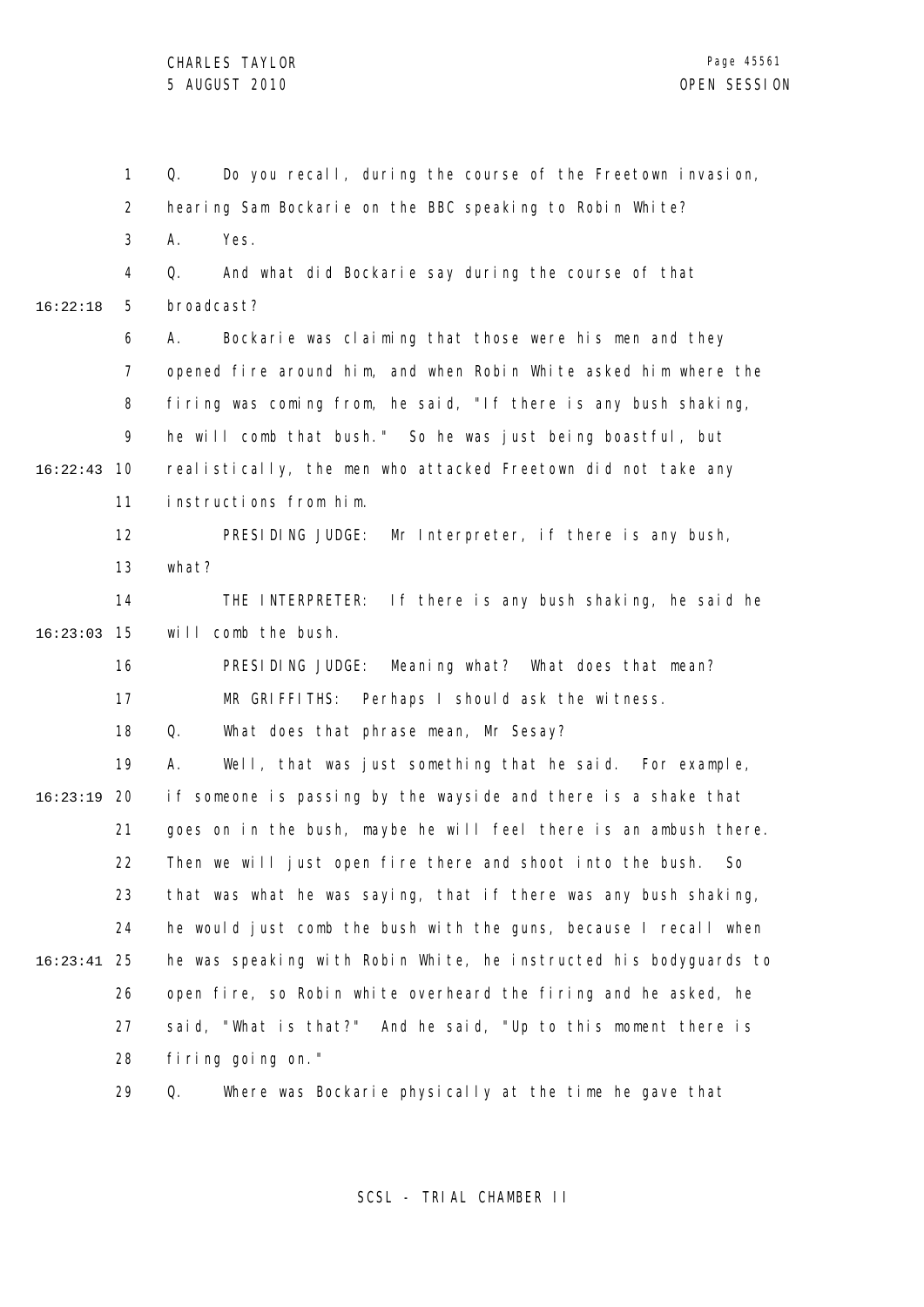1 Q. Do you recall, during the course of the Freetown invasion,
2 hearing Sam Bockarie on the BBC speaking to Robin White?
3 A. Yes.
4 Q. And what did Bockarie say during the course of that
16:22:18 5 broadcast?
6 A. Bockarie was claiming that those were his men and they
7 opened fire around him, and when Robin White asked him where the
8 firing was coming from, he said, "If there is any bush shaking,
9 he will comb that bush." So he was just being boastful, but
16:22:43 10 realistically, the men who attacked Freetown did not take any
11 instructions from him.
12 PRESIDING JUDGE: Mr Interpreter, if there is any bush,
13 what?
14 THE INTERPRETER: If there is any bush shaking, he said he
16:23:03 15 will comb the bush.
16 PRESIDING JUDGE: Meaning what? What does that mean?
17 MR GRIFFITHS: Perhaps I should ask the witness.
18 Q. What does that phrase mean, Mr Sesay?
19 A. Well, that was just something that he said. For example,
16:23:19 20 if someone is passing by the wayside and there is a shake that
21 goes on in the bush, maybe he will feel there is an ambush there.
22 Then we will just open fire there and shoot into the bush. So
23 that was what he was saying, that if there was any bush shaking,
24 he would just comb the bush with the guns, because I recall when
16:23:41 25 he was speaking with Robin White, he instructed his bodyguards to
26 open fire, so Robin white overheard the firing and he asked, he
27 said, "What is that?" And he said, "Up to this moment there is
28 firing going on."
29 Q. Where was Bockarie physically at the time he gave that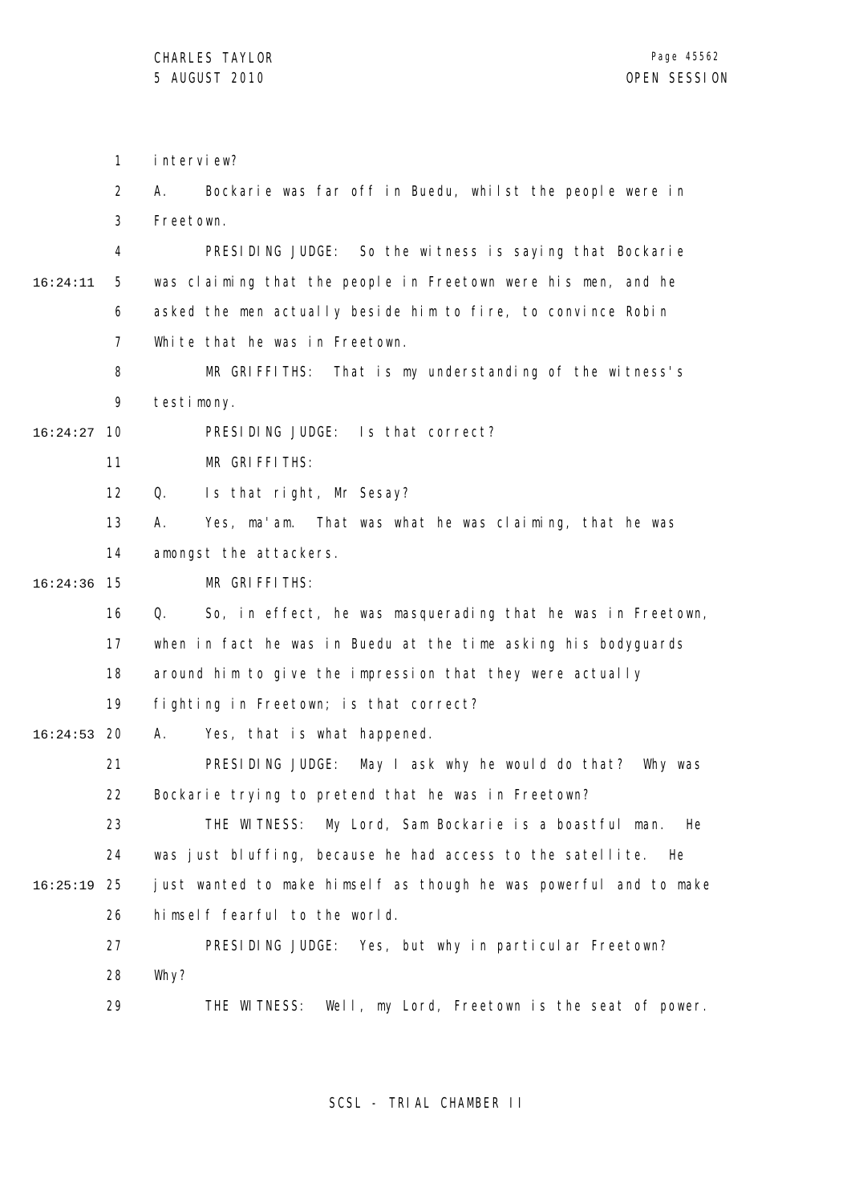interview?

A. Bockarie was far off in Buedu, whilst the people were in Freetown.

PRESIDING JUDGE: So the witness is saying that Bockarie was claiming that the people in Freetown were his men, and he asked the men actually beside him to fire, to convince Robin White that he was in Freetown.

MR GRIFFITHS: That is my understanding of the witness's testimony.

PRESIDING JUDGE: Is that correct?

MR GRIFFITHS:

Q. Is that right, Mr Sesay?

A. Yes, ma'am. That was what he was claiming, that he was amongst the attackers.

MR GRIFFITHS:

Q. So, in effect, he was masquerading that he was in Freetown, when in fact he was in Buedu at the time asking his bodyguards around him to give the impression that they were actually fighting in Freetown; is that correct?

A. Yes, that is what happened.

PRESIDING JUDGE: May I ask why he would do that? Why was Bockarie trying to pretend that he was in Freetown?

THE WITNESS: My Lord, Sam Bockarie is a boastful man. He was just bluffing, because he had access to the satellite. He just wanted to make himself as though he was powerful and to make himself fearful to the world.

PRESIDING JUDGE: Yes, but why in particular Freetown? Why?

THE WITNESS: Well, my Lord, Freetown is the seat of power.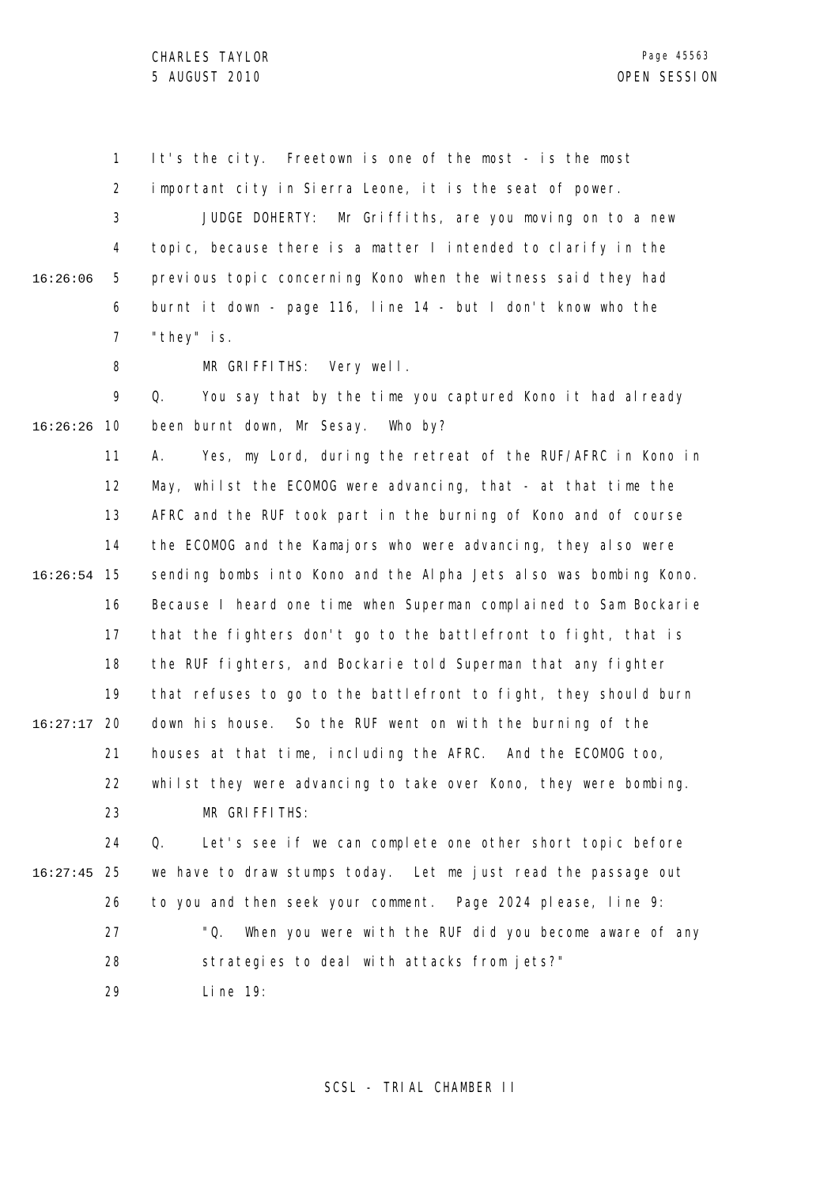It's the city. Freetown is one of the most - is the most important city in Sierra Leone, it is the seat of power.

JUDGE DOHERTY: Mr Griffiths, are you moving on to a new topic, because there is a matter I intended to clarify in the previous topic concerning Kono when the witness said they had burnt it down - page 116, line 14 - but I don't know who the "they" is.

MR GRIFFITHS: Very well.

Q. You say that by the time you captured Kono it had already been burnt down, Mr Sesay. Who by?

A. Yes, my Lord, during the retreat of the RUF/AFRC in Kono in May, whilst the ECOMOG were advancing, that - at that time the AFRC and the RUF took part in the burning of Kono and of course the ECOMOG and the Kamajors who were advancing, they also were sending bombs into Kono and the Alpha Jets also was bombing Kono. Because I heard one time when Superman complained to Sam Bockarie that the fighters don't go to the battlefront to fight, that is the RUF fighters, and Bockarie told Superman that any fighter that refuses to go to the battlefront to fight, they should burn down his house. So the RUF went on with the burning of the houses at that time, including the AFRC. And the ECOMOG too, whilst they were advancing to take over Kono, they were bombing.

MR GRIFFITHS:

Q. Let's see if we can complete one other short topic before we have to draw stumps today. Let me just read the passage out to you and then seek your comment. Page 2024 please, line 9:

"Q. When you were with the RUF did you become aware of any strategies to deal with attacks from jets?"

Line 19: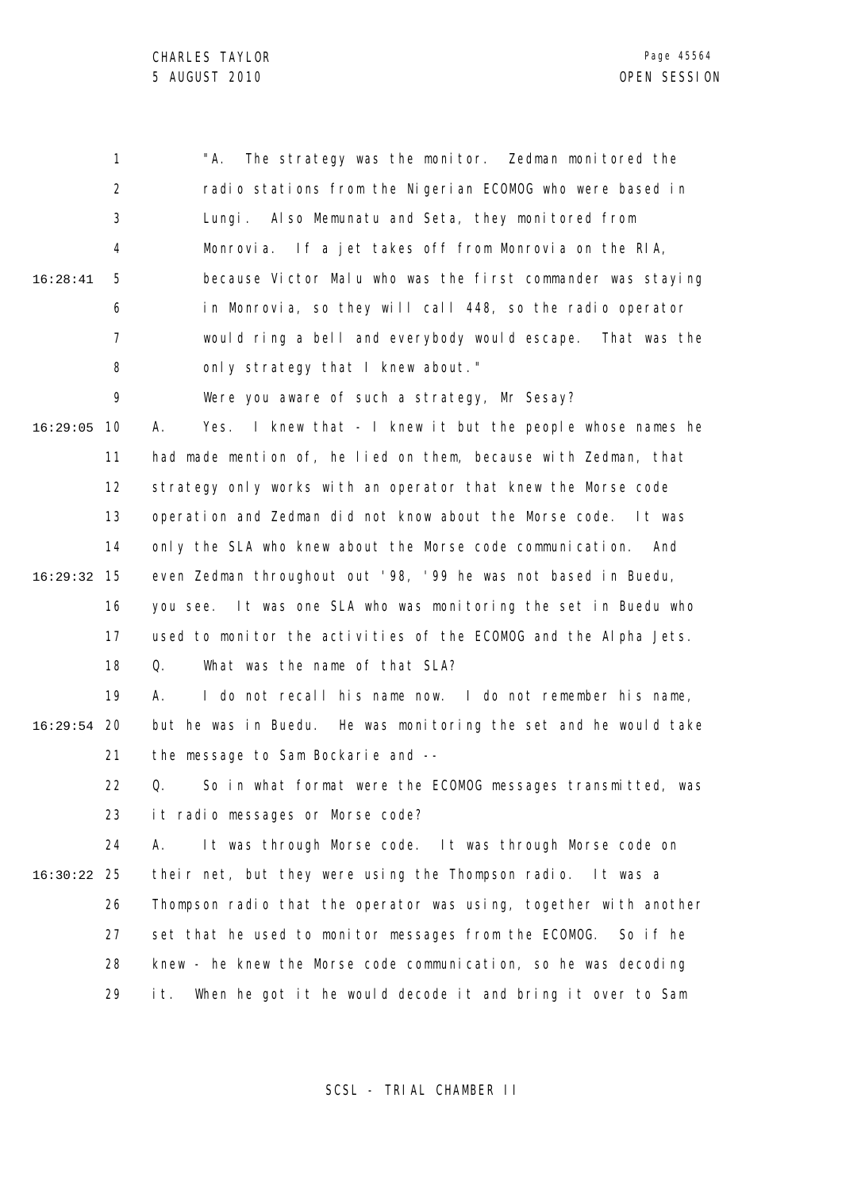"A. The strategy was the monitor. Zedman monitored the radio stations from the Nigerian ECOMOG who were based in Lungi. Also Memunatu and Seta, they monitored from Monrovia. If a jet takes off from Monrovia on the RIA, because Victor Malu who was the first commander was staying in Monrovia, so they will call 448, so the radio operator would ring a bell and everybody would escape. That was the only strategy that I knew about."

Were you aware of such a strategy, Mr Sesay?

A. Yes. I knew that - I knew it but the people whose names he had made mention of, he lied on them, because with Zedman, that strategy only works with an operator that knew the Morse code operation and Zedman did not know about the Morse code. It was only the SLA who knew about the Morse code communication. And even Zedman throughout out '98, '99 he was not based in Buedu, you see. It was one SLA who was monitoring the set in Buedu who used to monitor the activities of the ECOMOG and the Alpha Jets.

Q. What was the name of that SLA?

A. I do not recall his name now. I do not remember his name, but he was in Buedu. He was monitoring the set and he would take the message to Sam Bockarie and --

Q. So in what format were the ECOMOG messages transmitted, was it radio messages or Morse code?

A. It was through Morse code. It was through Morse code on their net, but they were using the Thompson radio. It was a Thompson radio that the operator was using, together with another set that he used to monitor messages from the ECOMOG. So if he knew - he knew the Morse code communication, so he was decoding it. When he got it he would decode it and bring it over to Sam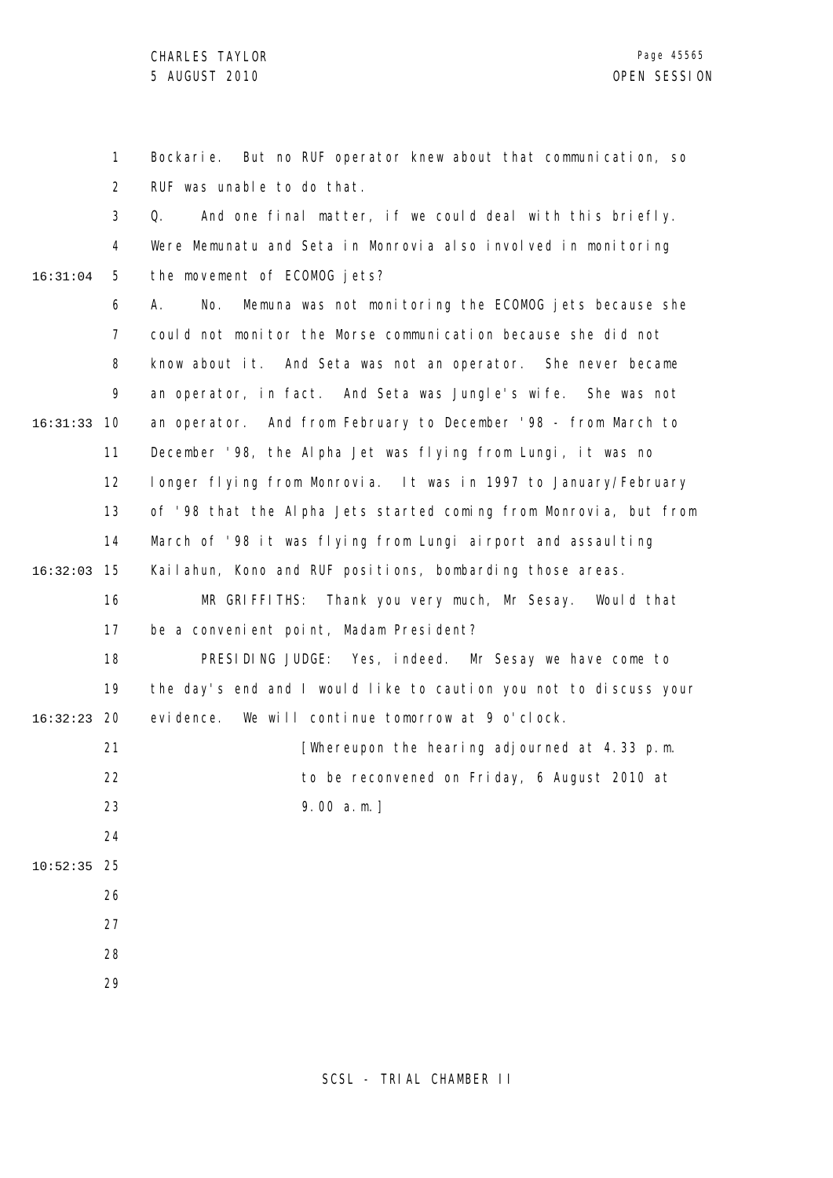Bockarie. But no RUF operator knew about that communication, so RUF was unable to do that.

Q. And one final matter, if we could deal with this briefly. Were Memunatu and Seta in Monrovia also involved in monitoring the movement of ECOMOG jets?

A. No. Memuna was not monitoring the ECOMOG jets because she could not monitor the Morse communication because she did not know about it. And Seta was not an operator. She never became an operator, in fact. And Seta was Jungle's wife. She was not an operator. And from February to December '98 - from March to December '98, the Alpha Jet was flying from Lungi, it was no longer flying from Monrovia. It was in 1997 to January/February of '98 that the Alpha Jets started coming from Monrovia, but from March of '98 it was flying from Lungi airport and assaulting Kailahun, Kono and RUF positions, bombarding those areas.

MR GRIFFITHS: Thank you very much, Mr Sesay. Would that be a convenient point, Madam President?

PRESIDING JUDGE: Yes, indeed. Mr Sesay we have come to the day's end and I would like to caution you not to discuss your evidence. We will continue tomorrow at 9 o'clock.

[Whereupon the hearing adjourned at 4.33 p.m. to be reconvened on Friday, 6 August 2010 at 9.00 a.m.]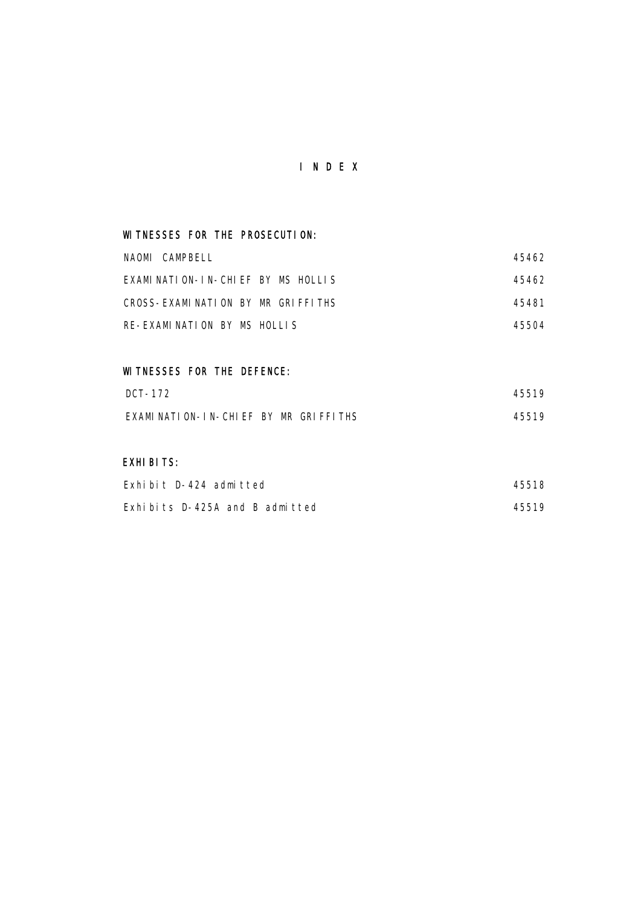# INDEX

**WITNESSES FOR THE PROSECUTION:**

| | |
|---|---|
| NAOMI CAMPBELL | 45462 |
| EXAMINATION-IN-CHIEF BY MS HOLLIS | 45462 |
| CROSS-EXAMINATION BY MR GRIFFITHS | 45481 |
| RE-EXAMINATION BY MS HOLLIS | 45504 |

**WITNESSES FOR THE DEFENCE:**

| | |
|---|---|
| DCT-172 | 45519 |
| EXAMINATION-IN-CHIEF BY MR GRIFFITHS | 45519 |

**EXHIBITS:**

| | |
|---|---|
| Exhibit D-424 admitted | 45518 |
| Exhibits D-425A and B admitted | 45519 |